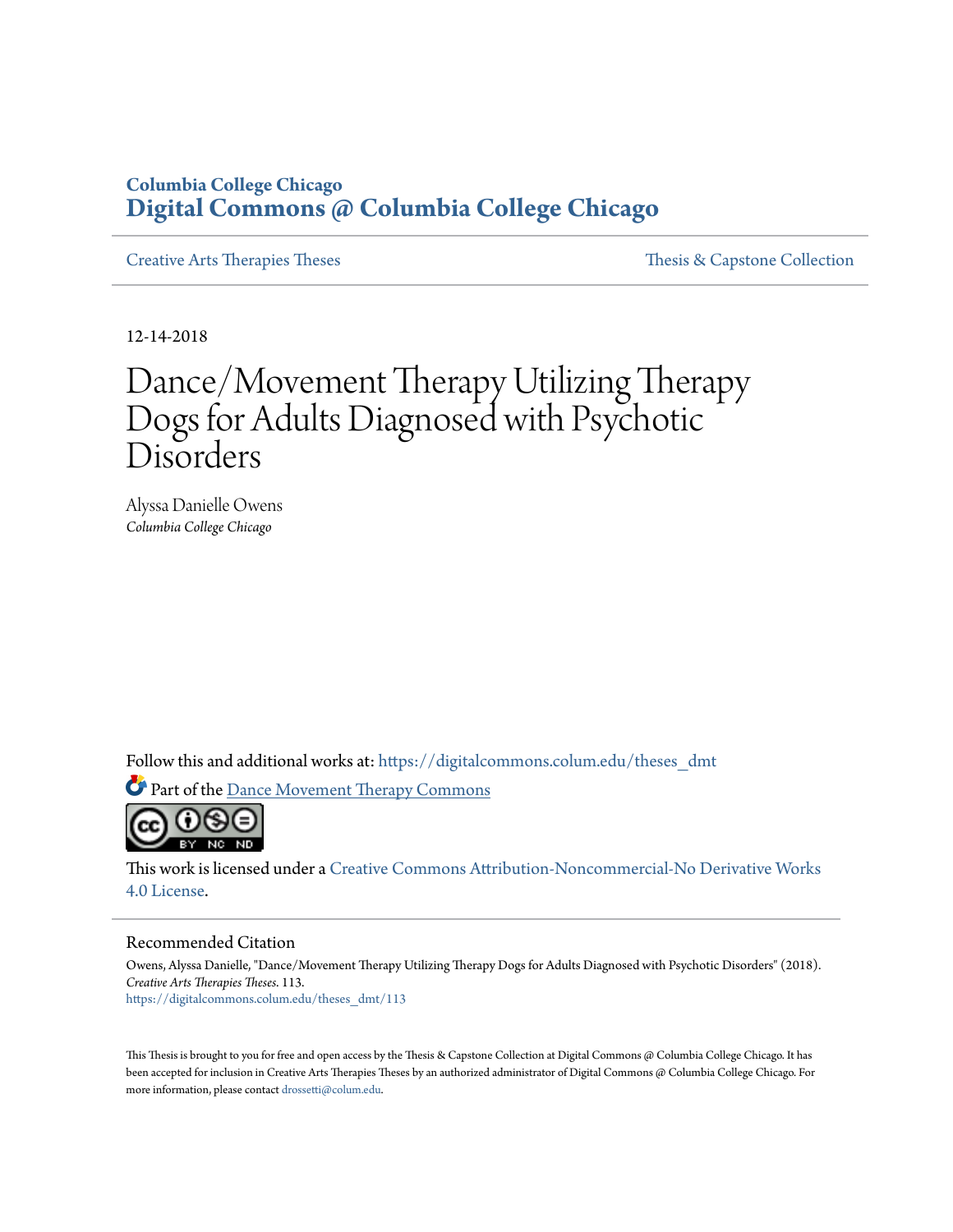Columbia College Chicago

**Digital Commons @ Columbia College Chicago**

Creative Arts Therapies Theses | Thesis & Capstone Collection

12-14-2018

# Dance/Movement Therapy Utilizing Therapy Dogs for Adults Diagnosed with Psychotic Disorders

Alyssa Danielle Owens

*Columbia College Chicago*

Follow this and additional works at: https://digitalcommons.colum.edu/theses_dmt

Part of the Dance Movement Therapy Commons

This work is licensed under a Creative Commons Attribution-Noncommercial-No Derivative Works 4.0 License.

## Recommended Citation

Owens, Alyssa Danielle, "Dance/Movement Therapy Utilizing Therapy Dogs for Adults Diagnosed with Psychotic Disorders" (2018). *Creative Arts Therapies Theses*. 113.
https://digitalcommons.colum.edu/theses_dmt/113

This Thesis is brought to you for free and open access by the Thesis & Capstone Collection at Digital Commons @ Columbia College Chicago. It has been accepted for inclusion in Creative Arts Therapies Theses by an authorized administrator of Digital Commons @ Columbia College Chicago. For more information, please contact drossetti@colum.edu.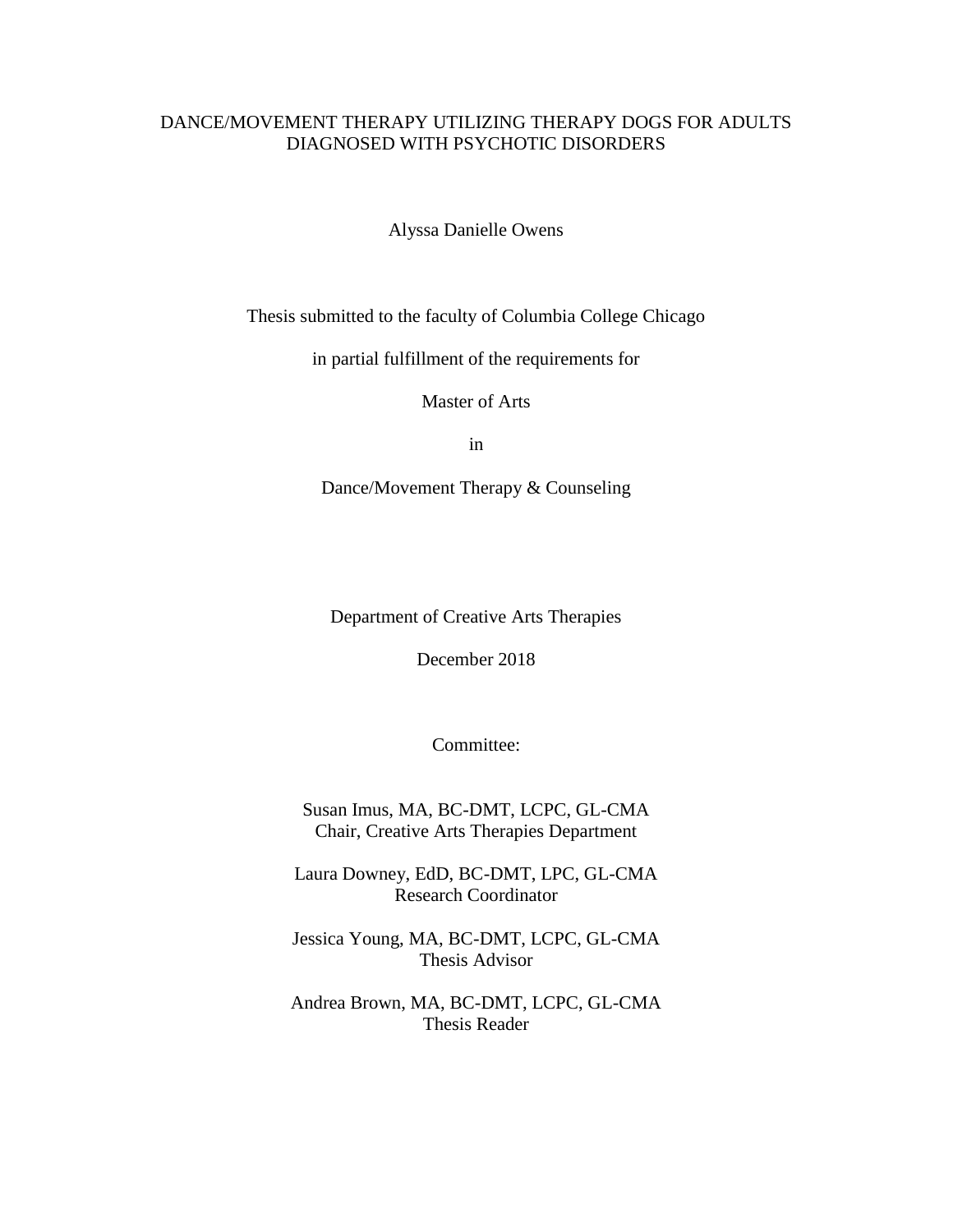# DANCE/MOVEMENT THERAPY UTILIZING THERAPY DOGS FOR ADULTS DIAGNOSED WITH PSYCHOTIC DISORDERS

Alyssa Danielle Owens

Thesis submitted to the faculty of Columbia College Chicago

in partial fulfillment of the requirements for

Master of Arts

in

Dance/Movement Therapy & Counseling

Department of Creative Arts Therapies

December 2018

Committee:

Susan Imus, MA, BC-DMT, LCPC, GL-CMA
Chair, Creative Arts Therapies Department

Laura Downey, EdD, BC-DMT, LPC, GL-CMA
Research Coordinator

Jessica Young, MA, BC-DMT, LCPC, GL-CMA
Thesis Advisor

Andrea Brown, MA, BC-DMT, LCPC, GL-CMA
Thesis Reader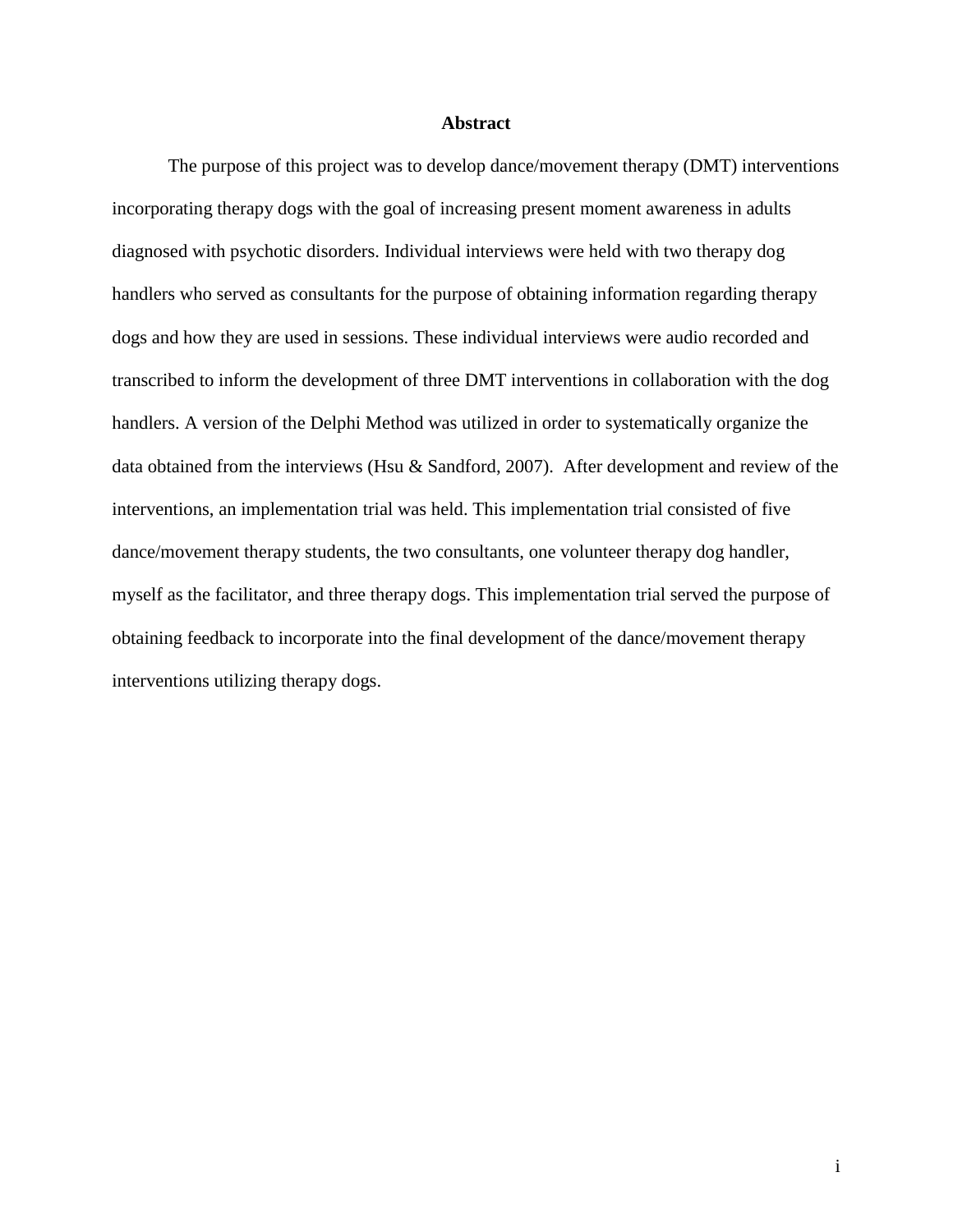# Abstract

The purpose of this project was to develop dance/movement therapy (DMT) interventions incorporating therapy dogs with the goal of increasing present moment awareness in adults diagnosed with psychotic disorders. Individual interviews were held with two therapy dog handlers who served as consultants for the purpose of obtaining information regarding therapy dogs and how they are used in sessions. These individual interviews were audio recorded and transcribed to inform the development of three DMT interventions in collaboration with the dog handlers. A version of the Delphi Method was utilized in order to systematically organize the data obtained from the interviews (Hsu & Sandford, 2007). After development and review of the interventions, an implementation trial was held. This implementation trial consisted of five dance/movement therapy students, the two consultants, one volunteer therapy dog handler, myself as the facilitator, and three therapy dogs. This implementation trial served the purpose of obtaining feedback to incorporate into the final development of the dance/movement therapy interventions utilizing therapy dogs.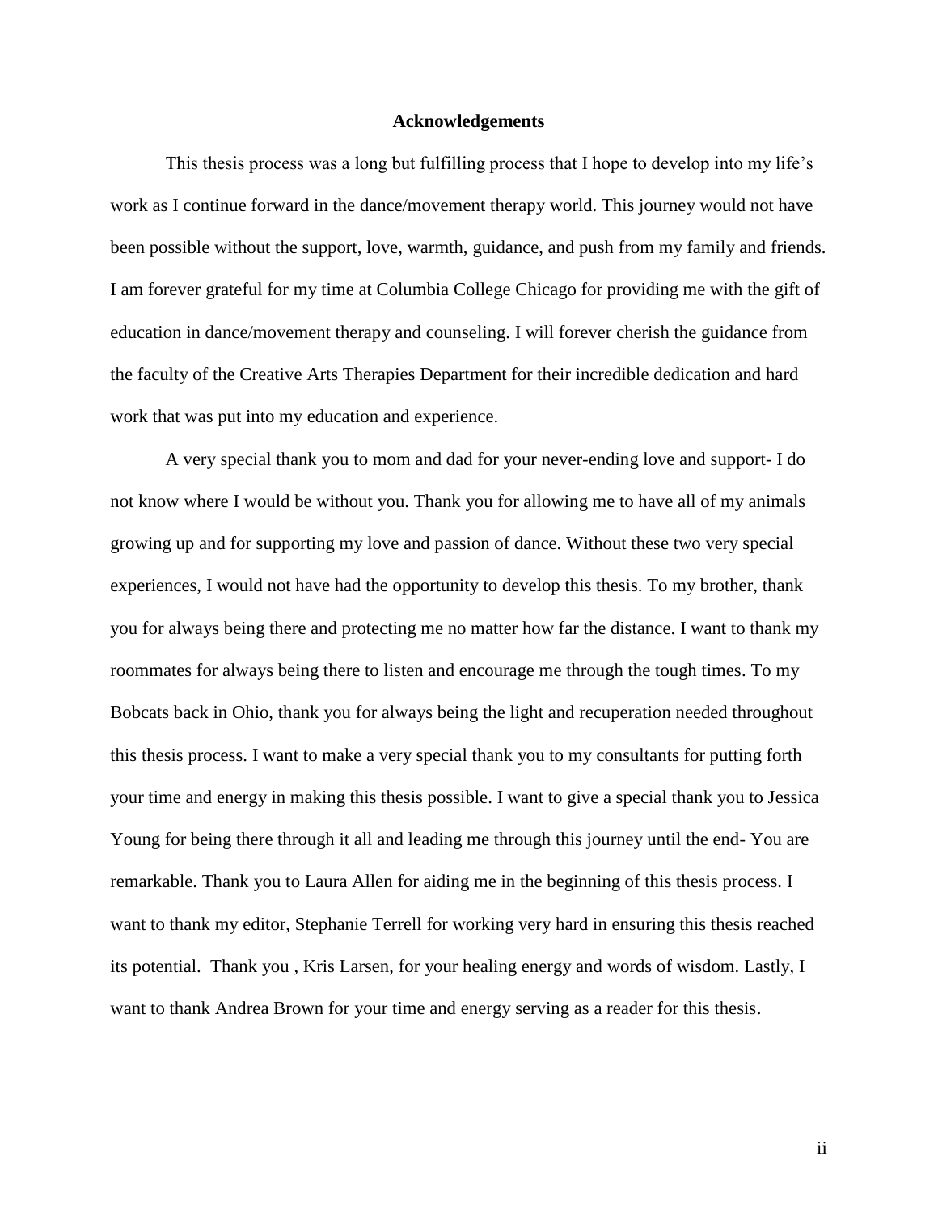# Acknowledgements

This thesis process was a long but fulfilling process that I hope to develop into my life's work as I continue forward in the dance/movement therapy world. This journey would not have been possible without the support, love, warmth, guidance, and push from my family and friends. I am forever grateful for my time at Columbia College Chicago for providing me with the gift of education in dance/movement therapy and counseling. I will forever cherish the guidance from the faculty of the Creative Arts Therapies Department for their incredible dedication and hard work that was put into my education and experience.

A very special thank you to mom and dad for your never-ending love and support- I do not know where I would be without you. Thank you for allowing me to have all of my animals growing up and for supporting my love and passion of dance. Without these two very special experiences, I would not have had the opportunity to develop this thesis. To my brother, thank you for always being there and protecting me no matter how far the distance. I want to thank my roommates for always being there to listen and encourage me through the tough times. To my Bobcats back in Ohio, thank you for always being the light and recuperation needed throughout this thesis process. I want to make a very special thank you to my consultants for putting forth your time and energy in making this thesis possible. I want to give a special thank you to Jessica Young for being there through it all and leading me through this journey until the end- You are remarkable. Thank you to Laura Allen for aiding me in the beginning of this thesis process. I want to thank my editor, Stephanie Terrell for working very hard in ensuring this thesis reached its potential. Thank you , Kris Larsen, for your healing energy and words of wisdom. Lastly, I want to thank Andrea Brown for your time and energy serving as a reader for this thesis.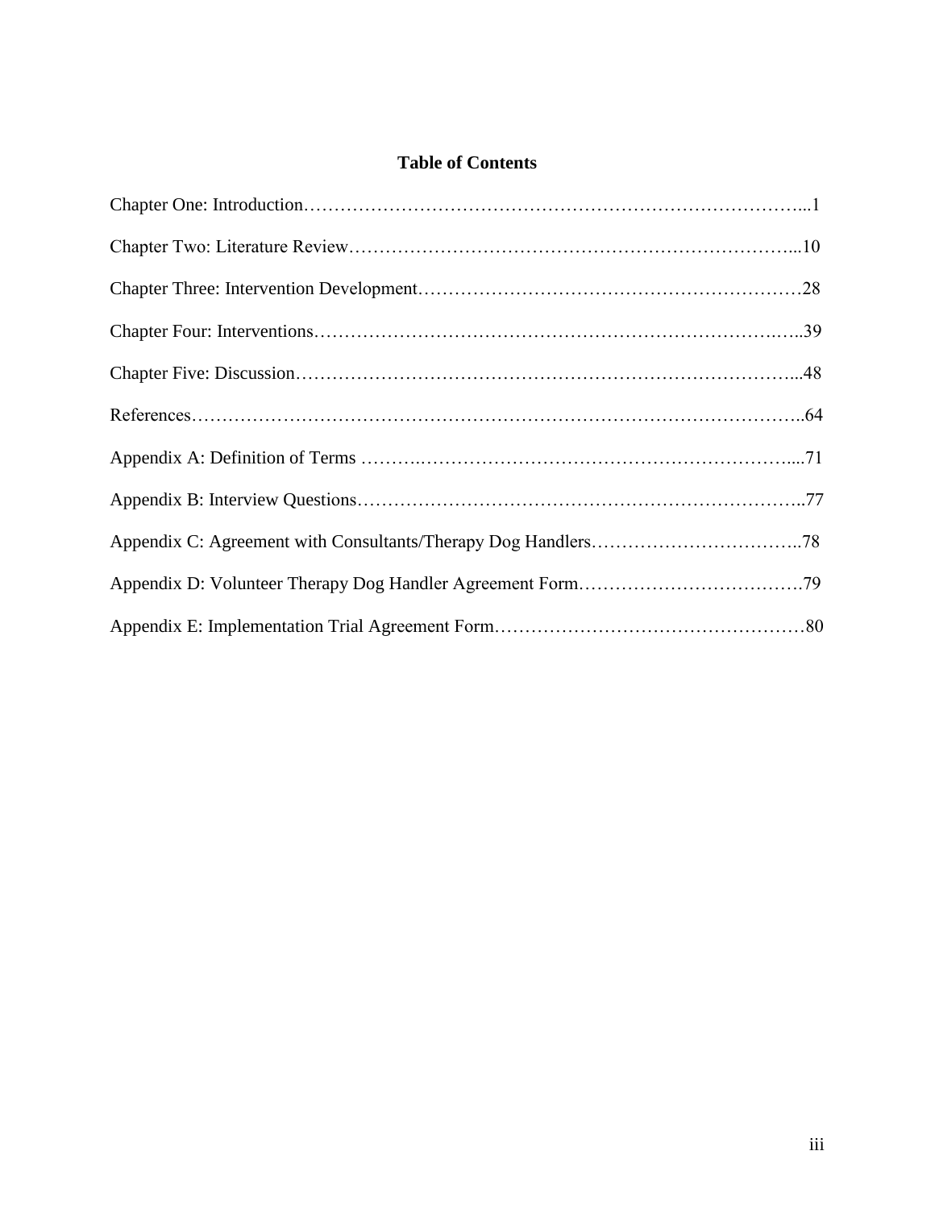## Table of Contents

Chapter One: Introduction……………………………………………………………………...1

Chapter Two: Literature Review………………………………………………………………...10

Chapter Three: Intervention Development………………………………………………………28

Chapter Four: Interventions……………………………………………………………….…..39

Chapter Five: Discussion………………………………………………………………………...48

References………………………………………………………………………………………..64

Appendix A: Definition of Terms ……….……………………………………………………....71

Appendix B: Interview Questions………………………………………………………………..77

Appendix C: Agreement with Consultants/Therapy Dog Handlers……………………………..78

Appendix D: Volunteer Therapy Dog Handler Agreement Form……………………………….79

Appendix E: Implementation Trial Agreement Form……………………………………………80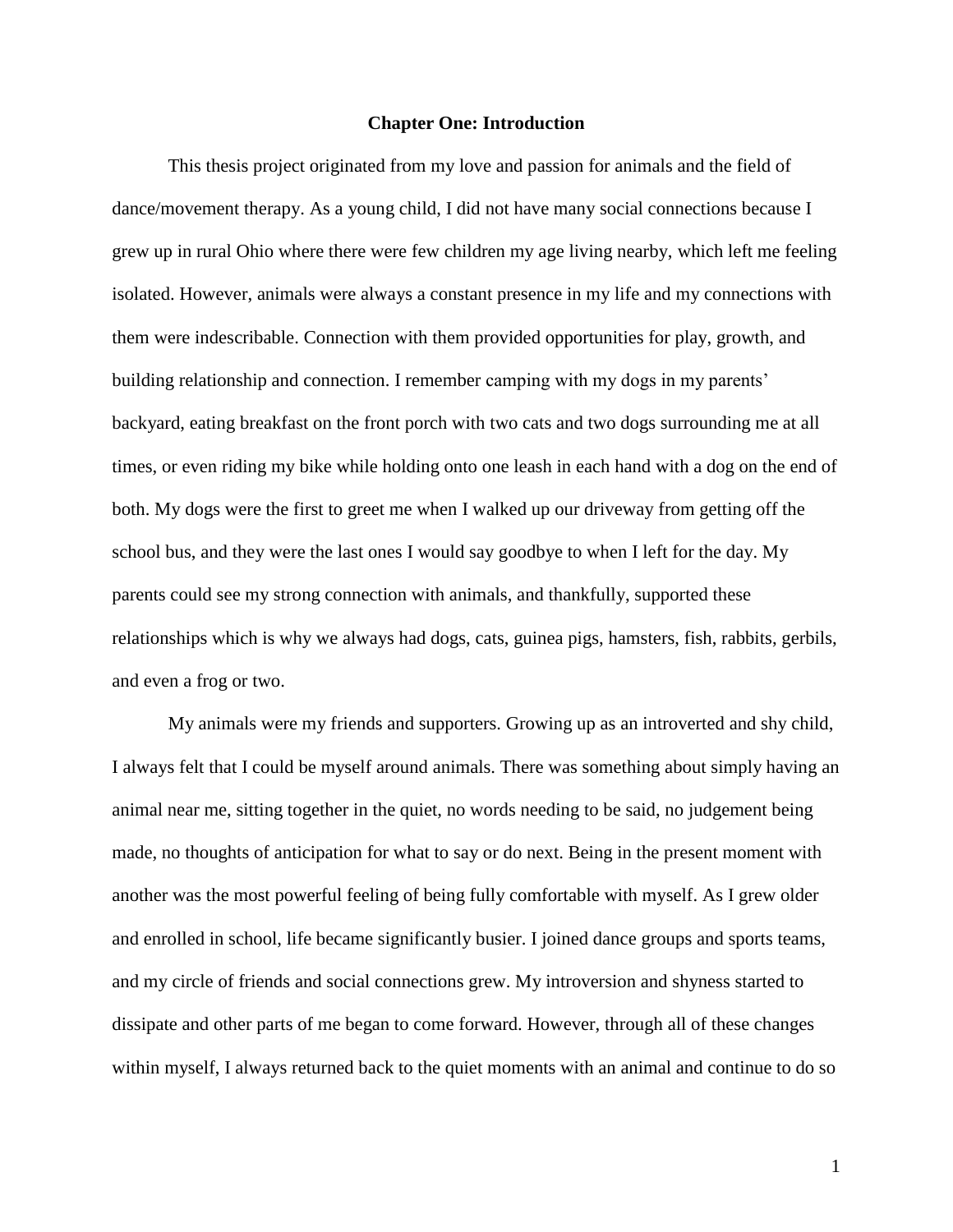# Chapter One: Introduction

This thesis project originated from my love and passion for animals and the field of dance/movement therapy. As a young child, I did not have many social connections because I grew up in rural Ohio where there were few children my age living nearby, which left me feeling isolated. However, animals were always a constant presence in my life and my connections with them were indescribable. Connection with them provided opportunities for play, growth, and building relationship and connection. I remember camping with my dogs in my parents' backyard, eating breakfast on the front porch with two cats and two dogs surrounding me at all times, or even riding my bike while holding onto one leash in each hand with a dog on the end of both. My dogs were the first to greet me when I walked up our driveway from getting off the school bus, and they were the last ones I would say goodbye to when I left for the day. My parents could see my strong connection with animals, and thankfully, supported these relationships which is why we always had dogs, cats, guinea pigs, hamsters, fish, rabbits, gerbils, and even a frog or two.

My animals were my friends and supporters. Growing up as an introverted and shy child, I always felt that I could be myself around animals. There was something about simply having an animal near me, sitting together in the quiet, no words needing to be said, no judgement being made, no thoughts of anticipation for what to say or do next. Being in the present moment with another was the most powerful feeling of being fully comfortable with myself. As I grew older and enrolled in school, life became significantly busier. I joined dance groups and sports teams, and my circle of friends and social connections grew. My introversion and shyness started to dissipate and other parts of me began to come forward. However, through all of these changes within myself, I always returned back to the quiet moments with an animal and continue to do so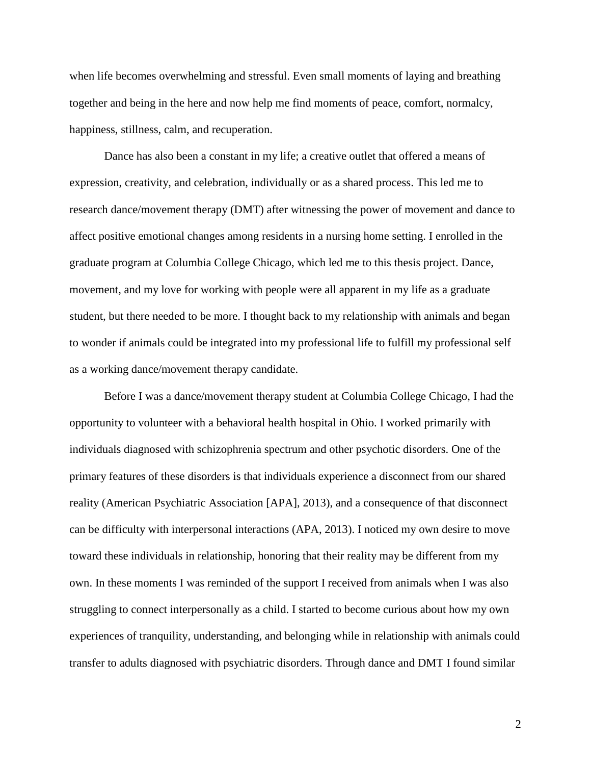when life becomes overwhelming and stressful. Even small moments of laying and breathing together and being in the here and now help me find moments of peace, comfort, normalcy, happiness, stillness, calm, and recuperation.

Dance has also been a constant in my life; a creative outlet that offered a means of expression, creativity, and celebration, individually or as a shared process. This led me to research dance/movement therapy (DMT) after witnessing the power of movement and dance to affect positive emotional changes among residents in a nursing home setting. I enrolled in the graduate program at Columbia College Chicago, which led me to this thesis project. Dance, movement, and my love for working with people were all apparent in my life as a graduate student, but there needed to be more. I thought back to my relationship with animals and began to wonder if animals could be integrated into my professional life to fulfill my professional self as a working dance/movement therapy candidate.

Before I was a dance/movement therapy student at Columbia College Chicago, I had the opportunity to volunteer with a behavioral health hospital in Ohio. I worked primarily with individuals diagnosed with schizophrenia spectrum and other psychotic disorders. One of the primary features of these disorders is that individuals experience a disconnect from our shared reality (American Psychiatric Association [APA], 2013), and a consequence of that disconnect can be difficulty with interpersonal interactions (APA, 2013). I noticed my own desire to move toward these individuals in relationship, honoring that their reality may be different from my own. In these moments I was reminded of the support I received from animals when I was also struggling to connect interpersonally as a child. I started to become curious about how my own experiences of tranquility, understanding, and belonging while in relationship with animals could transfer to adults diagnosed with psychiatric disorders. Through dance and DMT I found similar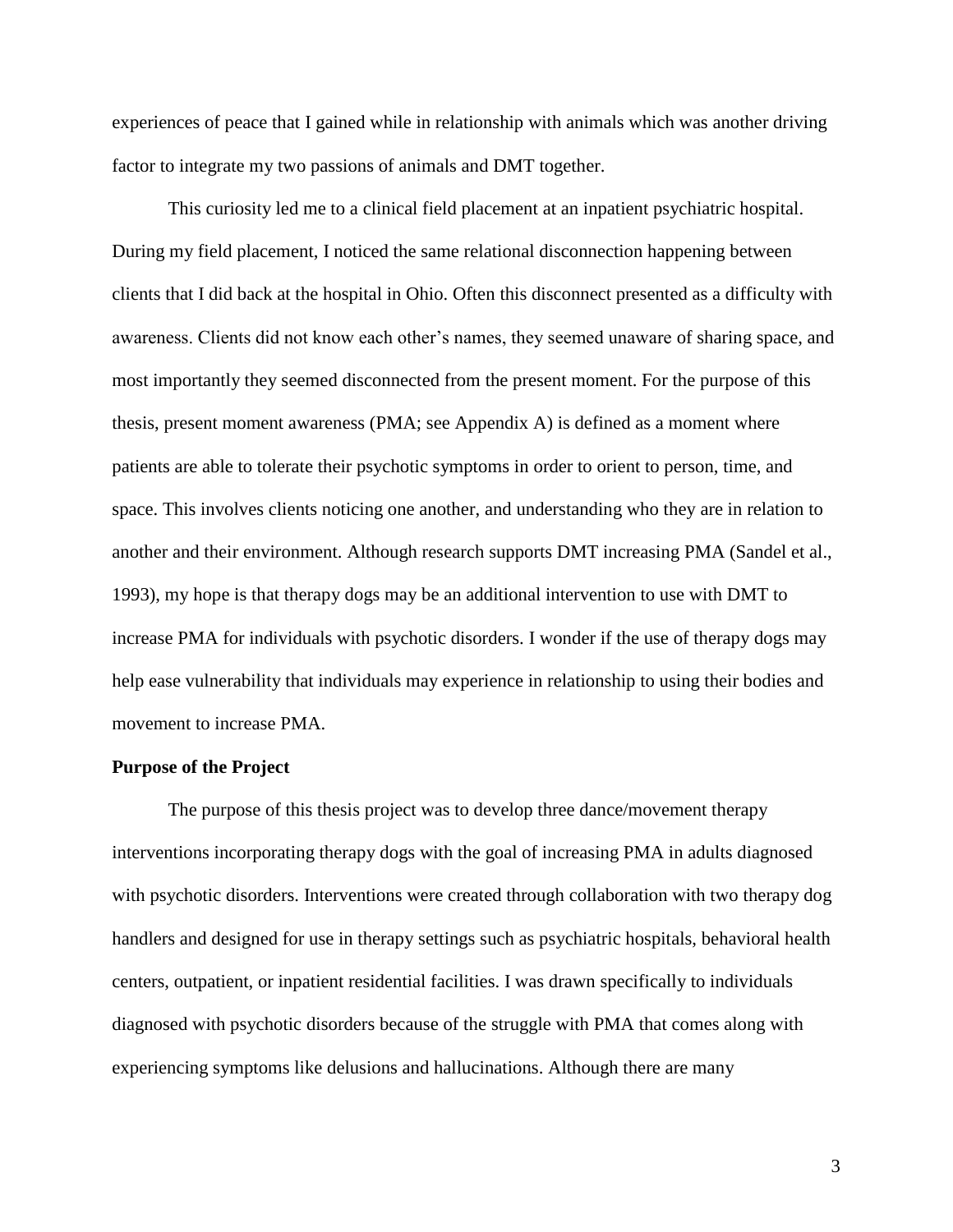experiences of peace that I gained while in relationship with animals which was another driving factor to integrate my two passions of animals and DMT together.

This curiosity led me to a clinical field placement at an inpatient psychiatric hospital. During my field placement, I noticed the same relational disconnection happening between clients that I did back at the hospital in Ohio. Often this disconnect presented as a difficulty with awareness. Clients did not know each other's names, they seemed unaware of sharing space, and most importantly they seemed disconnected from the present moment. For the purpose of this thesis, present moment awareness (PMA; see Appendix A) is defined as a moment where patients are able to tolerate their psychotic symptoms in order to orient to person, time, and space. This involves clients noticing one another, and understanding who they are in relation to another and their environment. Although research supports DMT increasing PMA (Sandel et al., 1993), my hope is that therapy dogs may be an additional intervention to use with DMT to increase PMA for individuals with psychotic disorders. I wonder if the use of therapy dogs may help ease vulnerability that individuals may experience in relationship to using their bodies and movement to increase PMA.

**Purpose of the Project**

The purpose of this thesis project was to develop three dance/movement therapy interventions incorporating therapy dogs with the goal of increasing PMA in adults diagnosed with psychotic disorders. Interventions were created through collaboration with two therapy dog handlers and designed for use in therapy settings such as psychiatric hospitals, behavioral health centers, outpatient, or inpatient residential facilities. I was drawn specifically to individuals diagnosed with psychotic disorders because of the struggle with PMA that comes along with experiencing symptoms like delusions and hallucinations. Although there are many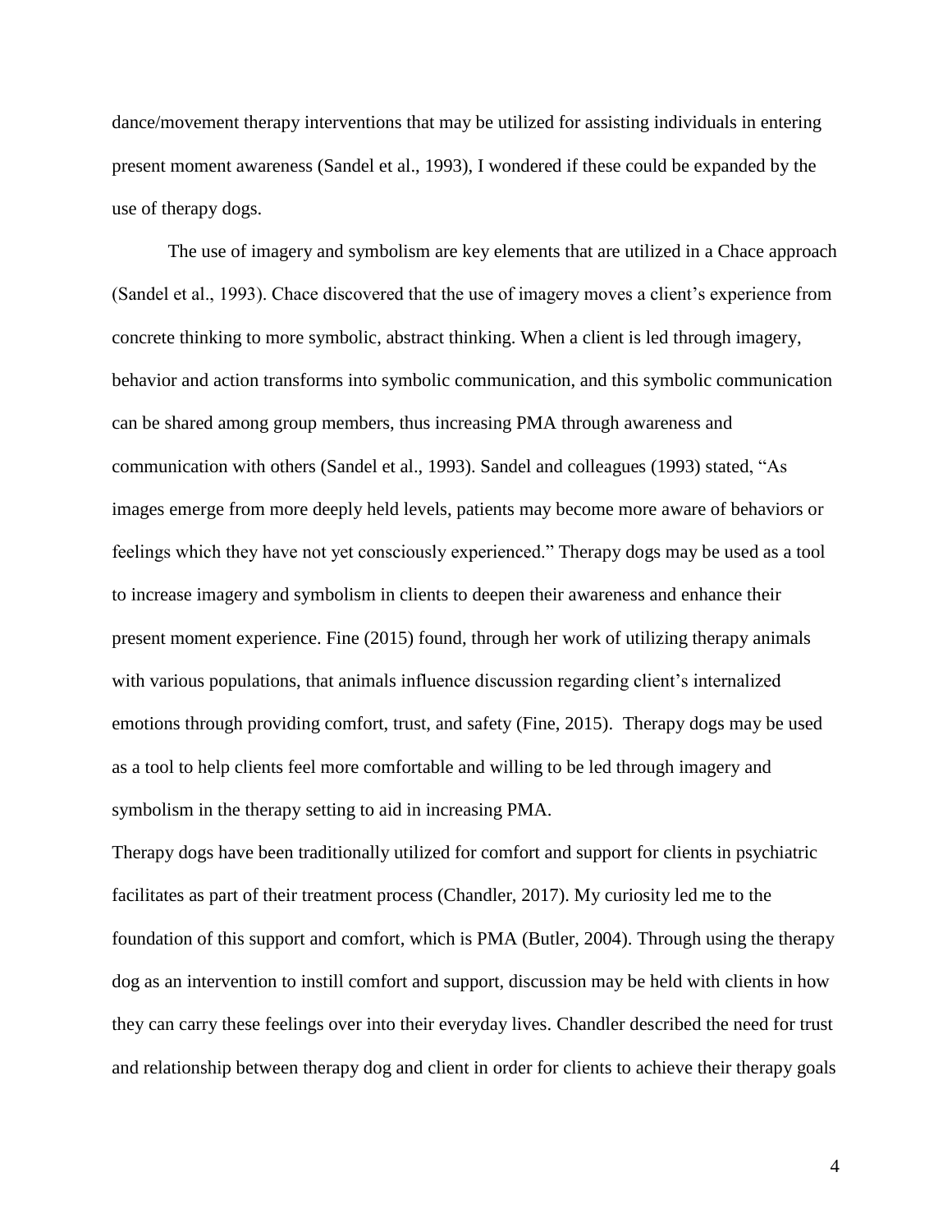dance/movement therapy interventions that may be utilized for assisting individuals in entering present moment awareness (Sandel et al., 1993), I wondered if these could be expanded by the use of therapy dogs.

The use of imagery and symbolism are key elements that are utilized in a Chace approach (Sandel et al., 1993). Chace discovered that the use of imagery moves a client's experience from concrete thinking to more symbolic, abstract thinking. When a client is led through imagery, behavior and action transforms into symbolic communication, and this symbolic communication can be shared among group members, thus increasing PMA through awareness and communication with others (Sandel et al., 1993). Sandel and colleagues (1993) stated, "As images emerge from more deeply held levels, patients may become more aware of behaviors or feelings which they have not yet consciously experienced." Therapy dogs may be used as a tool to increase imagery and symbolism in clients to deepen their awareness and enhance their present moment experience. Fine (2015) found, through her work of utilizing therapy animals with various populations, that animals influence discussion regarding client's internalized emotions through providing comfort, trust, and safety (Fine, 2015). Therapy dogs may be used as a tool to help clients feel more comfortable and willing to be led through imagery and symbolism in the therapy setting to aid in increasing PMA.

Therapy dogs have been traditionally utilized for comfort and support for clients in psychiatric facilitates as part of their treatment process (Chandler, 2017). My curiosity led me to the foundation of this support and comfort, which is PMA (Butler, 2004). Through using the therapy dog as an intervention to instill comfort and support, discussion may be held with clients in how they can carry these feelings over into their everyday lives. Chandler described the need for trust and relationship between therapy dog and client in order for clients to achieve their therapy goals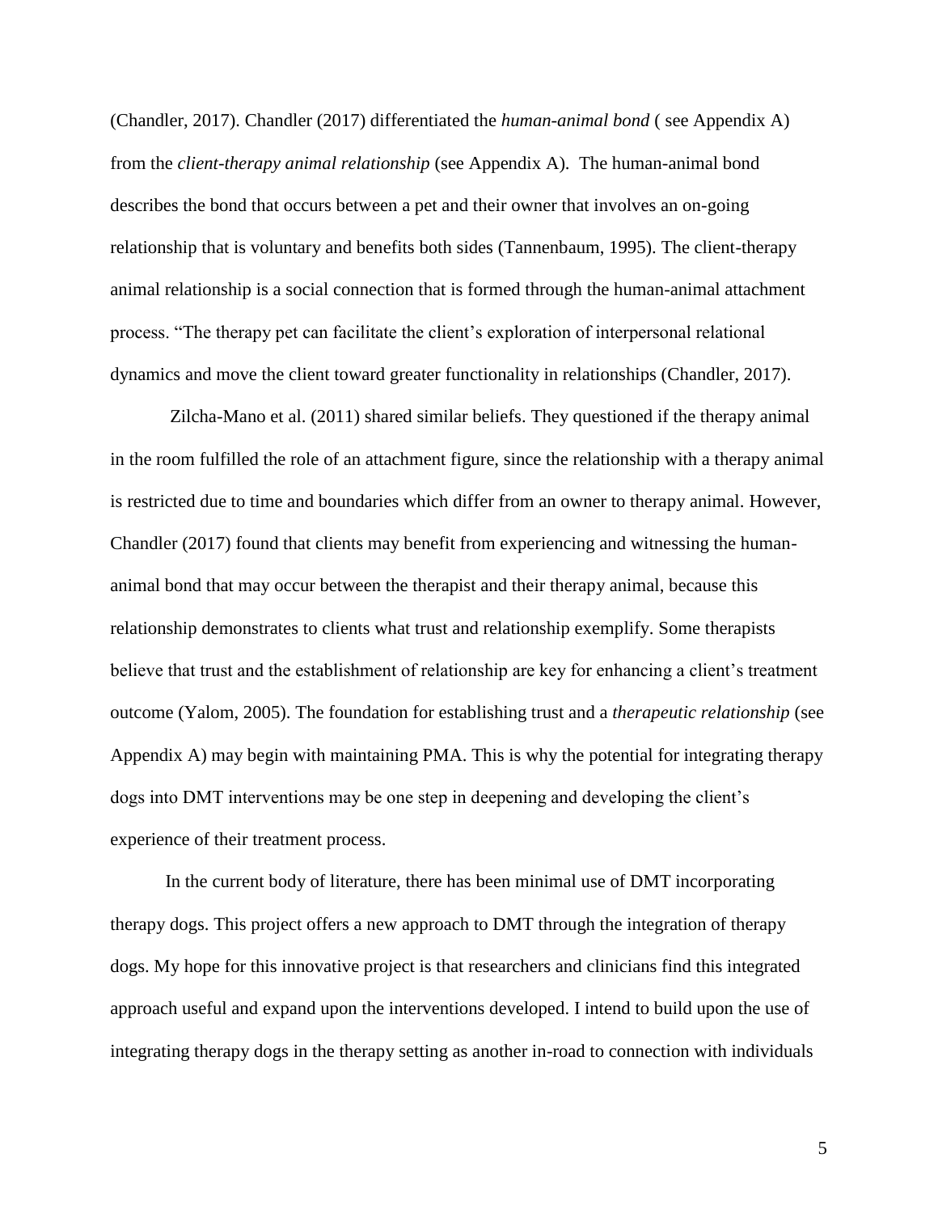(Chandler, 2017). Chandler (2017) differentiated the *human-animal bond* ( see Appendix A) from the *client-therapy animal relationship* (see Appendix A). The human-animal bond describes the bond that occurs between a pet and their owner that involves an on-going relationship that is voluntary and benefits both sides (Tannenbaum, 1995). The client-therapy animal relationship is a social connection that is formed through the human-animal attachment process. "The therapy pet can facilitate the client's exploration of interpersonal relational dynamics and move the client toward greater functionality in relationships (Chandler, 2017).

Zilcha-Mano et al. (2011) shared similar beliefs. They questioned if the therapy animal in the room fulfilled the role of an attachment figure, since the relationship with a therapy animal is restricted due to time and boundaries which differ from an owner to therapy animal. However, Chandler (2017) found that clients may benefit from experiencing and witnessing the human-animal bond that may occur between the therapist and their therapy animal, because this relationship demonstrates to clients what trust and relationship exemplify. Some therapists believe that trust and the establishment of relationship are key for enhancing a client's treatment outcome (Yalom, 2005). The foundation for establishing trust and a *therapeutic relationship* (see Appendix A) may begin with maintaining PMA. This is why the potential for integrating therapy dogs into DMT interventions may be one step in deepening and developing the client's experience of their treatment process.

In the current body of literature, there has been minimal use of DMT incorporating therapy dogs. This project offers a new approach to DMT through the integration of therapy dogs. My hope for this innovative project is that researchers and clinicians find this integrated approach useful and expand upon the interventions developed. I intend to build upon the use of integrating therapy dogs in the therapy setting as another in-road to connection with individuals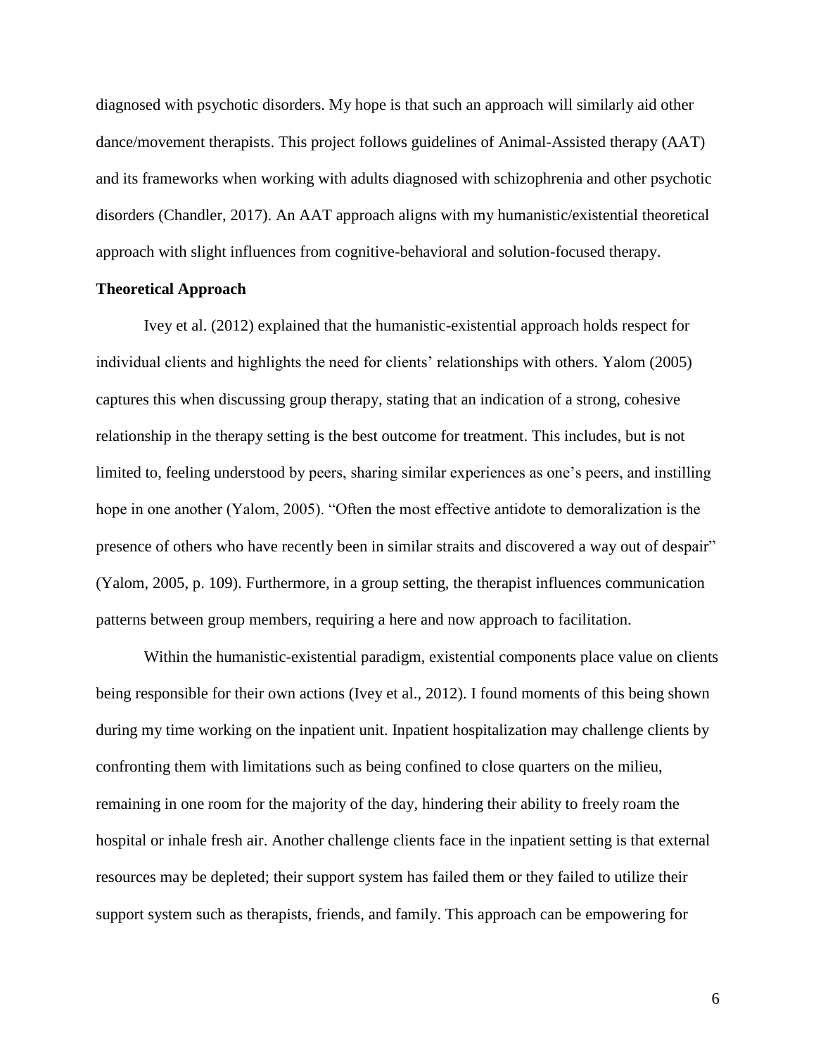diagnosed with psychotic disorders. My hope is that such an approach will similarly aid other dance/movement therapists. This project follows guidelines of Animal-Assisted therapy (AAT) and its frameworks when working with adults diagnosed with schizophrenia and other psychotic disorders (Chandler, 2017). An AAT approach aligns with my humanistic/existential theoretical approach with slight influences from cognitive-behavioral and solution-focused therapy.

**Theoretical Approach**

Ivey et al. (2012) explained that the humanistic-existential approach holds respect for individual clients and highlights the need for clients' relationships with others. Yalom (2005) captures this when discussing group therapy, stating that an indication of a strong, cohesive relationship in the therapy setting is the best outcome for treatment. This includes, but is not limited to, feeling understood by peers, sharing similar experiences as one's peers, and instilling hope in one another (Yalom, 2005). "Often the most effective antidote to demoralization is the presence of others who have recently been in similar straits and discovered a way out of despair" (Yalom, 2005, p. 109). Furthermore, in a group setting, the therapist influences communication patterns between group members, requiring a here and now approach to facilitation.

Within the humanistic-existential paradigm, existential components place value on clients being responsible for their own actions (Ivey et al., 2012). I found moments of this being shown during my time working on the inpatient unit. Inpatient hospitalization may challenge clients by confronting them with limitations such as being confined to close quarters on the milieu, remaining in one room for the majority of the day, hindering their ability to freely roam the hospital or inhale fresh air. Another challenge clients face in the inpatient setting is that external resources may be depleted; their support system has failed them or they failed to utilize their support system such as therapists, friends, and family. This approach can be empowering for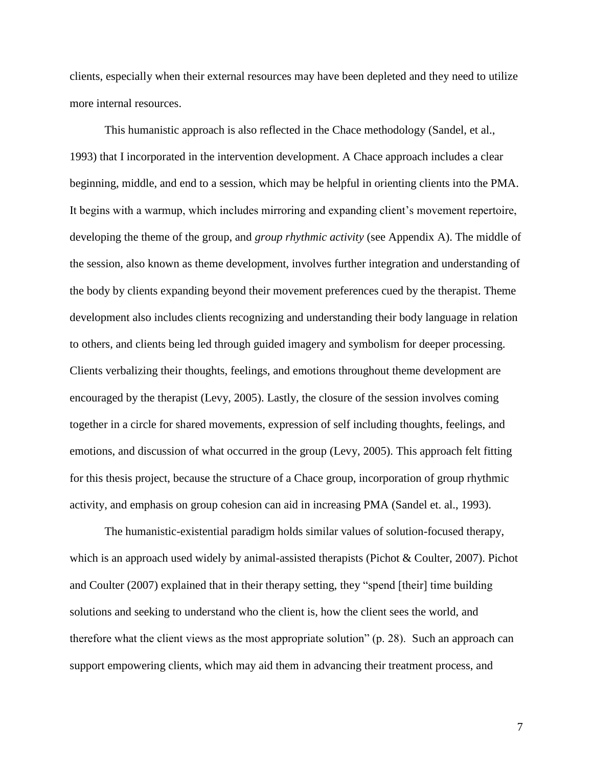clients, especially when their external resources may have been depleted and they need to utilize more internal resources.

This humanistic approach is also reflected in the Chace methodology (Sandel, et al., 1993) that I incorporated in the intervention development. A Chace approach includes a clear beginning, middle, and end to a session, which may be helpful in orienting clients into the PMA. It begins with a warmup, which includes mirroring and expanding client's movement repertoire, developing the theme of the group, and *group rhythmic activity* (see Appendix A). The middle of the session, also known as theme development, involves further integration and understanding of the body by clients expanding beyond their movement preferences cued by the therapist. Theme development also includes clients recognizing and understanding their body language in relation to others, and clients being led through guided imagery and symbolism for deeper processing. Clients verbalizing their thoughts, feelings, and emotions throughout theme development are encouraged by the therapist (Levy, 2005). Lastly, the closure of the session involves coming together in a circle for shared movements, expression of self including thoughts, feelings, and emotions, and discussion of what occurred in the group (Levy, 2005). This approach felt fitting for this thesis project, because the structure of a Chace group, incorporation of group rhythmic activity, and emphasis on group cohesion can aid in increasing PMA (Sandel et. al., 1993).

The humanistic-existential paradigm holds similar values of solution-focused therapy, which is an approach used widely by animal-assisted therapists (Pichot & Coulter, 2007). Pichot and Coulter (2007) explained that in their therapy setting, they "spend [their] time building solutions and seeking to understand who the client is, how the client sees the world, and therefore what the client views as the most appropriate solution" (p. 28). Such an approach can support empowering clients, which may aid them in advancing their treatment process, and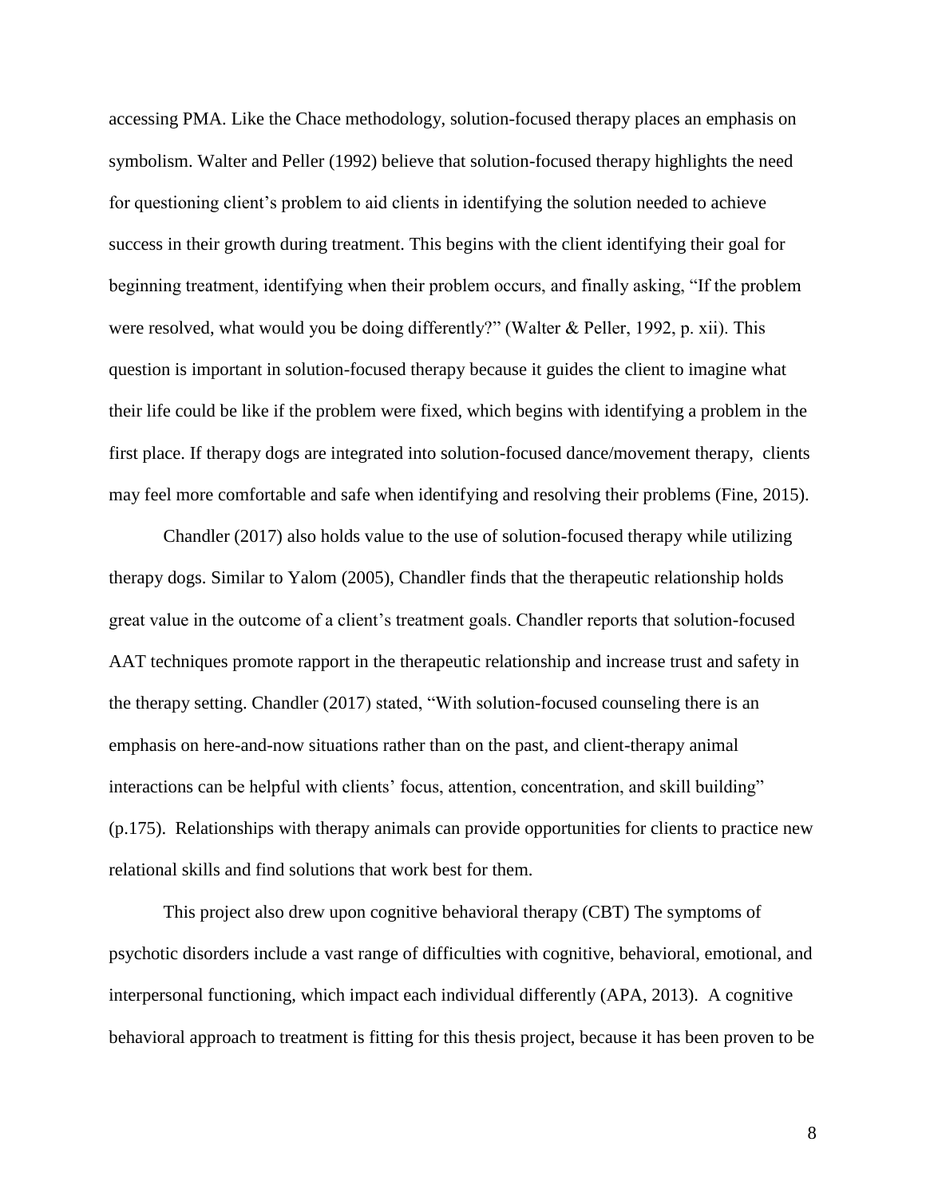accessing PMA. Like the Chace methodology, solution-focused therapy places an emphasis on symbolism. Walter and Peller (1992) believe that solution-focused therapy highlights the need for questioning client's problem to aid clients in identifying the solution needed to achieve success in their growth during treatment. This begins with the client identifying their goal for beginning treatment, identifying when their problem occurs, and finally asking, "If the problem were resolved, what would you be doing differently?" (Walter & Peller, 1992, p. xii). This question is important in solution-focused therapy because it guides the client to imagine what their life could be like if the problem were fixed, which begins with identifying a problem in the first place. If therapy dogs are integrated into solution-focused dance/movement therapy, clients may feel more comfortable and safe when identifying and resolving their problems (Fine, 2015).

Chandler (2017) also holds value to the use of solution-focused therapy while utilizing therapy dogs. Similar to Yalom (2005), Chandler finds that the therapeutic relationship holds great value in the outcome of a client's treatment goals. Chandler reports that solution-focused AAT techniques promote rapport in the therapeutic relationship and increase trust and safety in the therapy setting. Chandler (2017) stated, "With solution-focused counseling there is an emphasis on here-and-now situations rather than on the past, and client-therapy animal interactions can be helpful with clients' focus, attention, concentration, and skill building" (p.175). Relationships with therapy animals can provide opportunities for clients to practice new relational skills and find solutions that work best for them.

This project also drew upon cognitive behavioral therapy (CBT) The symptoms of psychotic disorders include a vast range of difficulties with cognitive, behavioral, emotional, and interpersonal functioning, which impact each individual differently (APA, 2013). A cognitive behavioral approach to treatment is fitting for this thesis project, because it has been proven to be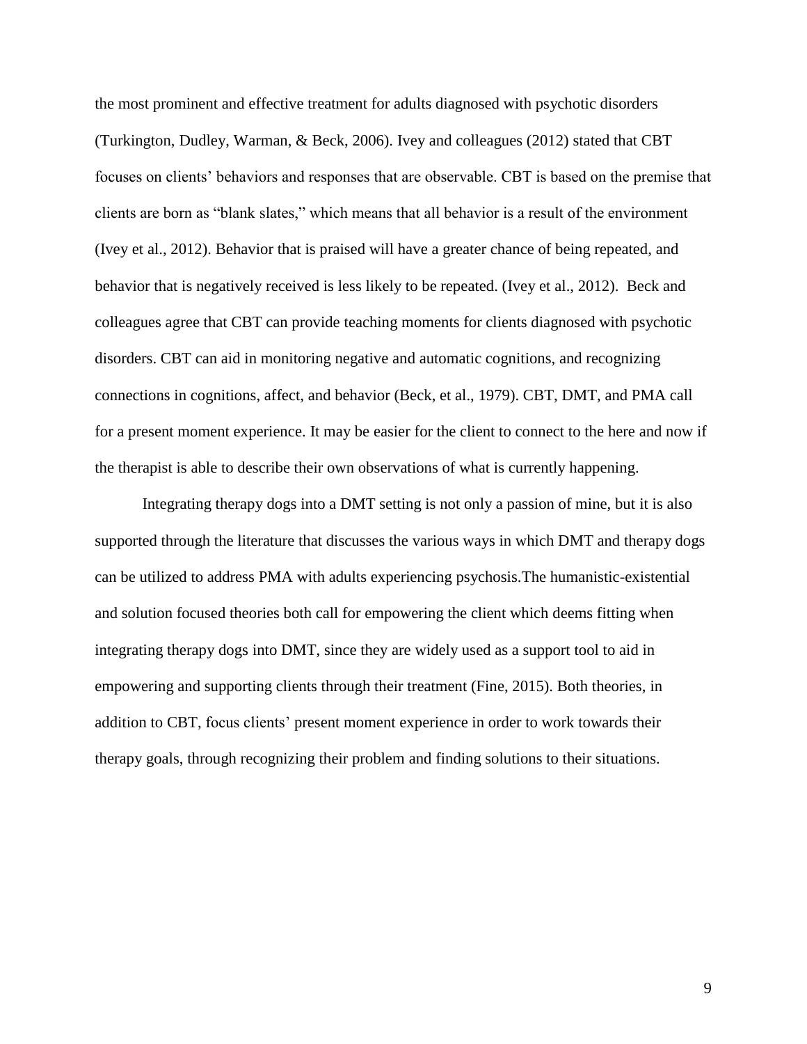the most prominent and effective treatment for adults diagnosed with psychotic disorders (Turkington, Dudley, Warman, & Beck, 2006). Ivey and colleagues (2012) stated that CBT focuses on clients' behaviors and responses that are observable. CBT is based on the premise that clients are born as "blank slates," which means that all behavior is a result of the environment (Ivey et al., 2012). Behavior that is praised will have a greater chance of being repeated, and behavior that is negatively received is less likely to be repeated. (Ivey et al., 2012). Beck and colleagues agree that CBT can provide teaching moments for clients diagnosed with psychotic disorders. CBT can aid in monitoring negative and automatic cognitions, and recognizing connections in cognitions, affect, and behavior (Beck, et al., 1979). CBT, DMT, and PMA call for a present moment experience. It may be easier for the client to connect to the here and now if the therapist is able to describe their own observations of what is currently happening.

Integrating therapy dogs into a DMT setting is not only a passion of mine, but it is also supported through the literature that discusses the various ways in which DMT and therapy dogs can be utilized to address PMA with adults experiencing psychosis.The humanistic-existential and solution focused theories both call for empowering the client which deems fitting when integrating therapy dogs into DMT, since they are widely used as a support tool to aid in empowering and supporting clients through their treatment (Fine, 2015). Both theories, in addition to CBT, focus clients' present moment experience in order to work towards their therapy goals, through recognizing their problem and finding solutions to their situations.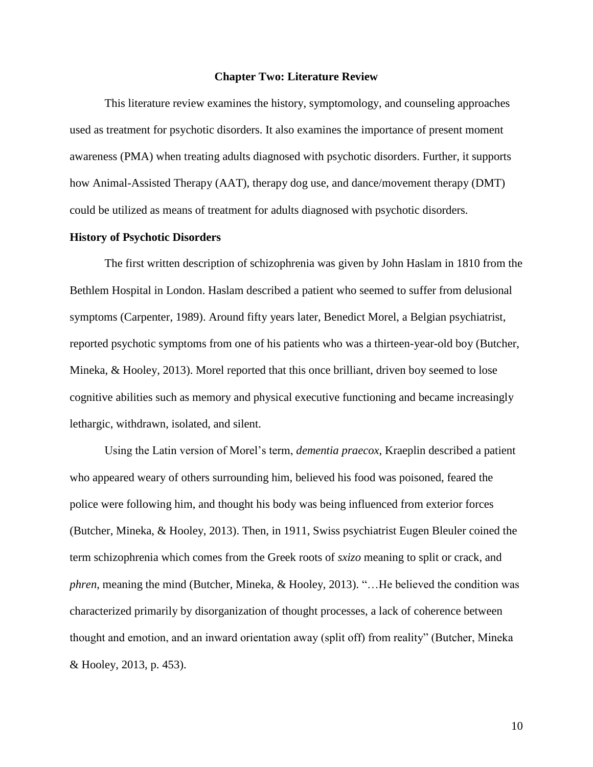## Chapter Two: Literature Review

This literature review examines the history, symptomology, and counseling approaches used as treatment for psychotic disorders. It also examines the importance of present moment awareness (PMA) when treating adults diagnosed with psychotic disorders. Further, it supports how Animal-Assisted Therapy (AAT), therapy dog use, and dance/movement therapy (DMT) could be utilized as means of treatment for adults diagnosed with psychotic disorders.

### History of Psychotic Disorders

The first written description of schizophrenia was given by John Haslam in 1810 from the Bethlem Hospital in London. Haslam described a patient who seemed to suffer from delusional symptoms (Carpenter, 1989). Around fifty years later, Benedict Morel, a Belgian psychiatrist, reported psychotic symptoms from one of his patients who was a thirteen-year-old boy (Butcher, Mineka, & Hooley, 2013). Morel reported that this once brilliant, driven boy seemed to lose cognitive abilities such as memory and physical executive functioning and became increasingly lethargic, withdrawn, isolated, and silent.

Using the Latin version of Morel's term, *dementia praecox*, Kraeplin described a patient who appeared weary of others surrounding him, believed his food was poisoned, feared the police were following him, and thought his body was being influenced from exterior forces (Butcher, Mineka, & Hooley, 2013). Then, in 1911, Swiss psychiatrist Eugen Bleuler coined the term schizophrenia which comes from the Greek roots of *sxizo* meaning to split or crack, and *phren*, meaning the mind (Butcher, Mineka, & Hooley, 2013). "…He believed the condition was characterized primarily by disorganization of thought processes, a lack of coherence between thought and emotion, and an inward orientation away (split off) from reality" (Butcher, Mineka & Hooley, 2013, p. 453).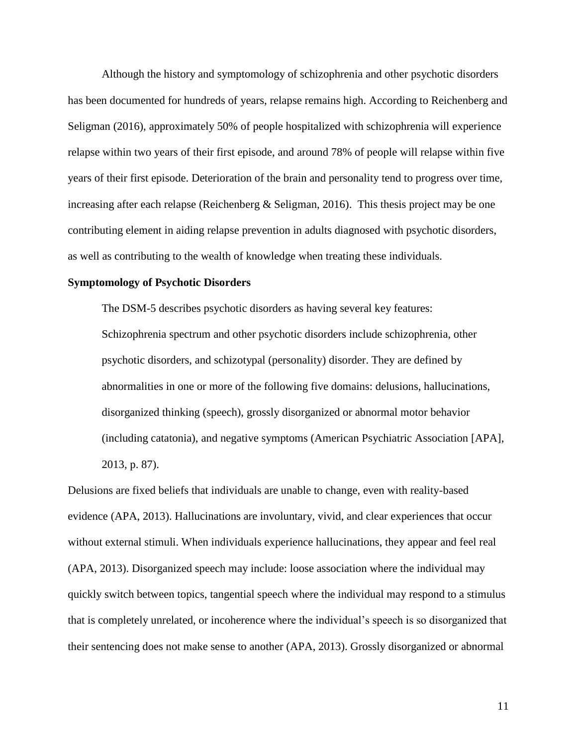Although the history and symptomology of schizophrenia and other psychotic disorders has been documented for hundreds of years, relapse remains high. According to Reichenberg and Seligman (2016), approximately 50% of people hospitalized with schizophrenia will experience relapse within two years of their first episode, and around 78% of people will relapse within five years of their first episode. Deterioration of the brain and personality tend to progress over time, increasing after each relapse (Reichenberg & Seligman, 2016). This thesis project may be one contributing element in aiding relapse prevention in adults diagnosed with psychotic disorders, as well as contributing to the wealth of knowledge when treating these individuals.

**Symptomology of Psychotic Disorders**

The DSM-5 describes psychotic disorders as having several key features:

> Schizophrenia spectrum and other psychotic disorders include schizophrenia, other psychotic disorders, and schizotypal (personality) disorder. They are defined by abnormalities in one or more of the following five domains: delusions, hallucinations, disorganized thinking (speech), grossly disorganized or abnormal motor behavior (including catatonia), and negative symptoms (American Psychiatric Association [APA], 2013, p. 87).

Delusions are fixed beliefs that individuals are unable to change, even with reality-based evidence (APA, 2013). Hallucinations are involuntary, vivid, and clear experiences that occur without external stimuli. When individuals experience hallucinations, they appear and feel real (APA, 2013). Disorganized speech may include: loose association where the individual may quickly switch between topics, tangential speech where the individual may respond to a stimulus that is completely unrelated, or incoherence where the individual's speech is so disorganized that their sentencing does not make sense to another (APA, 2013). Grossly disorganized or abnormal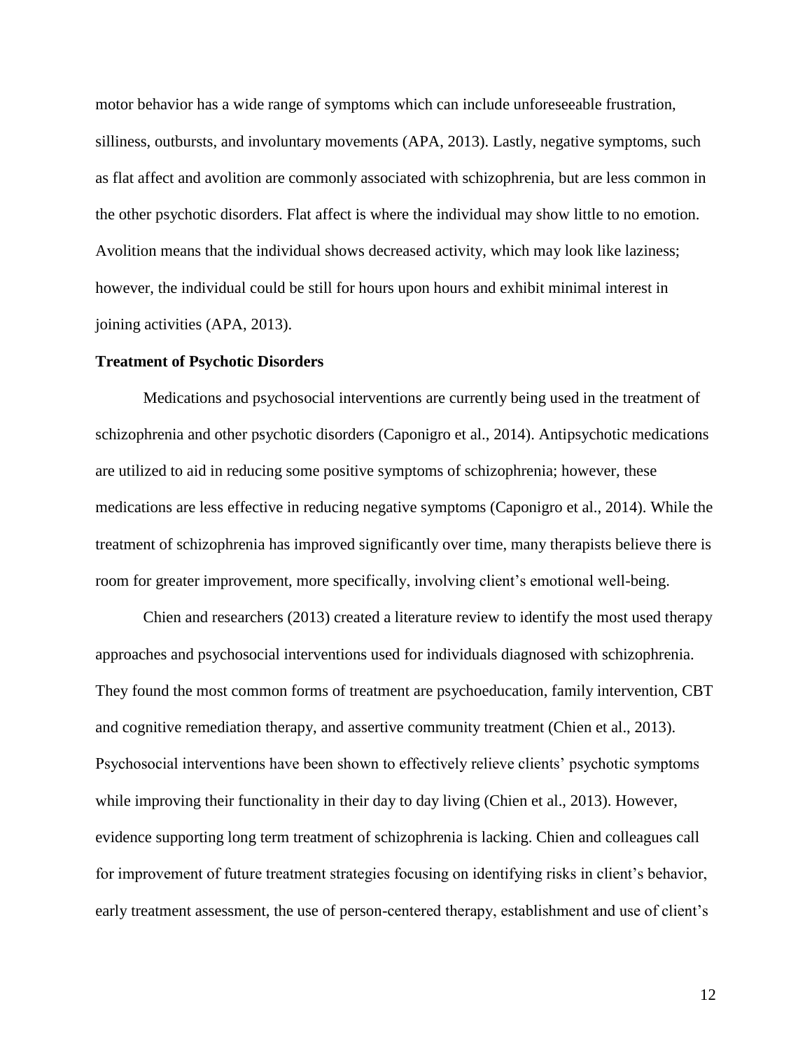motor behavior has a wide range of symptoms which can include unforeseeable frustration, silliness, outbursts, and involuntary movements (APA, 2013). Lastly, negative symptoms, such as flat affect and avolition are commonly associated with schizophrenia, but are less common in the other psychotic disorders. Flat affect is where the individual may show little to no emotion. Avolition means that the individual shows decreased activity, which may look like laziness; however, the individual could be still for hours upon hours and exhibit minimal interest in joining activities (APA, 2013).

**Treatment of Psychotic Disorders**

Medications and psychosocial interventions are currently being used in the treatment of schizophrenia and other psychotic disorders (Caponigro et al., 2014). Antipsychotic medications are utilized to aid in reducing some positive symptoms of schizophrenia; however, these medications are less effective in reducing negative symptoms (Caponigro et al., 2014). While the treatment of schizophrenia has improved significantly over time, many therapists believe there is room for greater improvement, more specifically, involving client's emotional well-being.

Chien and researchers (2013) created a literature review to identify the most used therapy approaches and psychosocial interventions used for individuals diagnosed with schizophrenia. They found the most common forms of treatment are psychoeducation, family intervention, CBT and cognitive remediation therapy, and assertive community treatment (Chien et al., 2013). Psychosocial interventions have been shown to effectively relieve clients' psychotic symptoms while improving their functionality in their day to day living (Chien et al., 2013). However, evidence supporting long term treatment of schizophrenia is lacking. Chien and colleagues call for improvement of future treatment strategies focusing on identifying risks in client's behavior, early treatment assessment, the use of person-centered therapy, establishment and use of client's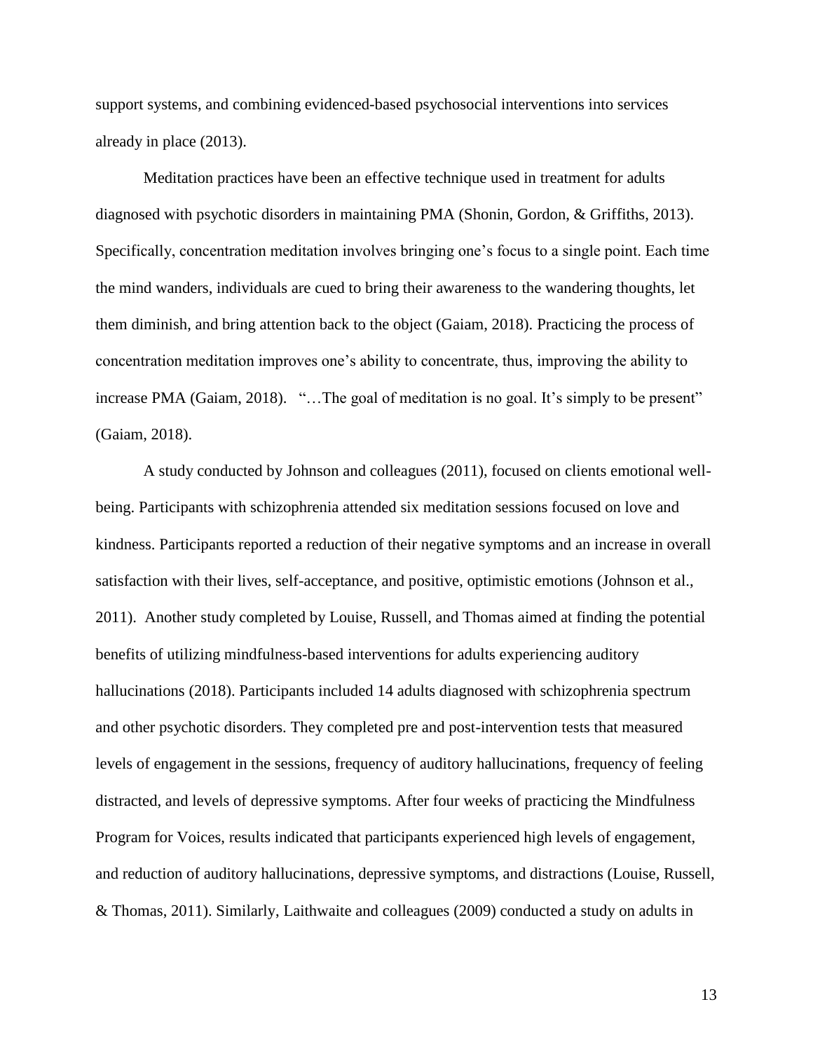support systems, and combining evidenced-based psychosocial interventions into services already in place (2013).

Meditation practices have been an effective technique used in treatment for adults diagnosed with psychotic disorders in maintaining PMA (Shonin, Gordon, & Griffiths, 2013). Specifically, concentration meditation involves bringing one's focus to a single point. Each time the mind wanders, individuals are cued to bring their awareness to the wandering thoughts, let them diminish, and bring attention back to the object (Gaiam, 2018). Practicing the process of concentration meditation improves one's ability to concentrate, thus, improving the ability to increase PMA (Gaiam, 2018). "…The goal of meditation is no goal. It's simply to be present" (Gaiam, 2018).

A study conducted by Johnson and colleagues (2011), focused on clients emotional well-being. Participants with schizophrenia attended six meditation sessions focused on love and kindness. Participants reported a reduction of their negative symptoms and an increase in overall satisfaction with their lives, self-acceptance, and positive, optimistic emotions (Johnson et al., 2011). Another study completed by Louise, Russell, and Thomas aimed at finding the potential benefits of utilizing mindfulness-based interventions for adults experiencing auditory hallucinations (2018). Participants included 14 adults diagnosed with schizophrenia spectrum and other psychotic disorders. They completed pre and post-intervention tests that measured levels of engagement in the sessions, frequency of auditory hallucinations, frequency of feeling distracted, and levels of depressive symptoms. After four weeks of practicing the Mindfulness Program for Voices, results indicated that participants experienced high levels of engagement, and reduction of auditory hallucinations, depressive symptoms, and distractions (Louise, Russell, & Thomas, 2011). Similarly, Laithwaite and colleagues (2009) conducted a study on adults in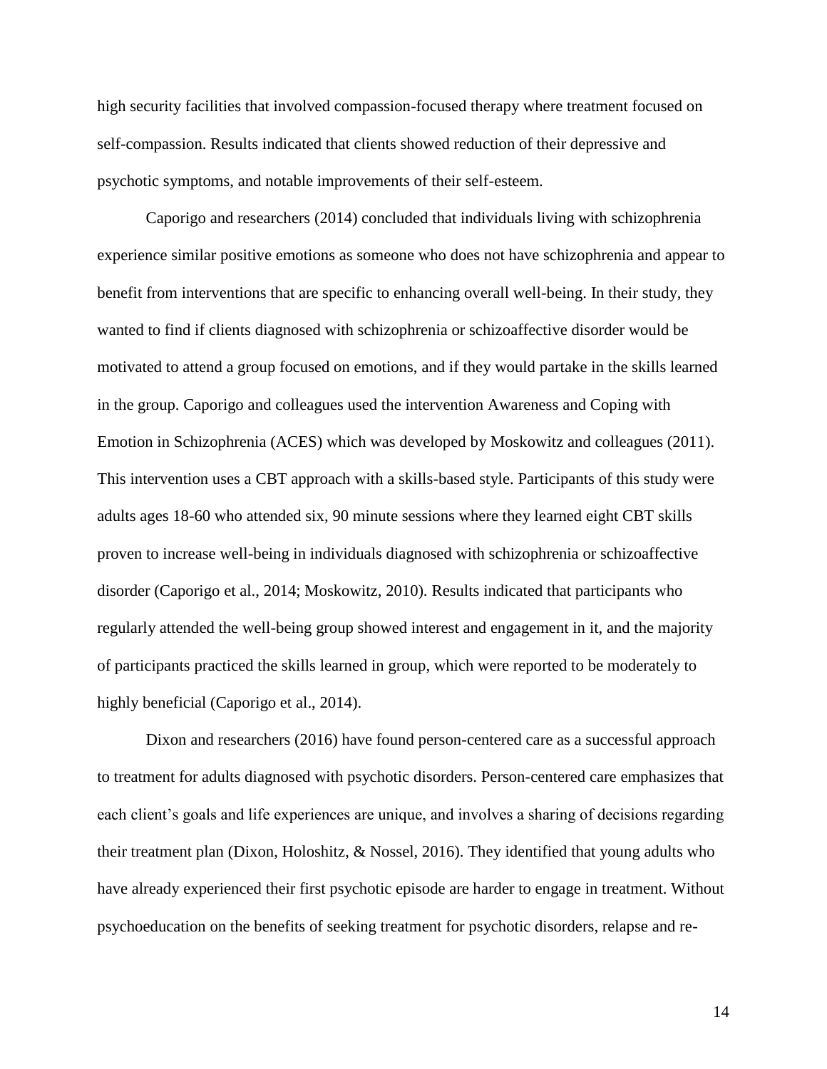high security facilities that involved compassion-focused therapy where treatment focused on self-compassion. Results indicated that clients showed reduction of their depressive and psychotic symptoms, and notable improvements of their self-esteem.

Caporigo and researchers (2014) concluded that individuals living with schizophrenia experience similar positive emotions as someone who does not have schizophrenia and appear to benefit from interventions that are specific to enhancing overall well-being. In their study, they wanted to find if clients diagnosed with schizophrenia or schizoaffective disorder would be motivated to attend a group focused on emotions, and if they would partake in the skills learned in the group. Caporigo and colleagues used the intervention Awareness and Coping with Emotion in Schizophrenia (ACES) which was developed by Moskowitz and colleagues (2011). This intervention uses a CBT approach with a skills-based style. Participants of this study were adults ages 18-60 who attended six, 90 minute sessions where they learned eight CBT skills proven to increase well-being in individuals diagnosed with schizophrenia or schizoaffective disorder (Caporigo et al., 2014; Moskowitz, 2010). Results indicated that participants who regularly attended the well-being group showed interest and engagement in it, and the majority of participants practiced the skills learned in group, which were reported to be moderately to highly beneficial (Caporigo et al., 2014).

Dixon and researchers (2016) have found person-centered care as a successful approach to treatment for adults diagnosed with psychotic disorders. Person-centered care emphasizes that each client's goals and life experiences are unique, and involves a sharing of decisions regarding their treatment plan (Dixon, Holoshitz, & Nossel, 2016). They identified that young adults who have already experienced their first psychotic episode are harder to engage in treatment. Without psychoeducation on the benefits of seeking treatment for psychotic disorders, relapse and re-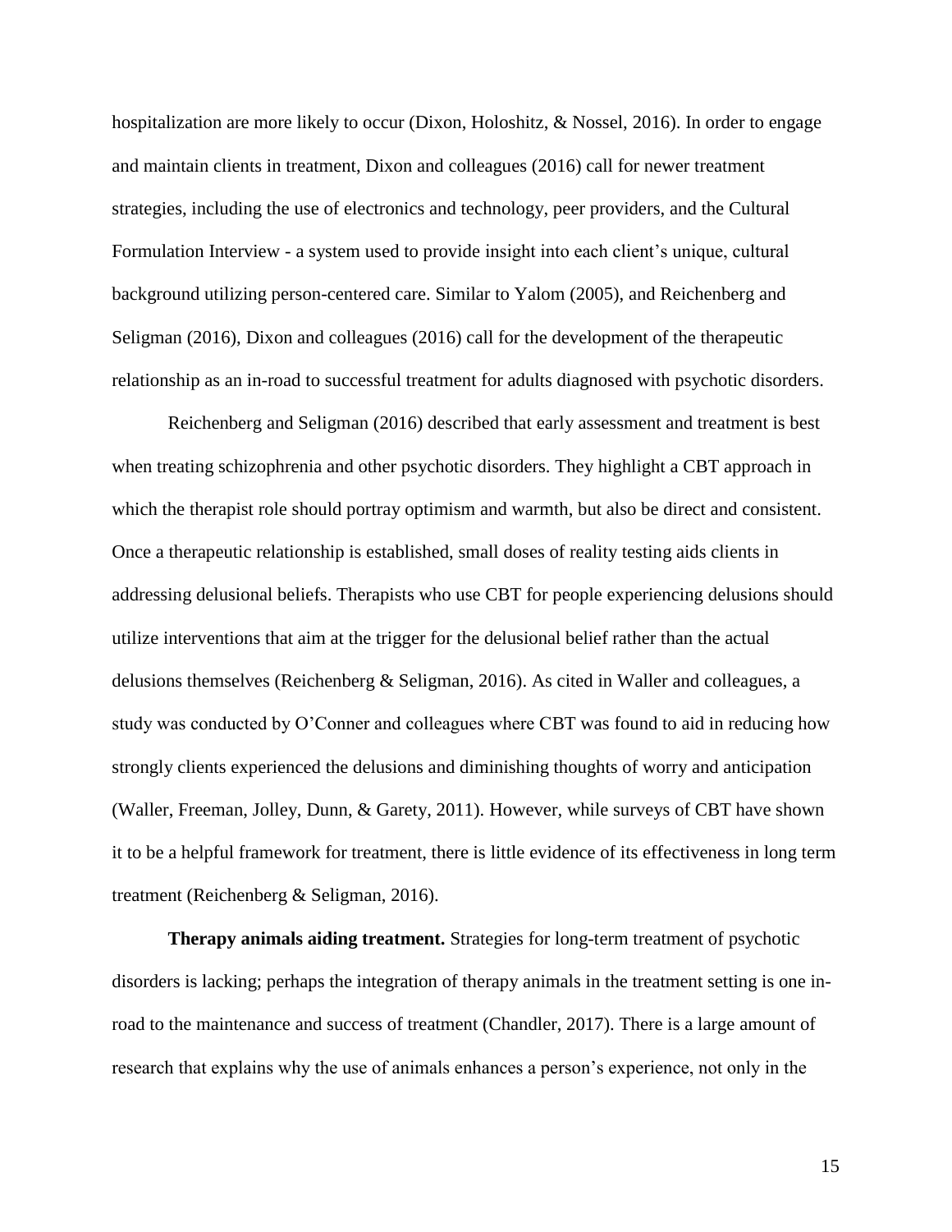hospitalization are more likely to occur (Dixon, Holoshitz, & Nossel, 2016). In order to engage and maintain clients in treatment, Dixon and colleagues (2016) call for newer treatment strategies, including the use of electronics and technology, peer providers, and the Cultural Formulation Interview - a system used to provide insight into each client's unique, cultural background utilizing person-centered care. Similar to Yalom (2005), and Reichenberg and Seligman (2016), Dixon and colleagues (2016) call for the development of the therapeutic relationship as an in-road to successful treatment for adults diagnosed with psychotic disorders.

Reichenberg and Seligman (2016) described that early assessment and treatment is best when treating schizophrenia and other psychotic disorders. They highlight a CBT approach in which the therapist role should portray optimism and warmth, but also be direct and consistent. Once a therapeutic relationship is established, small doses of reality testing aids clients in addressing delusional beliefs. Therapists who use CBT for people experiencing delusions should utilize interventions that aim at the trigger for the delusional belief rather than the actual delusions themselves (Reichenberg & Seligman, 2016). As cited in Waller and colleagues, a study was conducted by O'Conner and colleagues where CBT was found to aid in reducing how strongly clients experienced the delusions and diminishing thoughts of worry and anticipation (Waller, Freeman, Jolley, Dunn, & Garety, 2011). However, while surveys of CBT have shown it to be a helpful framework for treatment, there is little evidence of its effectiveness in long term treatment (Reichenberg & Seligman, 2016).

**Therapy animals aiding treatment.** Strategies for long-term treatment of psychotic disorders is lacking; perhaps the integration of therapy animals in the treatment setting is one in-road to the maintenance and success of treatment (Chandler, 2017). There is a large amount of research that explains why the use of animals enhances a person's experience, not only in the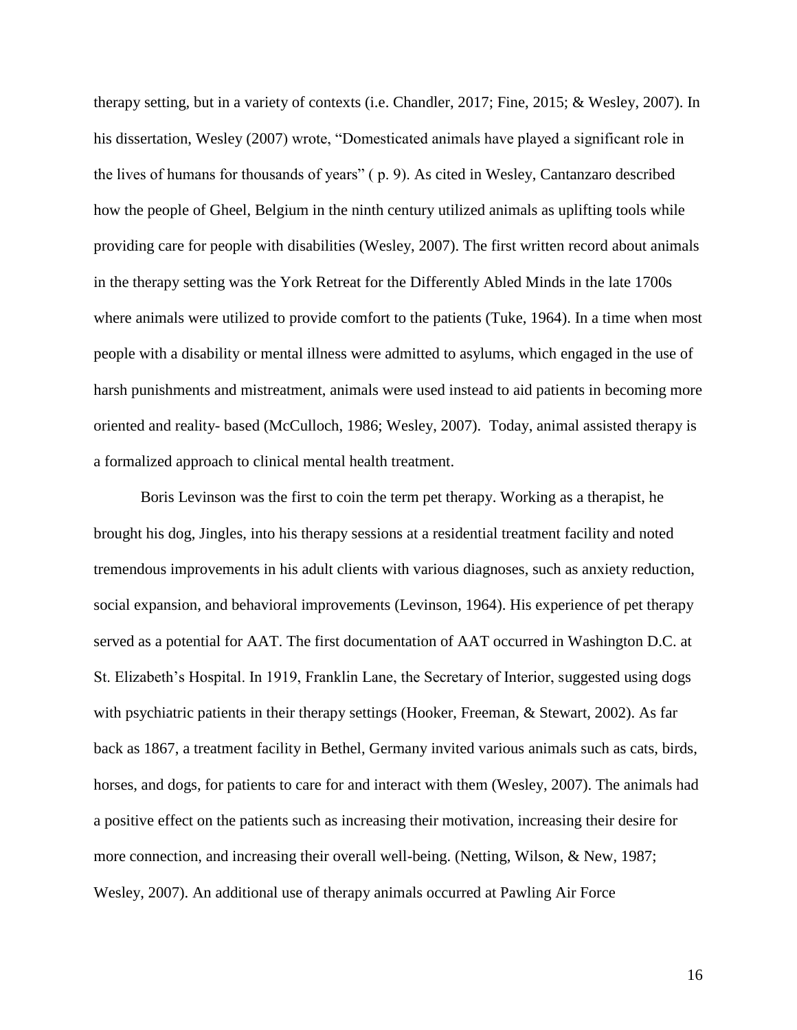therapy setting, but in a variety of contexts (i.e. Chandler, 2017; Fine, 2015; & Wesley, 2007). In his dissertation, Wesley (2007) wrote, "Domesticated animals have played a significant role in the lives of humans for thousands of years" ( p. 9). As cited in Wesley, Cantanzaro described how the people of Gheel, Belgium in the ninth century utilized animals as uplifting tools while providing care for people with disabilities (Wesley, 2007). The first written record about animals in the therapy setting was the York Retreat for the Differently Abled Minds in the late 1700s where animals were utilized to provide comfort to the patients (Tuke, 1964). In a time when most people with a disability or mental illness were admitted to asylums, which engaged in the use of harsh punishments and mistreatment, animals were used instead to aid patients in becoming more oriented and reality- based (McCulloch, 1986; Wesley, 2007). Today, animal assisted therapy is a formalized approach to clinical mental health treatment.

Boris Levinson was the first to coin the term pet therapy. Working as a therapist, he brought his dog, Jingles, into his therapy sessions at a residential treatment facility and noted tremendous improvements in his adult clients with various diagnoses, such as anxiety reduction, social expansion, and behavioral improvements (Levinson, 1964). His experience of pet therapy served as a potential for AAT. The first documentation of AAT occurred in Washington D.C. at St. Elizabeth's Hospital. In 1919, Franklin Lane, the Secretary of Interior, suggested using dogs with psychiatric patients in their therapy settings (Hooker, Freeman, & Stewart, 2002). As far back as 1867, a treatment facility in Bethel, Germany invited various animals such as cats, birds, horses, and dogs, for patients to care for and interact with them (Wesley, 2007). The animals had a positive effect on the patients such as increasing their motivation, increasing their desire for more connection, and increasing their overall well-being. (Netting, Wilson, & New, 1987; Wesley, 2007). An additional use of therapy animals occurred at Pawling Air Force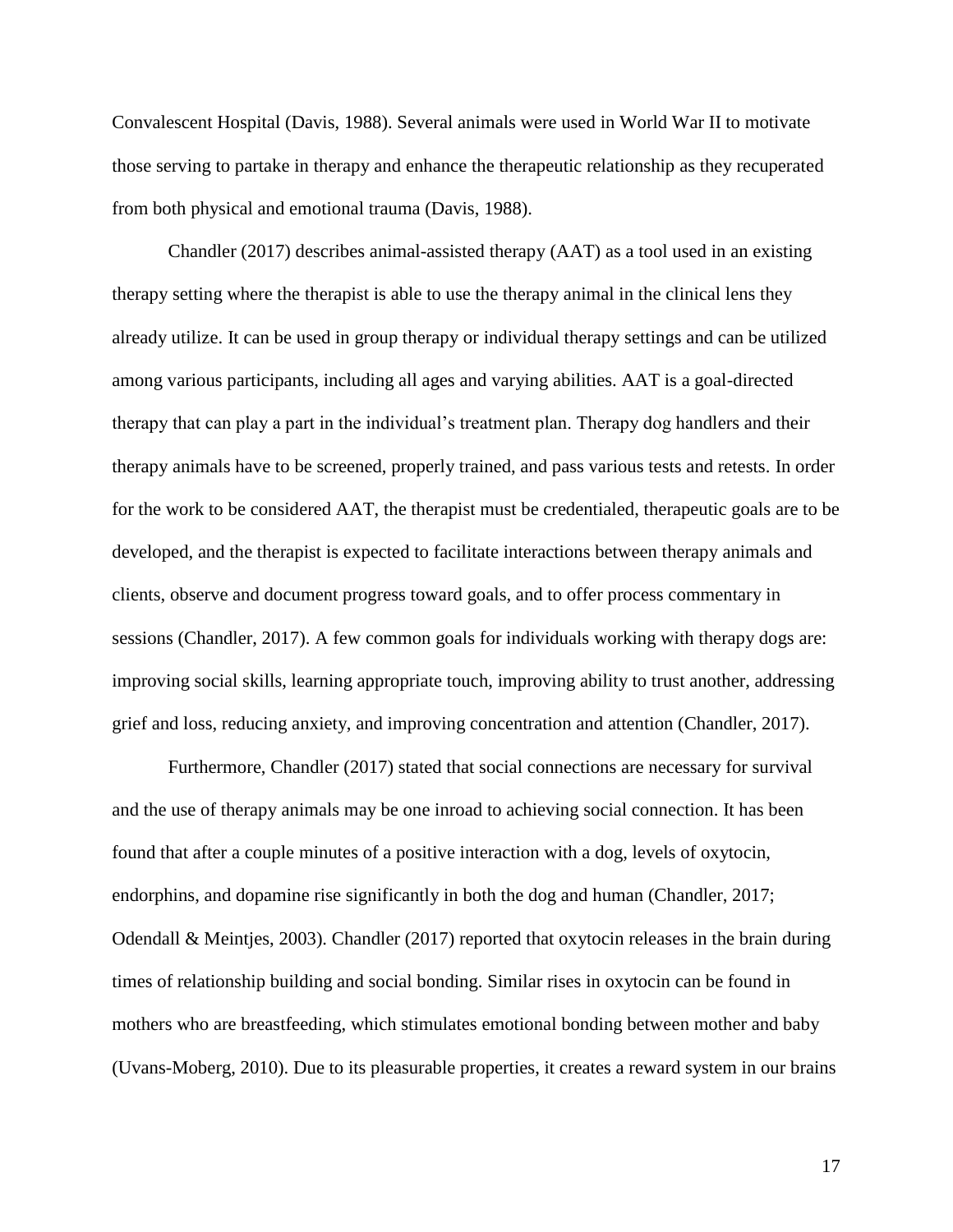Convalescent Hospital (Davis, 1988). Several animals were used in World War II to motivate those serving to partake in therapy and enhance the therapeutic relationship as they recuperated from both physical and emotional trauma (Davis, 1988).

Chandler (2017) describes animal-assisted therapy (AAT) as a tool used in an existing therapy setting where the therapist is able to use the therapy animal in the clinical lens they already utilize. It can be used in group therapy or individual therapy settings and can be utilized among various participants, including all ages and varying abilities. AAT is a goal-directed therapy that can play a part in the individual's treatment plan. Therapy dog handlers and their therapy animals have to be screened, properly trained, and pass various tests and retests. In order for the work to be considered AAT, the therapist must be credentialed, therapeutic goals are to be developed, and the therapist is expected to facilitate interactions between therapy animals and clients, observe and document progress toward goals, and to offer process commentary in sessions (Chandler, 2017). A few common goals for individuals working with therapy dogs are: improving social skills, learning appropriate touch, improving ability to trust another, addressing grief and loss, reducing anxiety, and improving concentration and attention (Chandler, 2017).

Furthermore, Chandler (2017) stated that social connections are necessary for survival and the use of therapy animals may be one inroad to achieving social connection. It has been found that after a couple minutes of a positive interaction with a dog, levels of oxytocin, endorphins, and dopamine rise significantly in both the dog and human (Chandler, 2017; Odendall & Meintjes, 2003). Chandler (2017) reported that oxytocin releases in the brain during times of relationship building and social bonding. Similar rises in oxytocin can be found in mothers who are breastfeeding, which stimulates emotional bonding between mother and baby (Uvans-Moberg, 2010). Due to its pleasurable properties, it creates a reward system in our brains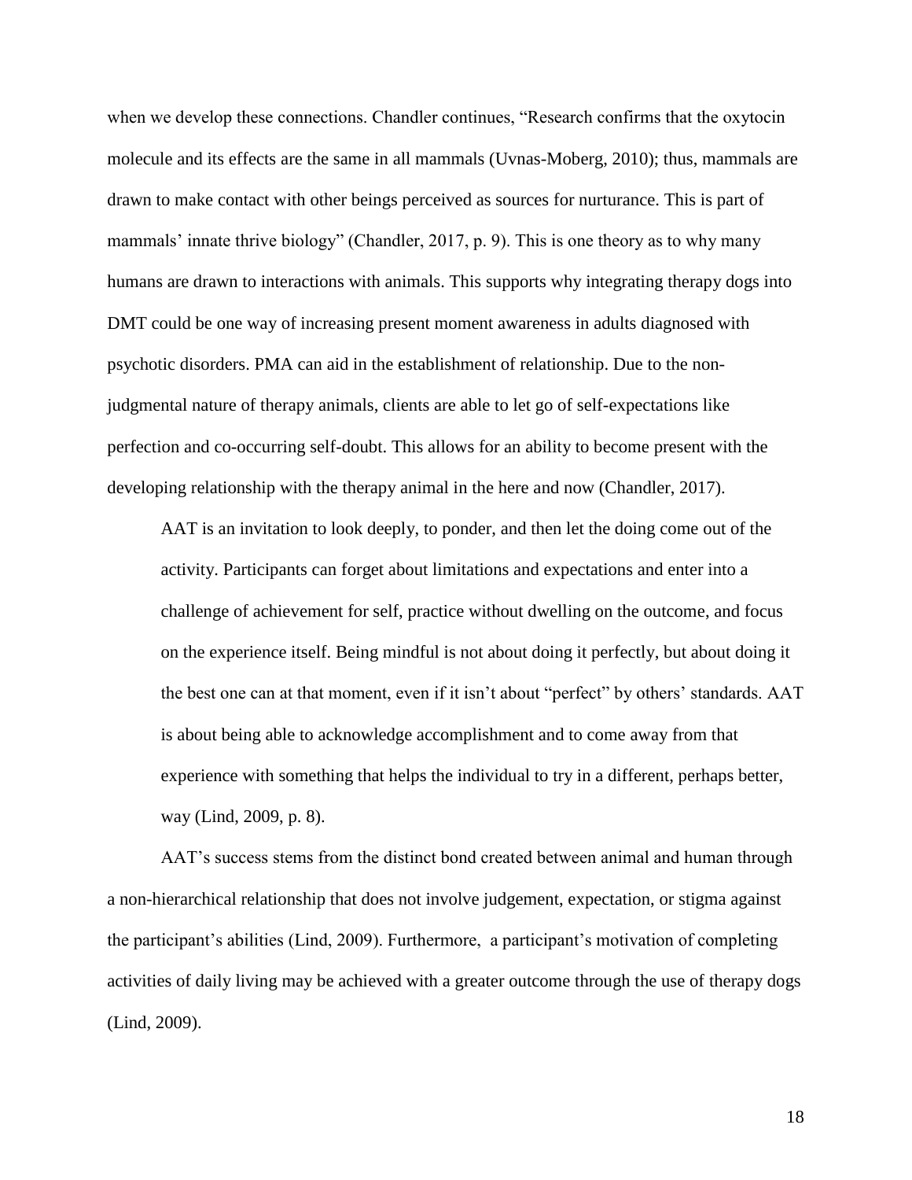when we develop these connections. Chandler continues, “Research confirms that the oxytocin molecule and its effects are the same in all mammals (Uvnas-Moberg, 2010); thus, mammals are drawn to make contact with other beings perceived as sources for nurturance. This is part of mammals’ innate thrive biology” (Chandler, 2017, p. 9). This is one theory as to why many humans are drawn to interactions with animals. This supports why integrating therapy dogs into DMT could be one way of increasing present moment awareness in adults diagnosed with psychotic disorders. PMA can aid in the establishment of relationship. Due to the non-judgmental nature of therapy animals, clients are able to let go of self-expectations like perfection and co-occurring self-doubt. This allows for an ability to become present with the developing relationship with the therapy animal in the here and now (Chandler, 2017).

> AAT is an invitation to look deeply, to ponder, and then let the doing come out of the activity. Participants can forget about limitations and expectations and enter into a challenge of achievement for self, practice without dwelling on the outcome, and focus on the experience itself. Being mindful is not about doing it perfectly, but about doing it the best one can at that moment, even if it isn’t about “perfect” by others’ standards. AAT is about being able to acknowledge accomplishment and to come away from that experience with something that helps the individual to try in a different, perhaps better, way (Lind, 2009, p. 8).

AAT’s success stems from the distinct bond created between animal and human through a non-hierarchical relationship that does not involve judgement, expectation, or stigma against the participant’s abilities (Lind, 2009). Furthermore, a participant’s motivation of completing activities of daily living may be achieved with a greater outcome through the use of therapy dogs (Lind, 2009).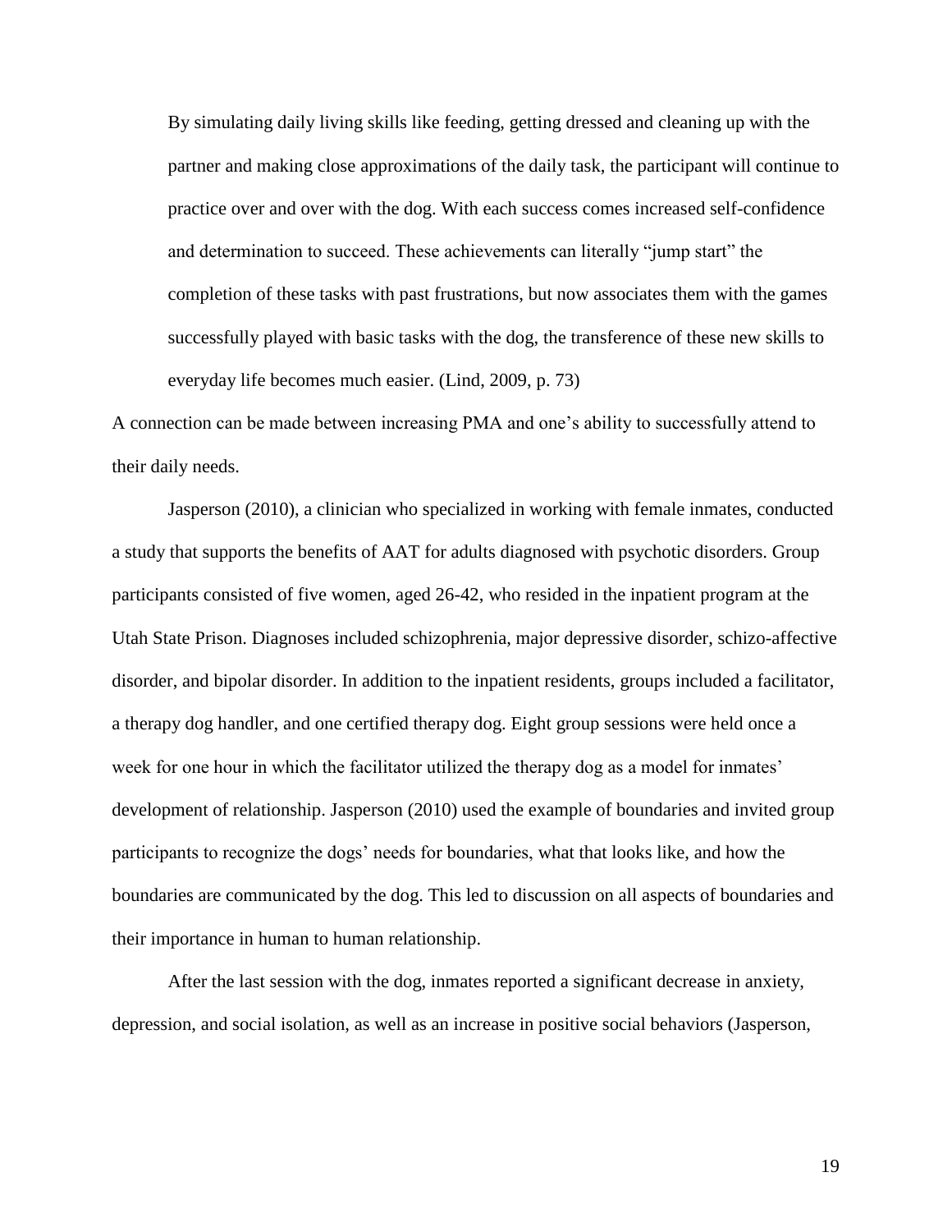> By simulating daily living skills like feeding, getting dressed and cleaning up with the partner and making close approximations of the daily task, the participant will continue to practice over and over with the dog. With each success comes increased self-confidence and determination to succeed. These achievements can literally "jump start" the completion of these tasks with past frustrations, but now associates them with the games successfully played with basic tasks with the dog, the transference of these new skills to everyday life becomes much easier. (Lind, 2009, p. 73)

A connection can be made between increasing PMA and one's ability to successfully attend to their daily needs.

Jasperson (2010), a clinician who specialized in working with female inmates, conducted a study that supports the benefits of AAT for adults diagnosed with psychotic disorders. Group participants consisted of five women, aged 26-42, who resided in the inpatient program at the Utah State Prison. Diagnoses included schizophrenia, major depressive disorder, schizo-affective disorder, and bipolar disorder. In addition to the inpatient residents, groups included a facilitator, a therapy dog handler, and one certified therapy dog. Eight group sessions were held once a week for one hour in which the facilitator utilized the therapy dog as a model for inmates' development of relationship. Jasperson (2010) used the example of boundaries and invited group participants to recognize the dogs' needs for boundaries, what that looks like, and how the boundaries are communicated by the dog. This led to discussion on all aspects of boundaries and their importance in human to human relationship.

After the last session with the dog, inmates reported a significant decrease in anxiety, depression, and social isolation, as well as an increase in positive social behaviors (Jasperson,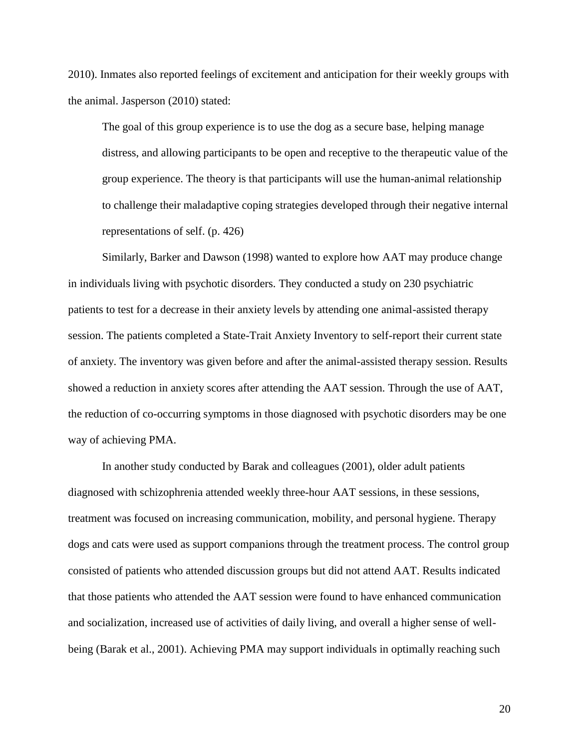2010). Inmates also reported feelings of excitement and anticipation for their weekly groups with the animal. Jasperson (2010) stated:

> The goal of this group experience is to use the dog as a secure base, helping manage distress, and allowing participants to be open and receptive to the therapeutic value of the group experience. The theory is that participants will use the human-animal relationship to challenge their maladaptive coping strategies developed through their negative internal representations of self. (p. 426)

Similarly, Barker and Dawson (1998) wanted to explore how AAT may produce change in individuals living with psychotic disorders. They conducted a study on 230 psychiatric patients to test for a decrease in their anxiety levels by attending one animal-assisted therapy session. The patients completed a State-Trait Anxiety Inventory to self-report their current state of anxiety. The inventory was given before and after the animal-assisted therapy session. Results showed a reduction in anxiety scores after attending the AAT session. Through the use of AAT, the reduction of co-occurring symptoms in those diagnosed with psychotic disorders may be one way of achieving PMA.

In another study conducted by Barak and colleagues (2001), older adult patients diagnosed with schizophrenia attended weekly three-hour AAT sessions, in these sessions, treatment was focused on increasing communication, mobility, and personal hygiene. Therapy dogs and cats were used as support companions through the treatment process. The control group consisted of patients who attended discussion groups but did not attend AAT. Results indicated that those patients who attended the AAT session were found to have enhanced communication and socialization, increased use of activities of daily living, and overall a higher sense of well-being (Barak et al., 2001). Achieving PMA may support individuals in optimally reaching such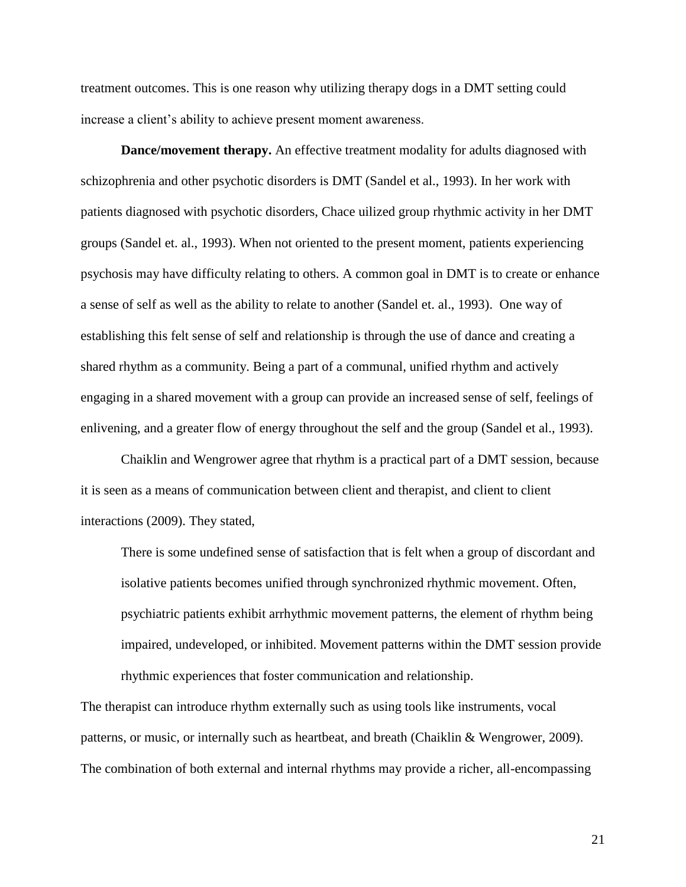treatment outcomes. This is one reason why utilizing therapy dogs in a DMT setting could increase a client's ability to achieve present moment awareness.

**Dance/movement therapy.** An effective treatment modality for adults diagnosed with schizophrenia and other psychotic disorders is DMT (Sandel et al., 1993). In her work with patients diagnosed with psychotic disorders, Chace uilized group rhythmic activity in her DMT groups (Sandel et. al., 1993). When not oriented to the present moment, patients experiencing psychosis may have difficulty relating to others. A common goal in DMT is to create or enhance a sense of self as well as the ability to relate to another (Sandel et. al., 1993). One way of establishing this felt sense of self and relationship is through the use of dance and creating a shared rhythm as a community. Being a part of a communal, unified rhythm and actively engaging in a shared movement with a group can provide an increased sense of self, feelings of enlivening, and a greater flow of energy throughout the self and the group (Sandel et al., 1993).

Chaiklin and Wengrower agree that rhythm is a practical part of a DMT session, because it is seen as a means of communication between client and therapist, and client to client interactions (2009). They stated,

> There is some undefined sense of satisfaction that is felt when a group of discordant and isolative patients becomes unified through synchronized rhythmic movement. Often, psychiatric patients exhibit arrhythmic movement patterns, the element of rhythm being impaired, undeveloped, or inhibited. Movement patterns within the DMT session provide rhythmic experiences that foster communication and relationship.

The therapist can introduce rhythm externally such as using tools like instruments, vocal patterns, or music, or internally such as heartbeat, and breath (Chaiklin & Wengrower, 2009). The combination of both external and internal rhythms may provide a richer, all-encompassing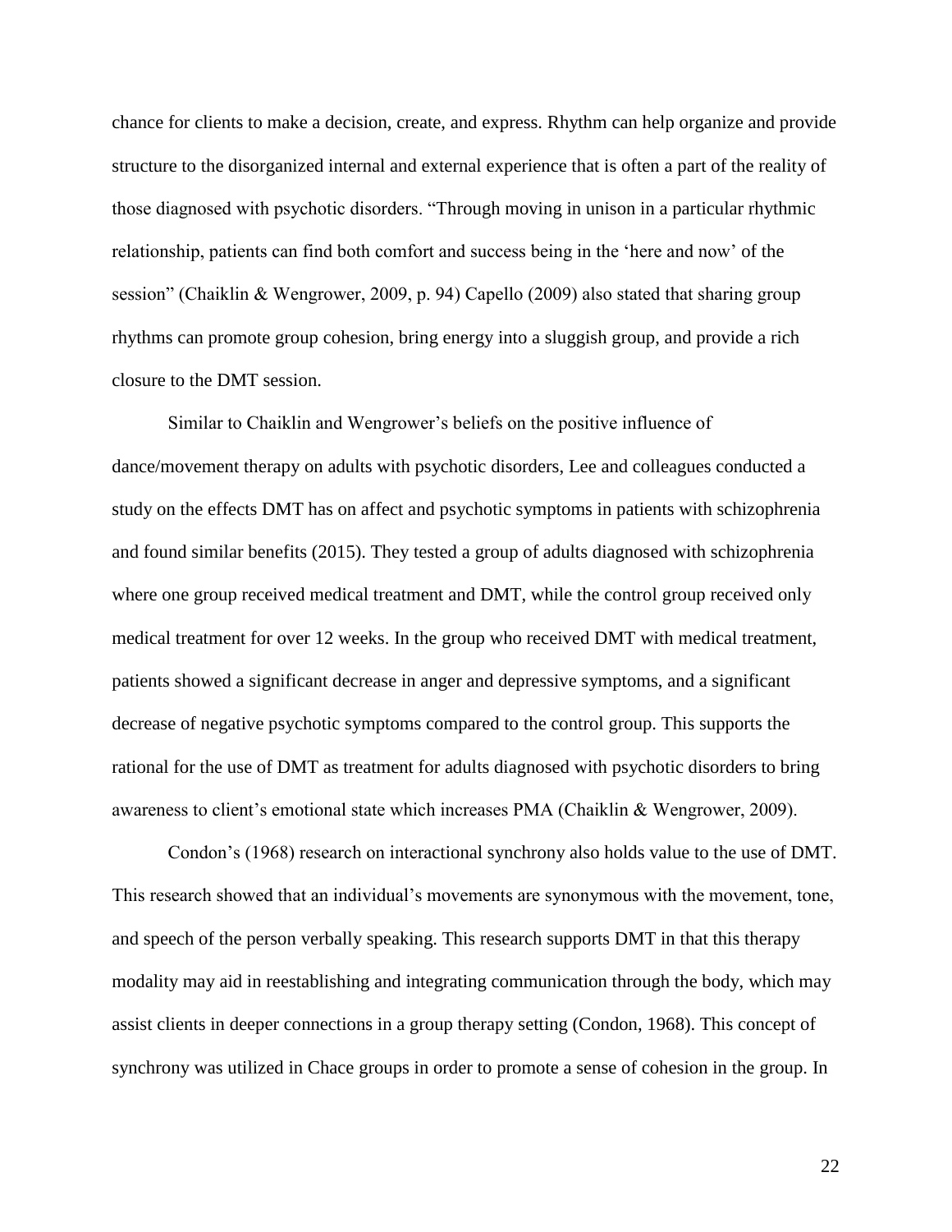chance for clients to make a decision, create, and express. Rhythm can help organize and provide structure to the disorganized internal and external experience that is often a part of the reality of those diagnosed with psychotic disorders. "Through moving in unison in a particular rhythmic relationship, patients can find both comfort and success being in the 'here and now' of the session" (Chaiklin & Wengrower, 2009, p. 94) Capello (2009) also stated that sharing group rhythms can promote group cohesion, bring energy into a sluggish group, and provide a rich closure to the DMT session.

Similar to Chaiklin and Wengrower's beliefs on the positive influence of dance/movement therapy on adults with psychotic disorders, Lee and colleagues conducted a study on the effects DMT has on affect and psychotic symptoms in patients with schizophrenia and found similar benefits (2015). They tested a group of adults diagnosed with schizophrenia where one group received medical treatment and DMT, while the control group received only medical treatment for over 12 weeks. In the group who received DMT with medical treatment, patients showed a significant decrease in anger and depressive symptoms, and a significant decrease of negative psychotic symptoms compared to the control group. This supports the rational for the use of DMT as treatment for adults diagnosed with psychotic disorders to bring awareness to client's emotional state which increases PMA (Chaiklin & Wengrower, 2009).

Condon's (1968) research on interactional synchrony also holds value to the use of DMT. This research showed that an individual's movements are synonymous with the movement, tone, and speech of the person verbally speaking. This research supports DMT in that this therapy modality may aid in reestablishing and integrating communication through the body, which may assist clients in deeper connections in a group therapy setting (Condon, 1968). This concept of synchrony was utilized in Chace groups in order to promote a sense of cohesion in the group. In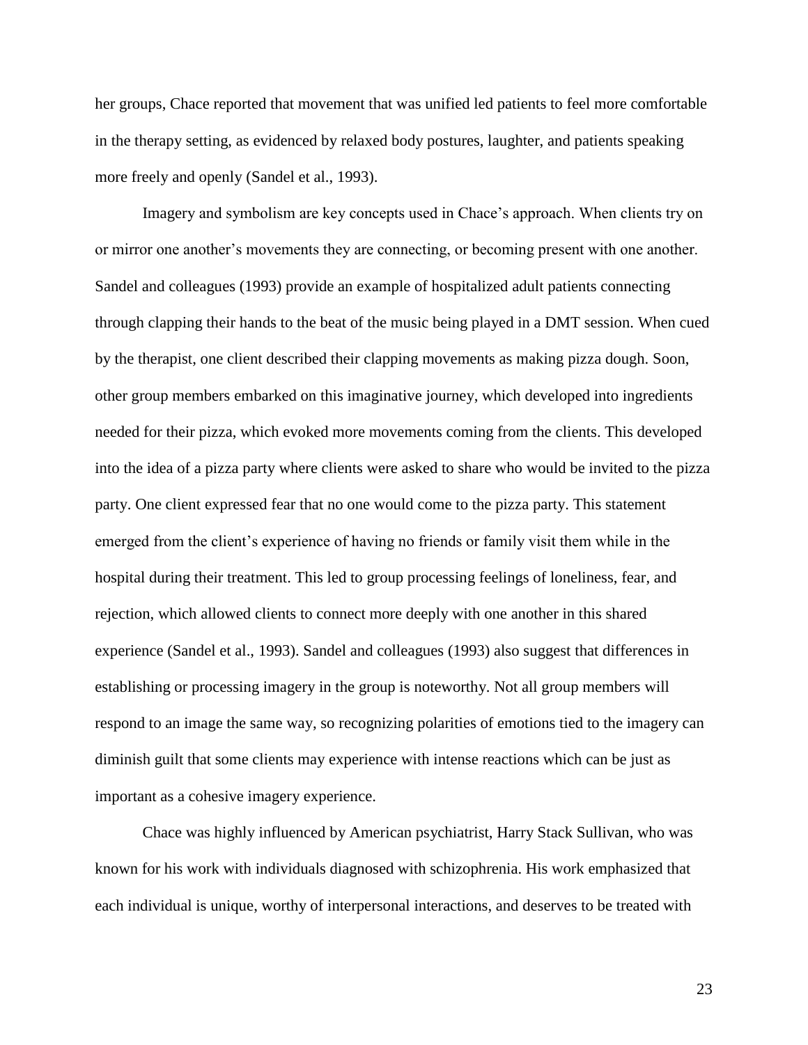her groups, Chace reported that movement that was unified led patients to feel more comfortable in the therapy setting, as evidenced by relaxed body postures, laughter, and patients speaking more freely and openly (Sandel et al., 1993).

Imagery and symbolism are key concepts used in Chace's approach. When clients try on or mirror one another's movements they are connecting, or becoming present with one another. Sandel and colleagues (1993) provide an example of hospitalized adult patients connecting through clapping their hands to the beat of the music being played in a DMT session. When cued by the therapist, one client described their clapping movements as making pizza dough. Soon, other group members embarked on this imaginative journey, which developed into ingredients needed for their pizza, which evoked more movements coming from the clients. This developed into the idea of a pizza party where clients were asked to share who would be invited to the pizza party. One client expressed fear that no one would come to the pizza party. This statement emerged from the client's experience of having no friends or family visit them while in the hospital during their treatment. This led to group processing feelings of loneliness, fear, and rejection, which allowed clients to connect more deeply with one another in this shared experience (Sandel et al., 1993). Sandel and colleagues (1993) also suggest that differences in establishing or processing imagery in the group is noteworthy. Not all group members will respond to an image the same way, so recognizing polarities of emotions tied to the imagery can diminish guilt that some clients may experience with intense reactions which can be just as important as a cohesive imagery experience.

Chace was highly influenced by American psychiatrist, Harry Stack Sullivan, who was known for his work with individuals diagnosed with schizophrenia. His work emphasized that each individual is unique, worthy of interpersonal interactions, and deserves to be treated with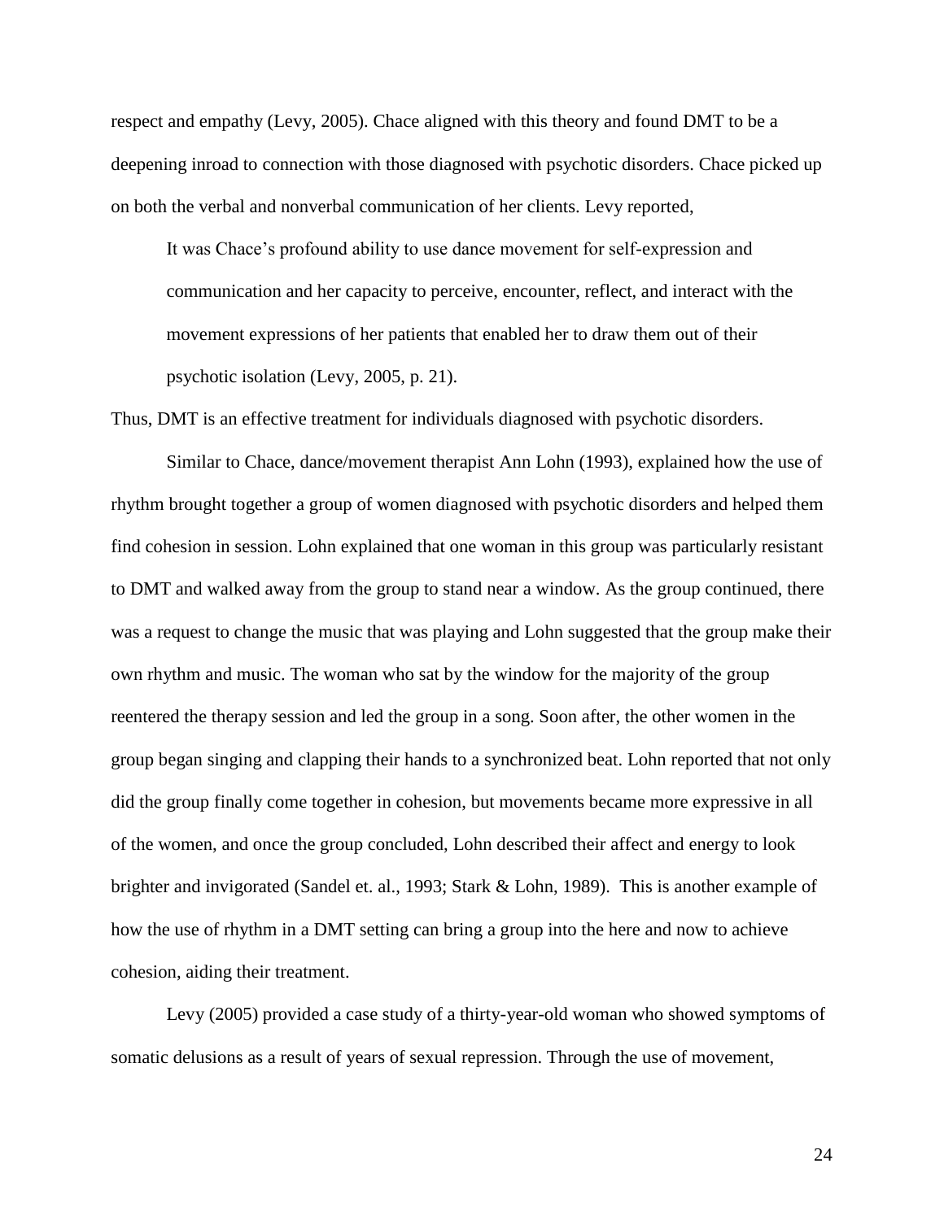respect and empathy (Levy, 2005). Chace aligned with this theory and found DMT to be a deepening inroad to connection with those diagnosed with psychotic disorders. Chace picked up on both the verbal and nonverbal communication of her clients. Levy reported,

> It was Chace's profound ability to use dance movement for self-expression and communication and her capacity to perceive, encounter, reflect, and interact with the movement expressions of her patients that enabled her to draw them out of their psychotic isolation (Levy, 2005, p. 21).

Thus, DMT is an effective treatment for individuals diagnosed with psychotic disorders.

Similar to Chace, dance/movement therapist Ann Lohn (1993), explained how the use of rhythm brought together a group of women diagnosed with psychotic disorders and helped them find cohesion in session. Lohn explained that one woman in this group was particularly resistant to DMT and walked away from the group to stand near a window. As the group continued, there was a request to change the music that was playing and Lohn suggested that the group make their own rhythm and music. The woman who sat by the window for the majority of the group reentered the therapy session and led the group in a song. Soon after, the other women in the group began singing and clapping their hands to a synchronized beat. Lohn reported that not only did the group finally come together in cohesion, but movements became more expressive in all of the women, and once the group concluded, Lohn described their affect and energy to look brighter and invigorated (Sandel et. al., 1993; Stark & Lohn, 1989). This is another example of how the use of rhythm in a DMT setting can bring a group into the here and now to achieve cohesion, aiding their treatment.

Levy (2005) provided a case study of a thirty-year-old woman who showed symptoms of somatic delusions as a result of years of sexual repression. Through the use of movement,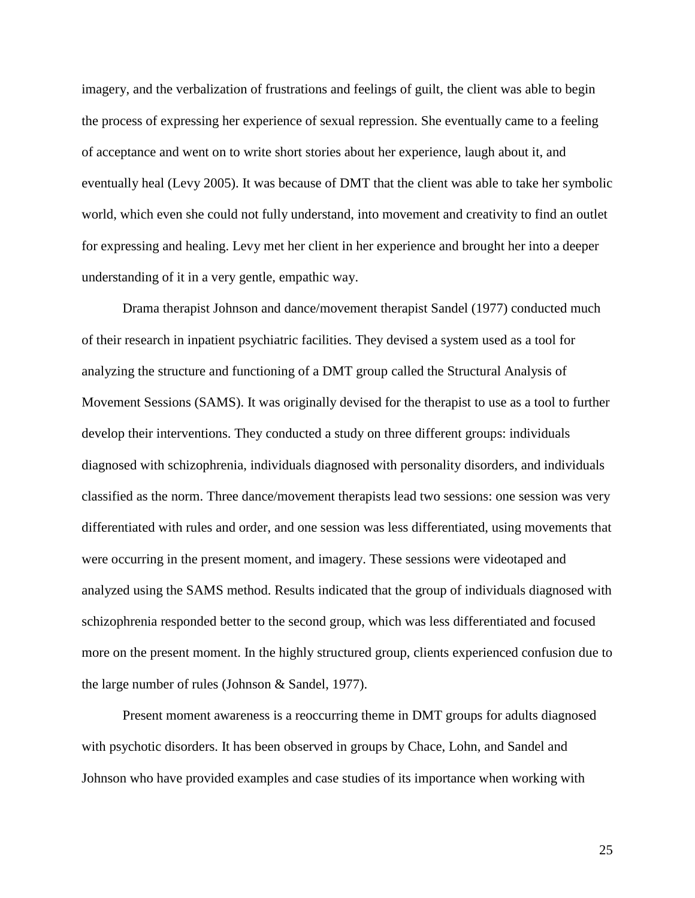imagery, and the verbalization of frustrations and feelings of guilt, the client was able to begin the process of expressing her experience of sexual repression. She eventually came to a feeling of acceptance and went on to write short stories about her experience, laugh about it, and eventually heal (Levy 2005). It was because of DMT that the client was able to take her symbolic world, which even she could not fully understand, into movement and creativity to find an outlet for expressing and healing. Levy met her client in her experience and brought her into a deeper understanding of it in a very gentle, empathic way.

Drama therapist Johnson and dance/movement therapist Sandel (1977) conducted much of their research in inpatient psychiatric facilities. They devised a system used as a tool for analyzing the structure and functioning of a DMT group called the Structural Analysis of Movement Sessions (SAMS). It was originally devised for the therapist to use as a tool to further develop their interventions. They conducted a study on three different groups: individuals diagnosed with schizophrenia, individuals diagnosed with personality disorders, and individuals classified as the norm. Three dance/movement therapists lead two sessions: one session was very differentiated with rules and order, and one session was less differentiated, using movements that were occurring in the present moment, and imagery. These sessions were videotaped and analyzed using the SAMS method. Results indicated that the group of individuals diagnosed with schizophrenia responded better to the second group, which was less differentiated and focused more on the present moment. In the highly structured group, clients experienced confusion due to the large number of rules (Johnson & Sandel, 1977).

Present moment awareness is a reoccurring theme in DMT groups for adults diagnosed with psychotic disorders. It has been observed in groups by Chace, Lohn, and Sandel and Johnson who have provided examples and case studies of its importance when working with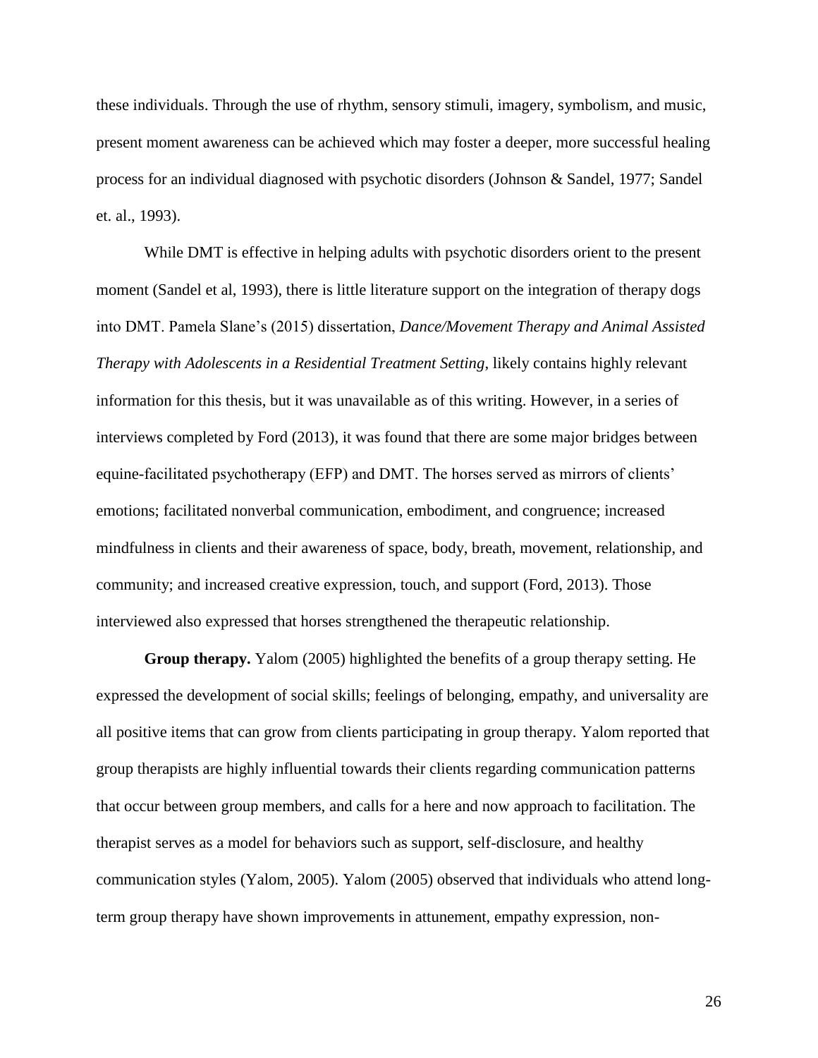these individuals. Through the use of rhythm, sensory stimuli, imagery, symbolism, and music, present moment awareness can be achieved which may foster a deeper, more successful healing process for an individual diagnosed with psychotic disorders (Johnson & Sandel, 1977; Sandel et. al., 1993).

While DMT is effective in helping adults with psychotic disorders orient to the present moment (Sandel et al, 1993), there is little literature support on the integration of therapy dogs into DMT. Pamela Slane's (2015) dissertation, *Dance/Movement Therapy and Animal Assisted Therapy with Adolescents in a Residential Treatment Setting*, likely contains highly relevant information for this thesis, but it was unavailable as of this writing. However, in a series of interviews completed by Ford (2013), it was found that there are some major bridges between equine-facilitated psychotherapy (EFP) and DMT. The horses served as mirrors of clients' emotions; facilitated nonverbal communication, embodiment, and congruence; increased mindfulness in clients and their awareness of space, body, breath, movement, relationship, and community; and increased creative expression, touch, and support (Ford, 2013). Those interviewed also expressed that horses strengthened the therapeutic relationship.

**Group therapy.** Yalom (2005) highlighted the benefits of a group therapy setting. He expressed the development of social skills; feelings of belonging, empathy, and universality are all positive items that can grow from clients participating in group therapy. Yalom reported that group therapists are highly influential towards their clients regarding communication patterns that occur between group members, and calls for a here and now approach to facilitation. The therapist serves as a model for behaviors such as support, self-disclosure, and healthy communication styles (Yalom, 2005). Yalom (2005) observed that individuals who attend long-term group therapy have shown improvements in attunement, empathy expression, non-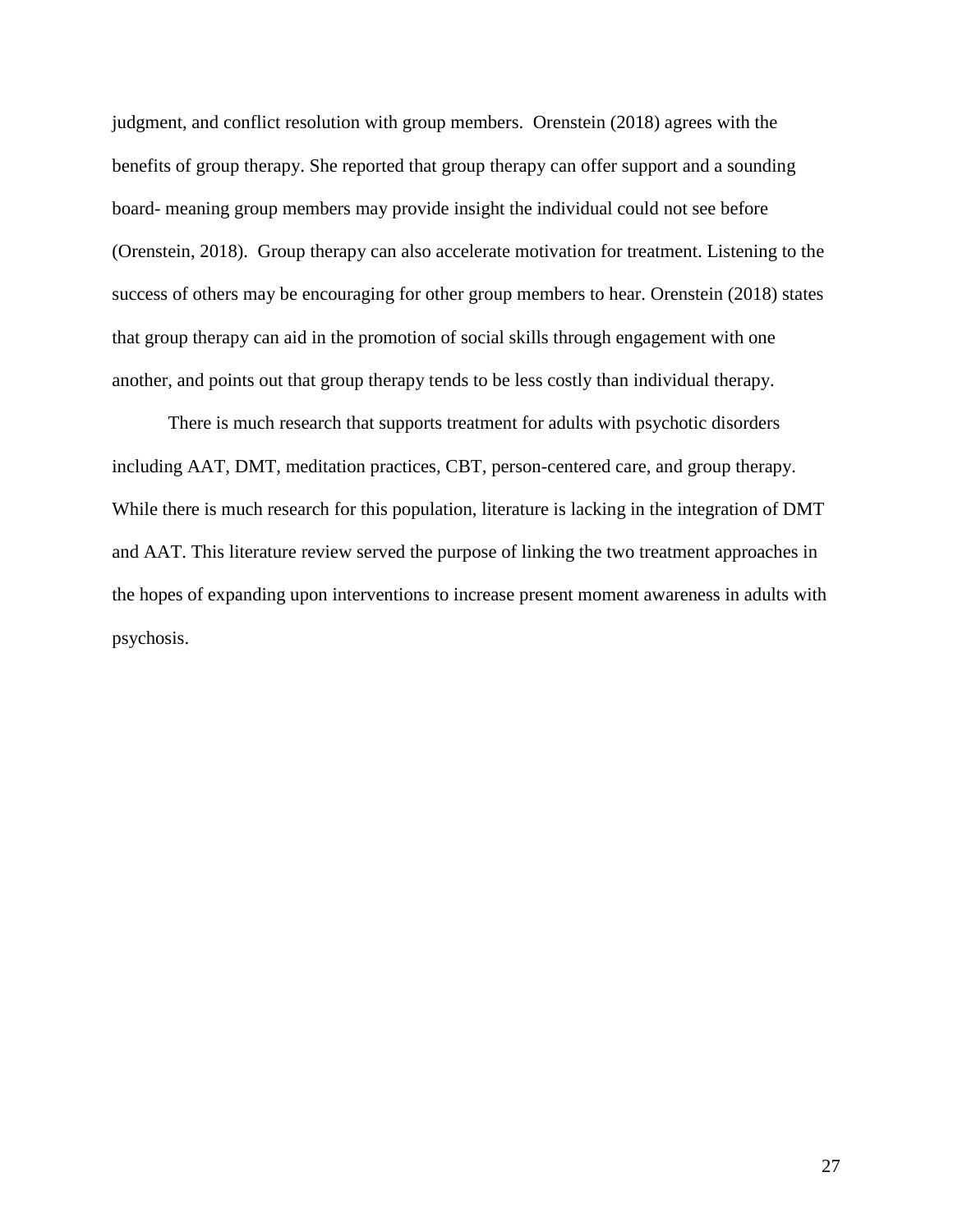judgment, and conflict resolution with group members. Orenstein (2018) agrees with the benefits of group therapy. She reported that group therapy can offer support and a sounding board- meaning group members may provide insight the individual could not see before (Orenstein, 2018). Group therapy can also accelerate motivation for treatment. Listening to the success of others may be encouraging for other group members to hear. Orenstein (2018) states that group therapy can aid in the promotion of social skills through engagement with one another, and points out that group therapy tends to be less costly than individual therapy.

There is much research that supports treatment for adults with psychotic disorders including AAT, DMT, meditation practices, CBT, person-centered care, and group therapy. While there is much research for this population, literature is lacking in the integration of DMT and AAT. This literature review served the purpose of linking the two treatment approaches in the hopes of expanding upon interventions to increase present moment awareness in adults with psychosis.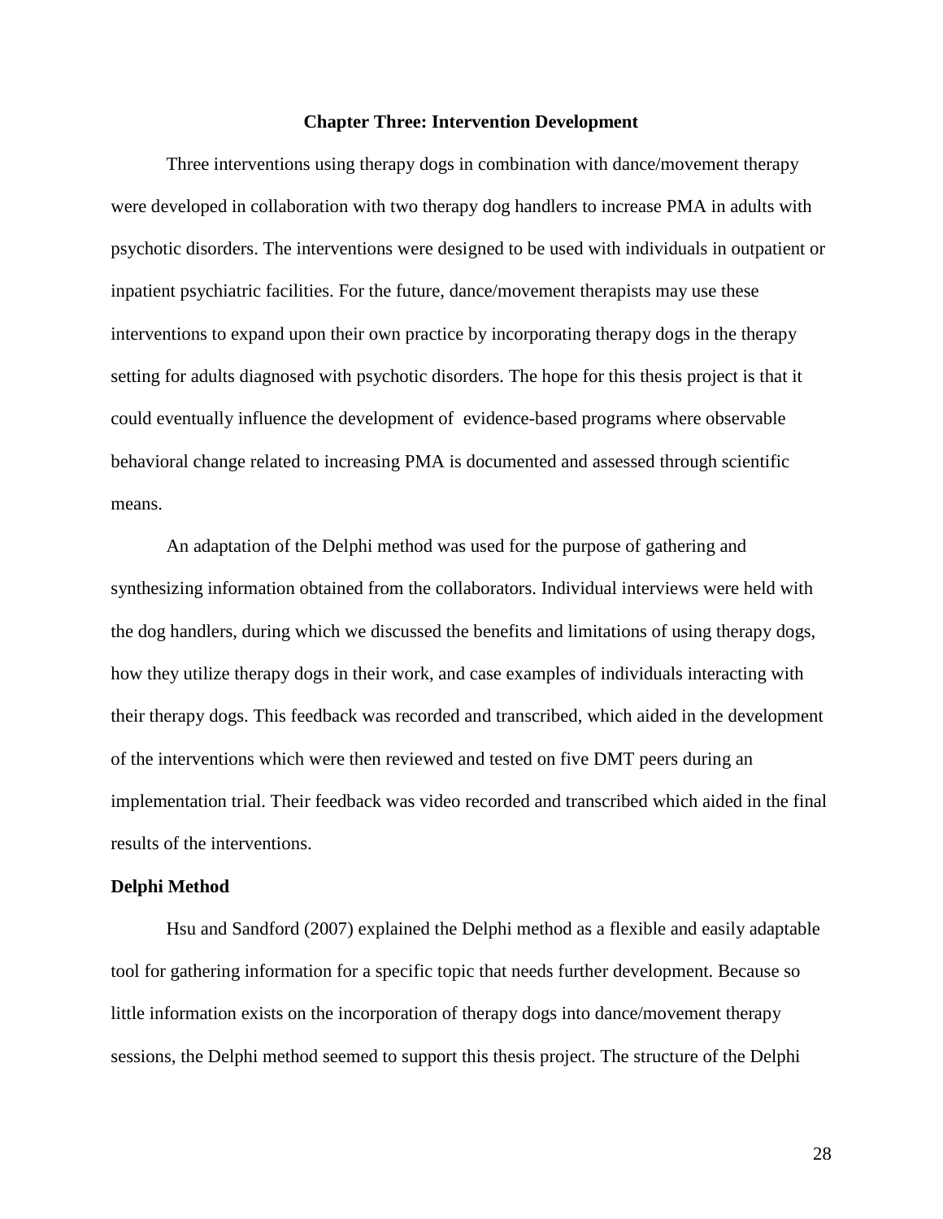## Chapter Three: Intervention Development

Three interventions using therapy dogs in combination with dance/movement therapy were developed in collaboration with two therapy dog handlers to increase PMA in adults with psychotic disorders. The interventions were designed to be used with individuals in outpatient or inpatient psychiatric facilities. For the future, dance/movement therapists may use these interventions to expand upon their own practice by incorporating therapy dogs in the therapy setting for adults diagnosed with psychotic disorders. The hope for this thesis project is that it could eventually influence the development of evidence-based programs where observable behavioral change related to increasing PMA is documented and assessed through scientific means.

An adaptation of the Delphi method was used for the purpose of gathering and synthesizing information obtained from the collaborators. Individual interviews were held with the dog handlers, during which we discussed the benefits and limitations of using therapy dogs, how they utilize therapy dogs in their work, and case examples of individuals interacting with their therapy dogs. This feedback was recorded and transcribed, which aided in the development of the interventions which were then reviewed and tested on five DMT peers during an implementation trial. Their feedback was video recorded and transcribed which aided in the final results of the interventions.

### Delphi Method

Hsu and Sandford (2007) explained the Delphi method as a flexible and easily adaptable tool for gathering information for a specific topic that needs further development. Because so little information exists on the incorporation of therapy dogs into dance/movement therapy sessions, the Delphi method seemed to support this thesis project. The structure of the Delphi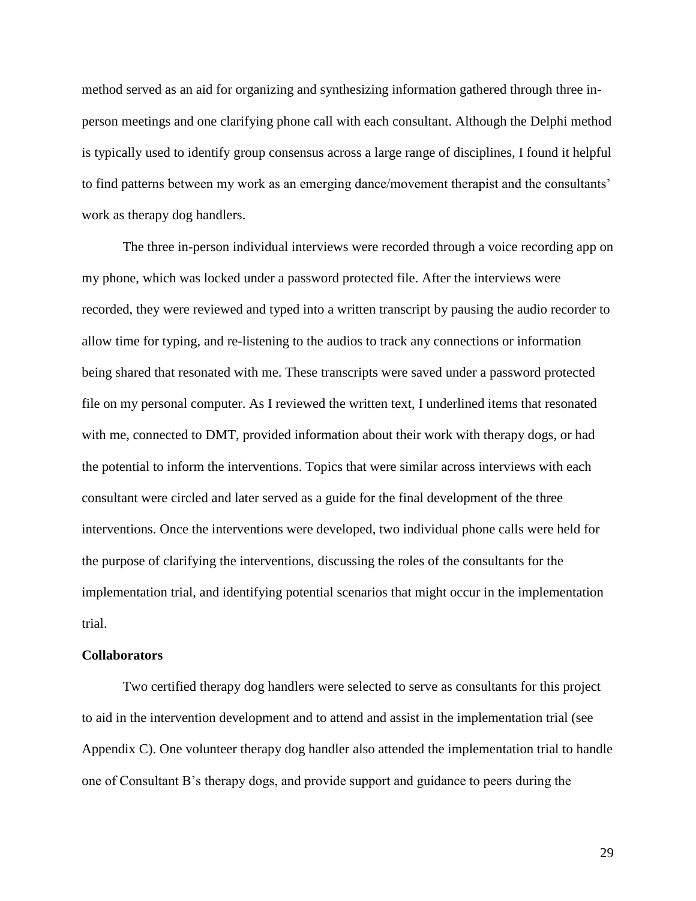method served as an aid for organizing and synthesizing information gathered through three in-person meetings and one clarifying phone call with each consultant. Although the Delphi method is typically used to identify group consensus across a large range of disciplines, I found it helpful to find patterns between my work as an emerging dance/movement therapist and the consultants' work as therapy dog handlers.

The three in-person individual interviews were recorded through a voice recording app on my phone, which was locked under a password protected file. After the interviews were recorded, they were reviewed and typed into a written transcript by pausing the audio recorder to allow time for typing, and re-listening to the audios to track any connections or information being shared that resonated with me. These transcripts were saved under a password protected file on my personal computer. As I reviewed the written text, I underlined items that resonated with me, connected to DMT, provided information about their work with therapy dogs, or had the potential to inform the interventions. Topics that were similar across interviews with each consultant were circled and later served as a guide for the final development of the three interventions. Once the interventions were developed, two individual phone calls were held for the purpose of clarifying the interventions, discussing the roles of the consultants for the implementation trial, and identifying potential scenarios that might occur in the implementation trial.

**Collaborators**

Two certified therapy dog handlers were selected to serve as consultants for this project to aid in the intervention development and to attend and assist in the implementation trial (see Appendix C). One volunteer therapy dog handler also attended the implementation trial to handle one of Consultant B's therapy dogs, and provide support and guidance to peers during the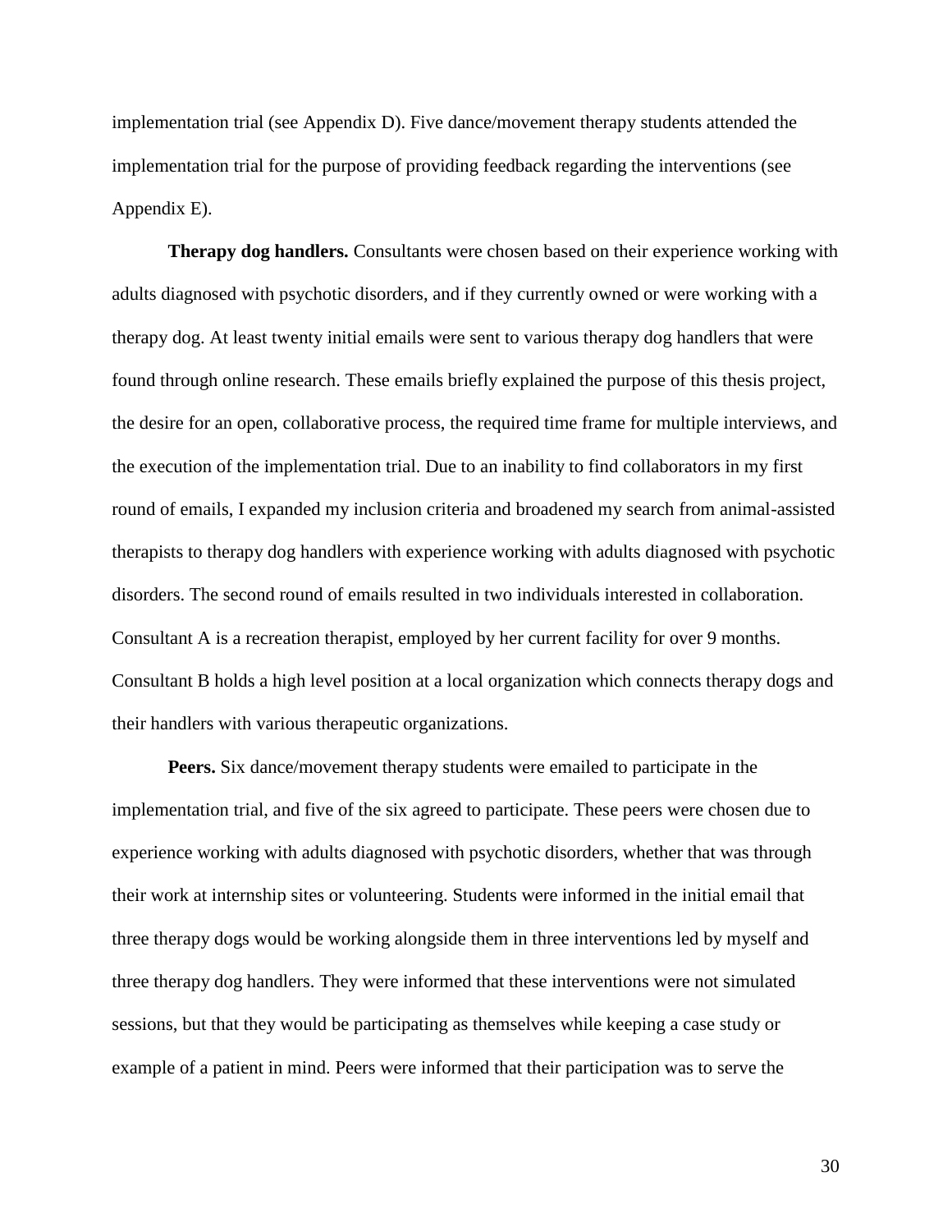implementation trial (see Appendix D). Five dance/movement therapy students attended the implementation trial for the purpose of providing feedback regarding the interventions (see Appendix E).

**Therapy dog handlers.** Consultants were chosen based on their experience working with adults diagnosed with psychotic disorders, and if they currently owned or were working with a therapy dog. At least twenty initial emails were sent to various therapy dog handlers that were found through online research. These emails briefly explained the purpose of this thesis project, the desire for an open, collaborative process, the required time frame for multiple interviews, and the execution of the implementation trial. Due to an inability to find collaborators in my first round of emails, I expanded my inclusion criteria and broadened my search from animal-assisted therapists to therapy dog handlers with experience working with adults diagnosed with psychotic disorders. The second round of emails resulted in two individuals interested in collaboration. Consultant A is a recreation therapist, employed by her current facility for over 9 months. Consultant B holds a high level position at a local organization which connects therapy dogs and their handlers with various therapeutic organizations.

**Peers.** Six dance/movement therapy students were emailed to participate in the implementation trial, and five of the six agreed to participate. These peers were chosen due to experience working with adults diagnosed with psychotic disorders, whether that was through their work at internship sites or volunteering. Students were informed in the initial email that three therapy dogs would be working alongside them in three interventions led by myself and three therapy dog handlers. They were informed that these interventions were not simulated sessions, but that they would be participating as themselves while keeping a case study or example of a patient in mind. Peers were informed that their participation was to serve the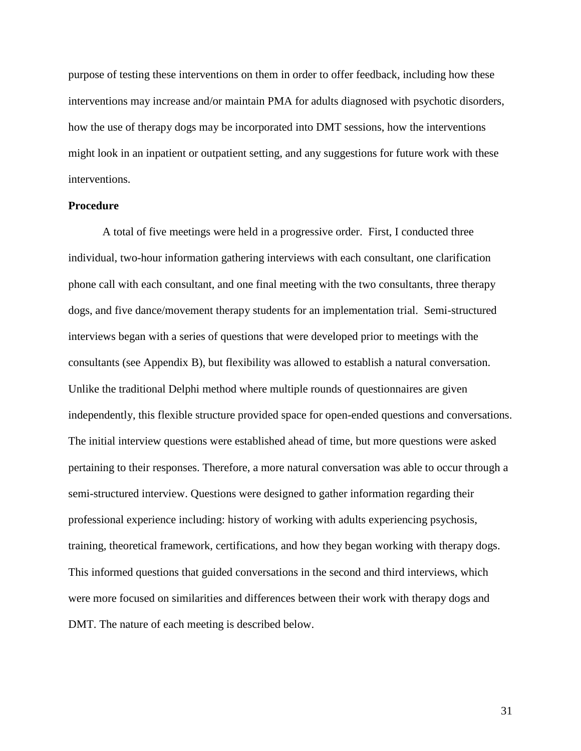purpose of testing these interventions on them in order to offer feedback, including how these interventions may increase and/or maintain PMA for adults diagnosed with psychotic disorders, how the use of therapy dogs may be incorporated into DMT sessions, how the interventions might look in an inpatient or outpatient setting, and any suggestions for future work with these interventions.

**Procedure**

A total of five meetings were held in a progressive order. First, I conducted three individual, two-hour information gathering interviews with each consultant, one clarification phone call with each consultant, and one final meeting with the two consultants, three therapy dogs, and five dance/movement therapy students for an implementation trial. Semi-structured interviews began with a series of questions that were developed prior to meetings with the consultants (see Appendix B), but flexibility was allowed to establish a natural conversation. Unlike the traditional Delphi method where multiple rounds of questionnaires are given independently, this flexible structure provided space for open-ended questions and conversations. The initial interview questions were established ahead of time, but more questions were asked pertaining to their responses. Therefore, a more natural conversation was able to occur through a semi-structured interview. Questions were designed to gather information regarding their professional experience including: history of working with adults experiencing psychosis, training, theoretical framework, certifications, and how they began working with therapy dogs. This informed questions that guided conversations in the second and third interviews, which were more focused on similarities and differences between their work with therapy dogs and DMT. The nature of each meeting is described below.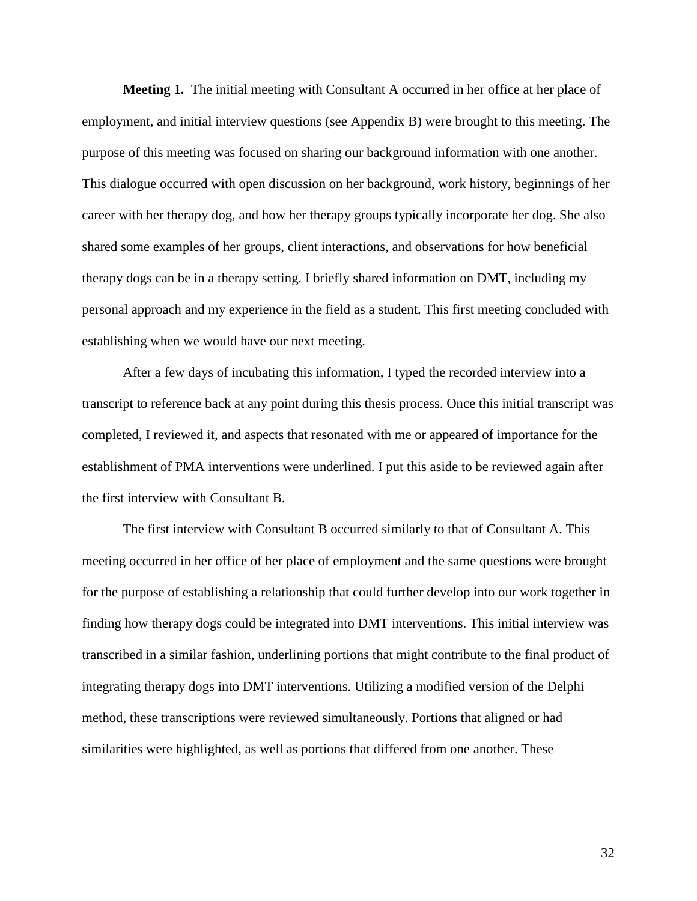**Meeting 1.** The initial meeting with Consultant A occurred in her office at her place of employment, and initial interview questions (see Appendix B) were brought to this meeting. The purpose of this meeting was focused on sharing our background information with one another. This dialogue occurred with open discussion on her background, work history, beginnings of her career with her therapy dog, and how her therapy groups typically incorporate her dog. She also shared some examples of her groups, client interactions, and observations for how beneficial therapy dogs can be in a therapy setting. I briefly shared information on DMT, including my personal approach and my experience in the field as a student. This first meeting concluded with establishing when we would have our next meeting.

After a few days of incubating this information, I typed the recorded interview into a transcript to reference back at any point during this thesis process. Once this initial transcript was completed, I reviewed it, and aspects that resonated with me or appeared of importance for the establishment of PMA interventions were underlined. I put this aside to be reviewed again after the first interview with Consultant B.

The first interview with Consultant B occurred similarly to that of Consultant A. This meeting occurred in her office of her place of employment and the same questions were brought for the purpose of establishing a relationship that could further develop into our work together in finding how therapy dogs could be integrated into DMT interventions. This initial interview was transcribed in a similar fashion, underlining portions that might contribute to the final product of integrating therapy dogs into DMT interventions. Utilizing a modified version of the Delphi method, these transcriptions were reviewed simultaneously. Portions that aligned or had similarities were highlighted, as well as portions that differed from one another. These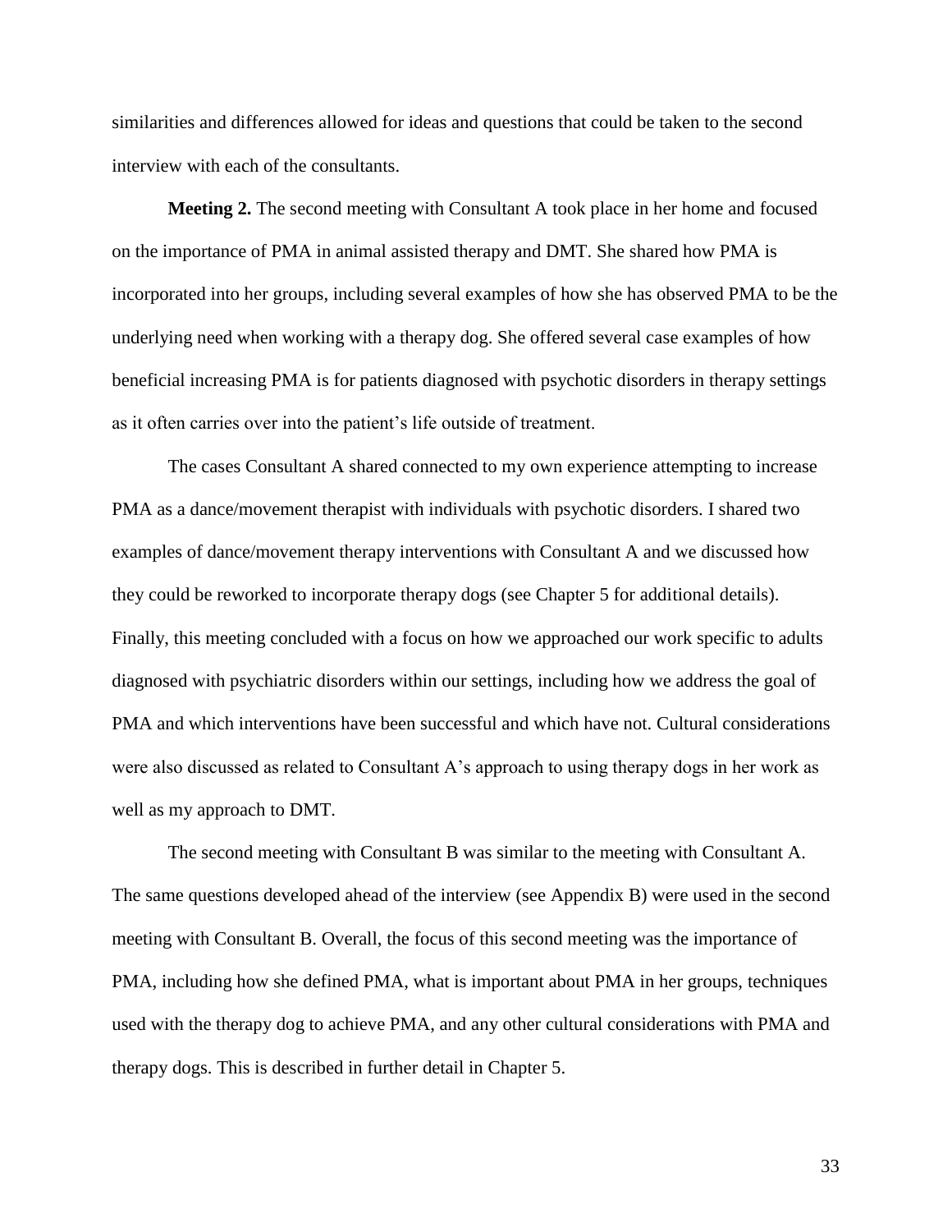similarities and differences allowed for ideas and questions that could be taken to the second interview with each of the consultants.

**Meeting 2.** The second meeting with Consultant A took place in her home and focused on the importance of PMA in animal assisted therapy and DMT. She shared how PMA is incorporated into her groups, including several examples of how she has observed PMA to be the underlying need when working with a therapy dog. She offered several case examples of how beneficial increasing PMA is for patients diagnosed with psychotic disorders in therapy settings as it often carries over into the patient's life outside of treatment.

The cases Consultant A shared connected to my own experience attempting to increase PMA as a dance/movement therapist with individuals with psychotic disorders. I shared two examples of dance/movement therapy interventions with Consultant A and we discussed how they could be reworked to incorporate therapy dogs (see Chapter 5 for additional details). Finally, this meeting concluded with a focus on how we approached our work specific to adults diagnosed with psychiatric disorders within our settings, including how we address the goal of PMA and which interventions have been successful and which have not. Cultural considerations were also discussed as related to Consultant A's approach to using therapy dogs in her work as well as my approach to DMT.

The second meeting with Consultant B was similar to the meeting with Consultant A. The same questions developed ahead of the interview (see Appendix B) were used in the second meeting with Consultant B. Overall, the focus of this second meeting was the importance of PMA, including how she defined PMA, what is important about PMA in her groups, techniques used with the therapy dog to achieve PMA, and any other cultural considerations with PMA and therapy dogs. This is described in further detail in Chapter 5.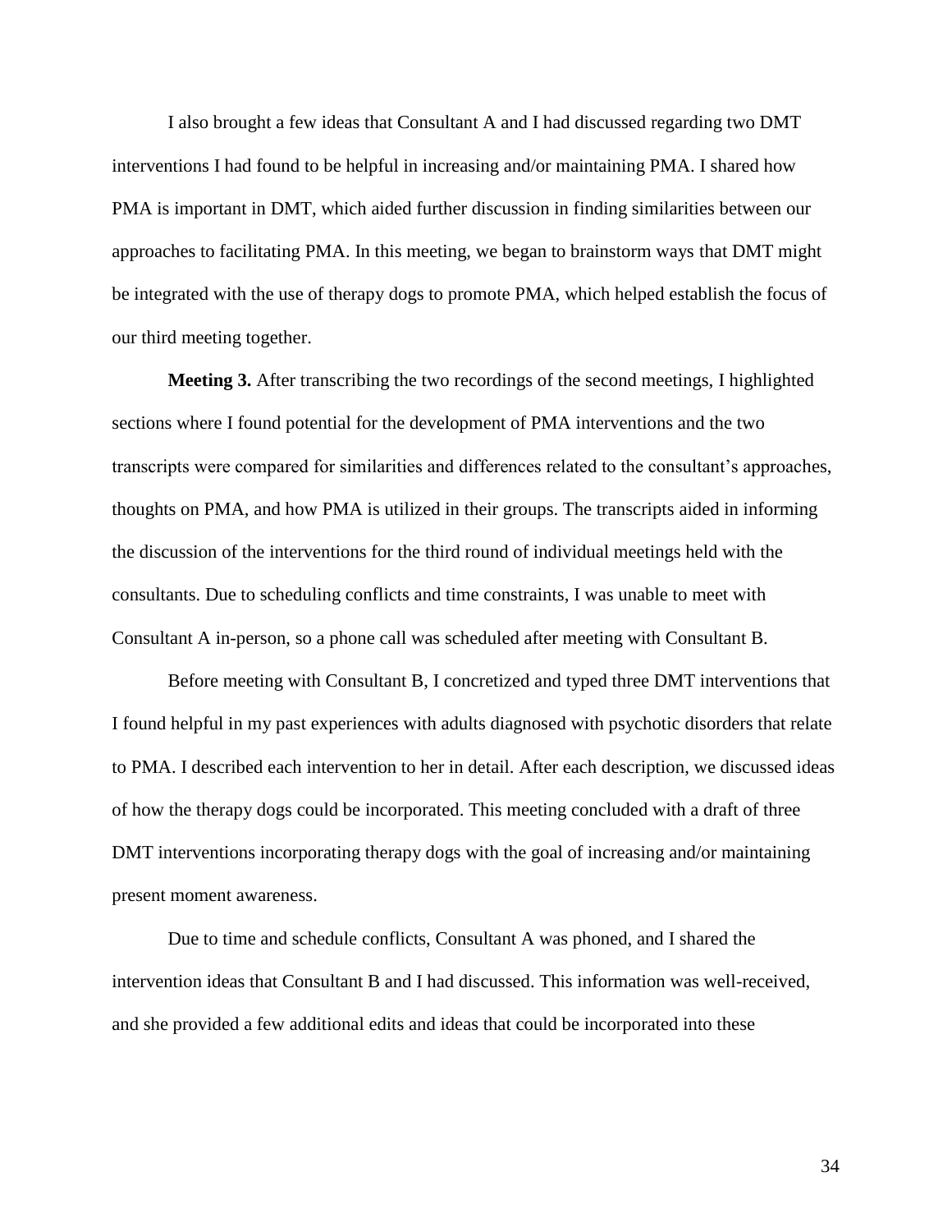I also brought a few ideas that Consultant A and I had discussed regarding two DMT interventions I had found to be helpful in increasing and/or maintaining PMA. I shared how PMA is important in DMT, which aided further discussion in finding similarities between our approaches to facilitating PMA. In this meeting, we began to brainstorm ways that DMT might be integrated with the use of therapy dogs to promote PMA, which helped establish the focus of our third meeting together.

**Meeting 3.** After transcribing the two recordings of the second meetings, I highlighted sections where I found potential for the development of PMA interventions and the two transcripts were compared for similarities and differences related to the consultant's approaches, thoughts on PMA, and how PMA is utilized in their groups. The transcripts aided in informing the discussion of the interventions for the third round of individual meetings held with the consultants. Due to scheduling conflicts and time constraints, I was unable to meet with Consultant A in-person, so a phone call was scheduled after meeting with Consultant B.

Before meeting with Consultant B, I concretized and typed three DMT interventions that I found helpful in my past experiences with adults diagnosed with psychotic disorders that relate to PMA. I described each intervention to her in detail. After each description, we discussed ideas of how the therapy dogs could be incorporated. This meeting concluded with a draft of three DMT interventions incorporating therapy dogs with the goal of increasing and/or maintaining present moment awareness.

Due to time and schedule conflicts, Consultant A was phoned, and I shared the intervention ideas that Consultant B and I had discussed. This information was well-received, and she provided a few additional edits and ideas that could be incorporated into these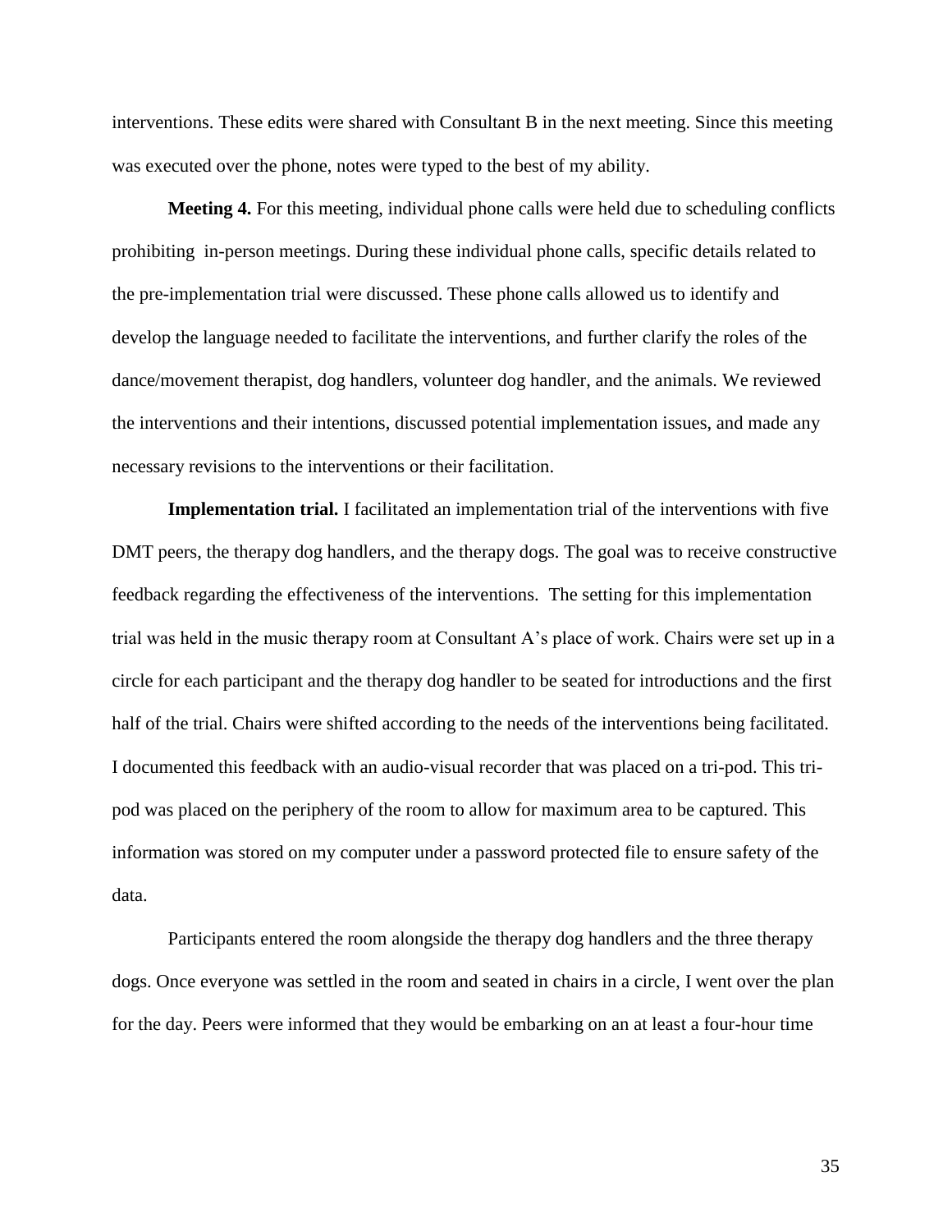interventions. These edits were shared with Consultant B in the next meeting. Since this meeting was executed over the phone, notes were typed to the best of my ability.

**Meeting 4.** For this meeting, individual phone calls were held due to scheduling conflicts prohibiting in-person meetings. During these individual phone calls, specific details related to the pre-implementation trial were discussed. These phone calls allowed us to identify and develop the language needed to facilitate the interventions, and further clarify the roles of the dance/movement therapist, dog handlers, volunteer dog handler, and the animals. We reviewed the interventions and their intentions, discussed potential implementation issues, and made any necessary revisions to the interventions or their facilitation.

**Implementation trial.** I facilitated an implementation trial of the interventions with five DMT peers, the therapy dog handlers, and the therapy dogs. The goal was to receive constructive feedback regarding the effectiveness of the interventions. The setting for this implementation trial was held in the music therapy room at Consultant A's place of work. Chairs were set up in a circle for each participant and the therapy dog handler to be seated for introductions and the first half of the trial. Chairs were shifted according to the needs of the interventions being facilitated. I documented this feedback with an audio-visual recorder that was placed on a tri-pod. This tri-pod was placed on the periphery of the room to allow for maximum area to be captured. This information was stored on my computer under a password protected file to ensure safety of the data.

Participants entered the room alongside the therapy dog handlers and the three therapy dogs. Once everyone was settled in the room and seated in chairs in a circle, I went over the plan for the day. Peers were informed that they would be embarking on an at least a four-hour time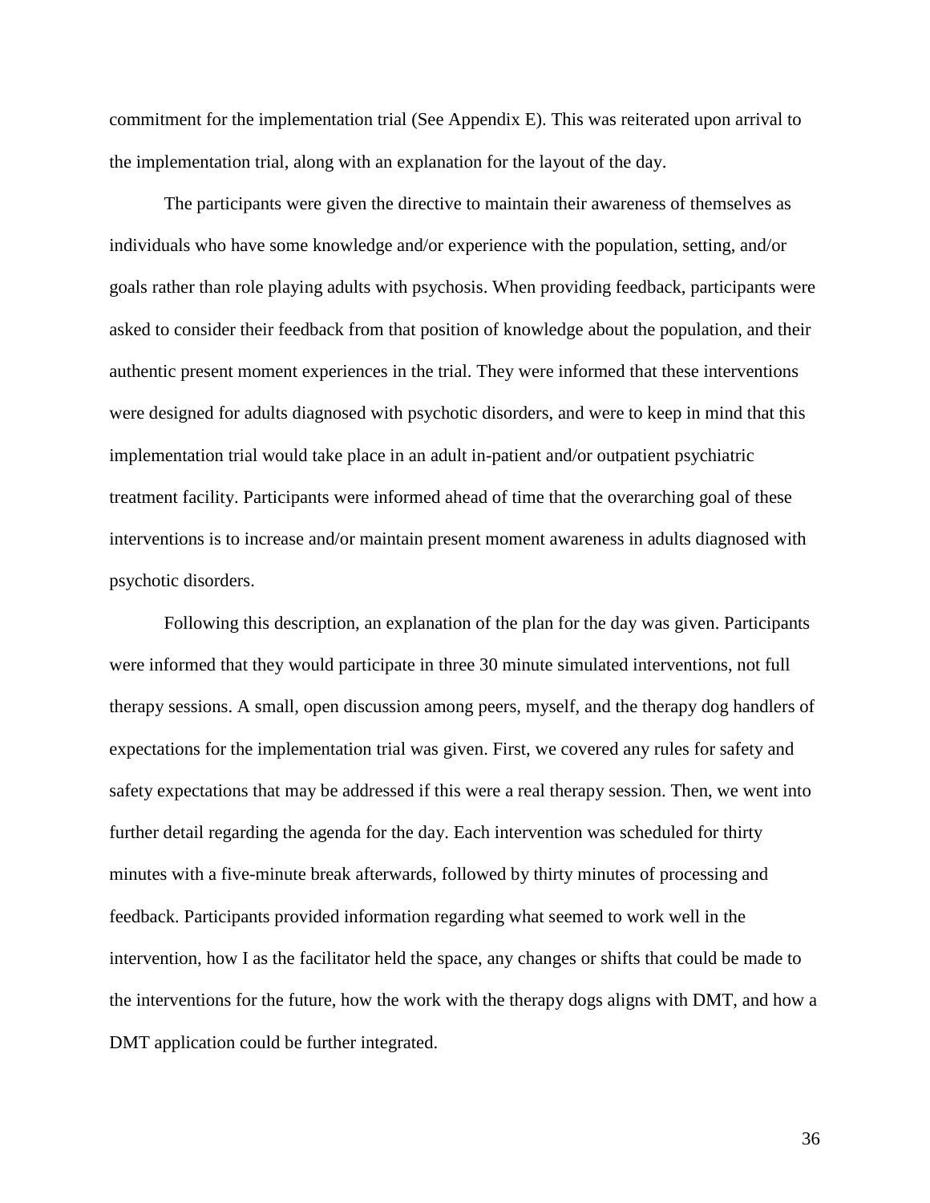commitment for the implementation trial (See Appendix E). This was reiterated upon arrival to the implementation trial, along with an explanation for the layout of the day.

The participants were given the directive to maintain their awareness of themselves as individuals who have some knowledge and/or experience with the population, setting, and/or goals rather than role playing adults with psychosis. When providing feedback, participants were asked to consider their feedback from that position of knowledge about the population, and their authentic present moment experiences in the trial. They were informed that these interventions were designed for adults diagnosed with psychotic disorders, and were to keep in mind that this implementation trial would take place in an adult in-patient and/or outpatient psychiatric treatment facility. Participants were informed ahead of time that the overarching goal of these interventions is to increase and/or maintain present moment awareness in adults diagnosed with psychotic disorders.

Following this description, an explanation of the plan for the day was given. Participants were informed that they would participate in three 30 minute simulated interventions, not full therapy sessions. A small, open discussion among peers, myself, and the therapy dog handlers of expectations for the implementation trial was given. First, we covered any rules for safety and safety expectations that may be addressed if this were a real therapy session. Then, we went into further detail regarding the agenda for the day. Each intervention was scheduled for thirty minutes with a five-minute break afterwards, followed by thirty minutes of processing and feedback. Participants provided information regarding what seemed to work well in the intervention, how I as the facilitator held the space, any changes or shifts that could be made to the interventions for the future, how the work with the therapy dogs aligns with DMT, and how a DMT application could be further integrated.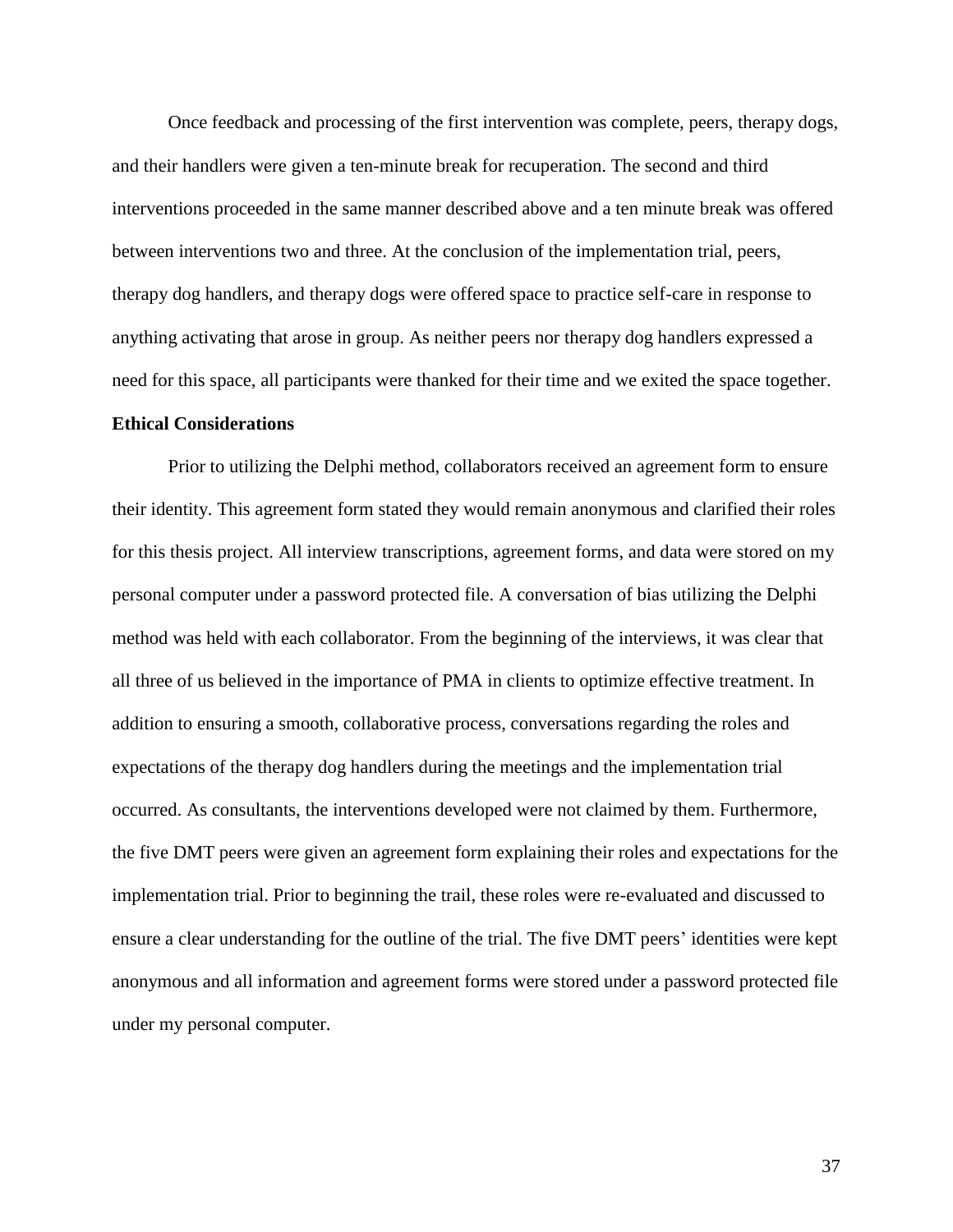Once feedback and processing of the first intervention was complete, peers, therapy dogs, and their handlers were given a ten-minute break for recuperation. The second and third interventions proceeded in the same manner described above and a ten minute break was offered between interventions two and three. At the conclusion of the implementation trial, peers, therapy dog handlers, and therapy dogs were offered space to practice self-care in response to anything activating that arose in group. As neither peers nor therapy dog handlers expressed a need for this space, all participants were thanked for their time and we exited the space together.

**Ethical Considerations**

Prior to utilizing the Delphi method, collaborators received an agreement form to ensure their identity. This agreement form stated they would remain anonymous and clarified their roles for this thesis project. All interview transcriptions, agreement forms, and data were stored on my personal computer under a password protected file. A conversation of bias utilizing the Delphi method was held with each collaborator. From the beginning of the interviews, it was clear that all three of us believed in the importance of PMA in clients to optimize effective treatment. In addition to ensuring a smooth, collaborative process, conversations regarding the roles and expectations of the therapy dog handlers during the meetings and the implementation trial occurred. As consultants, the interventions developed were not claimed by them. Furthermore, the five DMT peers were given an agreement form explaining their roles and expectations for the implementation trial. Prior to beginning the trail, these roles were re-evaluated and discussed to ensure a clear understanding for the outline of the trial. The five DMT peers' identities were kept anonymous and all information and agreement forms were stored under a password protected file under my personal computer.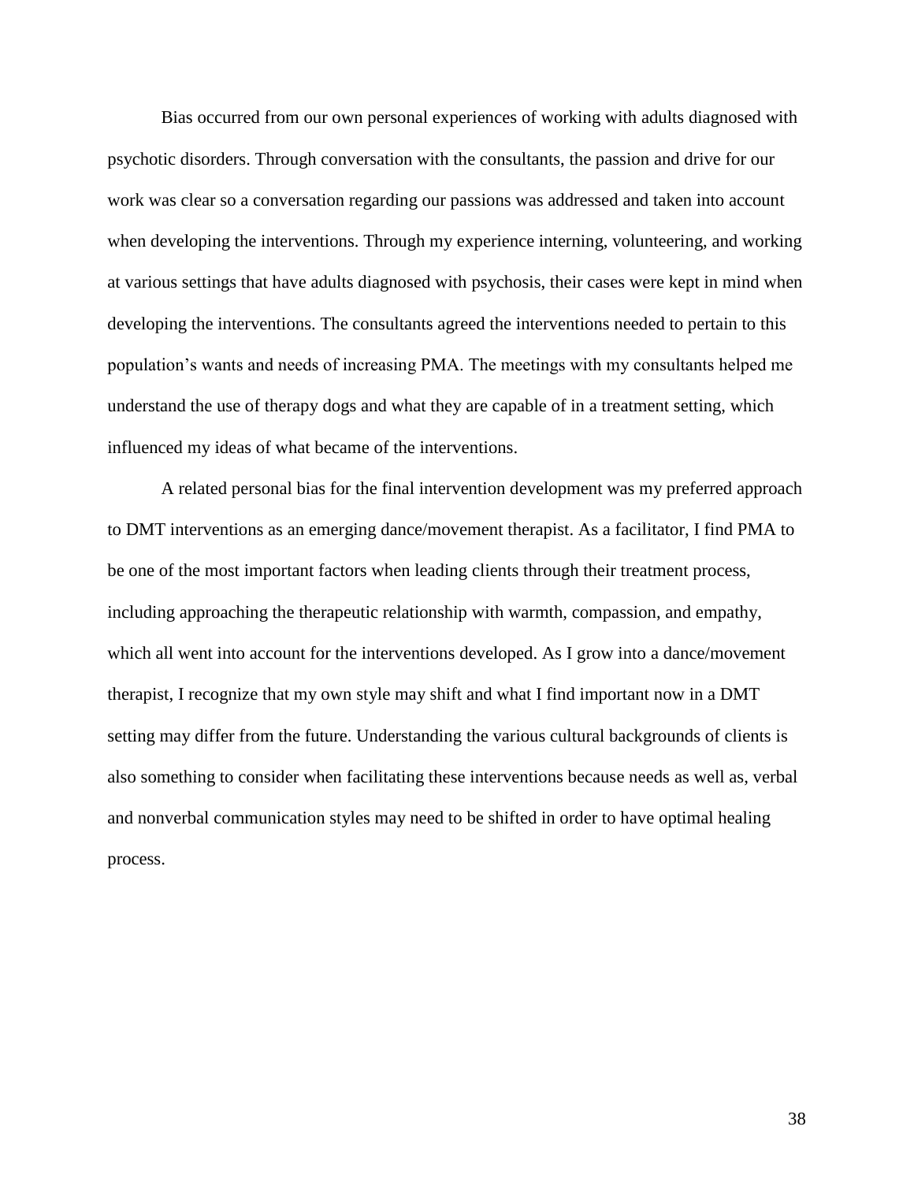Bias occurred from our own personal experiences of working with adults diagnosed with psychotic disorders. Through conversation with the consultants, the passion and drive for our work was clear so a conversation regarding our passions was addressed and taken into account when developing the interventions. Through my experience interning, volunteering, and working at various settings that have adults diagnosed with psychosis, their cases were kept in mind when developing the interventions. The consultants agreed the interventions needed to pertain to this population's wants and needs of increasing PMA. The meetings with my consultants helped me understand the use of therapy dogs and what they are capable of in a treatment setting, which influenced my ideas of what became of the interventions.

A related personal bias for the final intervention development was my preferred approach to DMT interventions as an emerging dance/movement therapist. As a facilitator, I find PMA to be one of the most important factors when leading clients through their treatment process, including approaching the therapeutic relationship with warmth, compassion, and empathy, which all went into account for the interventions developed. As I grow into a dance/movement therapist, I recognize that my own style may shift and what I find important now in a DMT setting may differ from the future. Understanding the various cultural backgrounds of clients is also something to consider when facilitating these interventions because needs as well as, verbal and nonverbal communication styles may need to be shifted in order to have optimal healing process.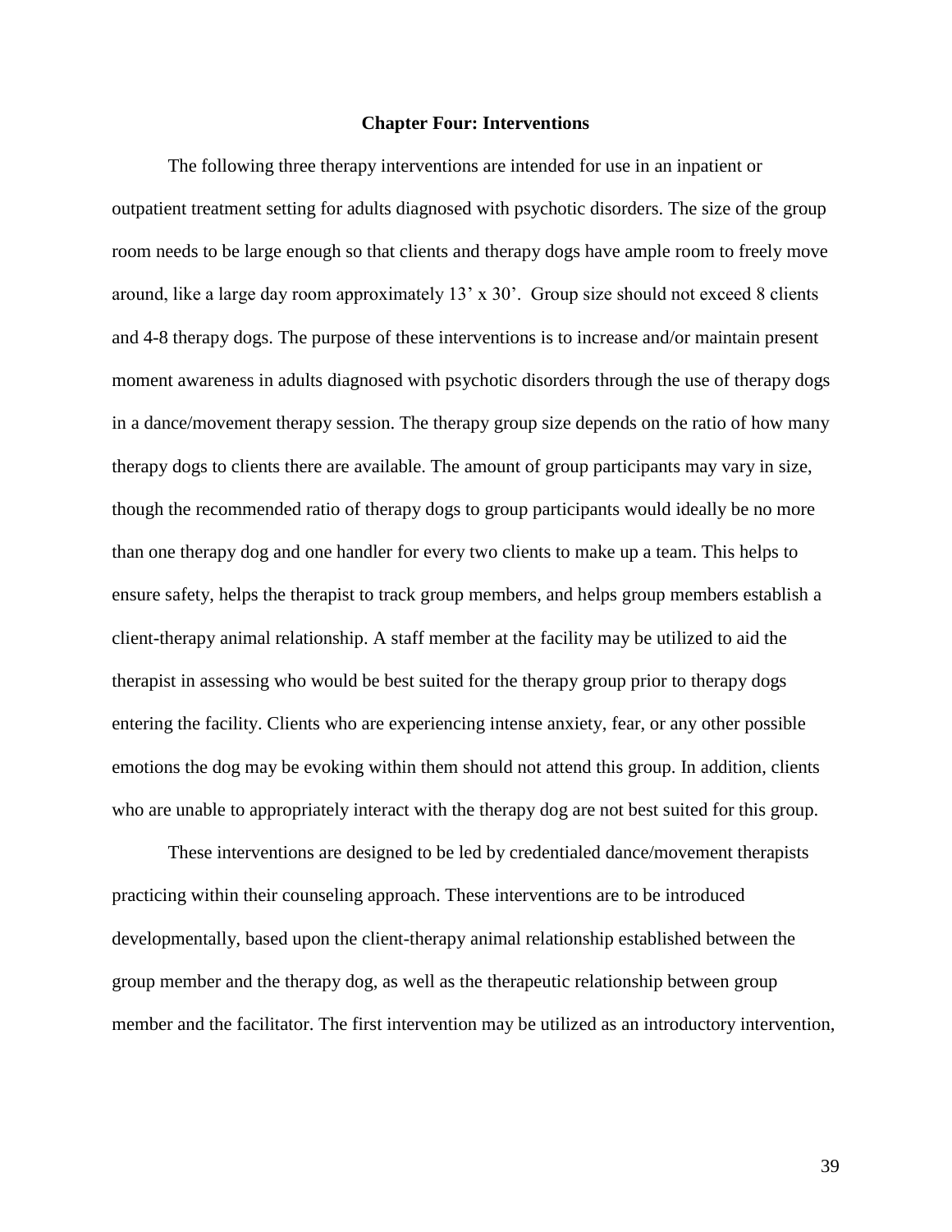# Chapter Four: Interventions

The following three therapy interventions are intended for use in an inpatient or outpatient treatment setting for adults diagnosed with psychotic disorders. The size of the group room needs to be large enough so that clients and therapy dogs have ample room to freely move around, like a large day room approximately 13' x 30'. Group size should not exceed 8 clients and 4-8 therapy dogs. The purpose of these interventions is to increase and/or maintain present moment awareness in adults diagnosed with psychotic disorders through the use of therapy dogs in a dance/movement therapy session. The therapy group size depends on the ratio of how many therapy dogs to clients there are available. The amount of group participants may vary in size, though the recommended ratio of therapy dogs to group participants would ideally be no more than one therapy dog and one handler for every two clients to make up a team. This helps to ensure safety, helps the therapist to track group members, and helps group members establish a client-therapy animal relationship. A staff member at the facility may be utilized to aid the therapist in assessing who would be best suited for the therapy group prior to therapy dogs entering the facility. Clients who are experiencing intense anxiety, fear, or any other possible emotions the dog may be evoking within them should not attend this group. In addition, clients who are unable to appropriately interact with the therapy dog are not best suited for this group.

These interventions are designed to be led by credentialed dance/movement therapists practicing within their counseling approach. These interventions are to be introduced developmentally, based upon the client-therapy animal relationship established between the group member and the therapy dog, as well as the therapeutic relationship between group member and the facilitator. The first intervention may be utilized as an introductory intervention,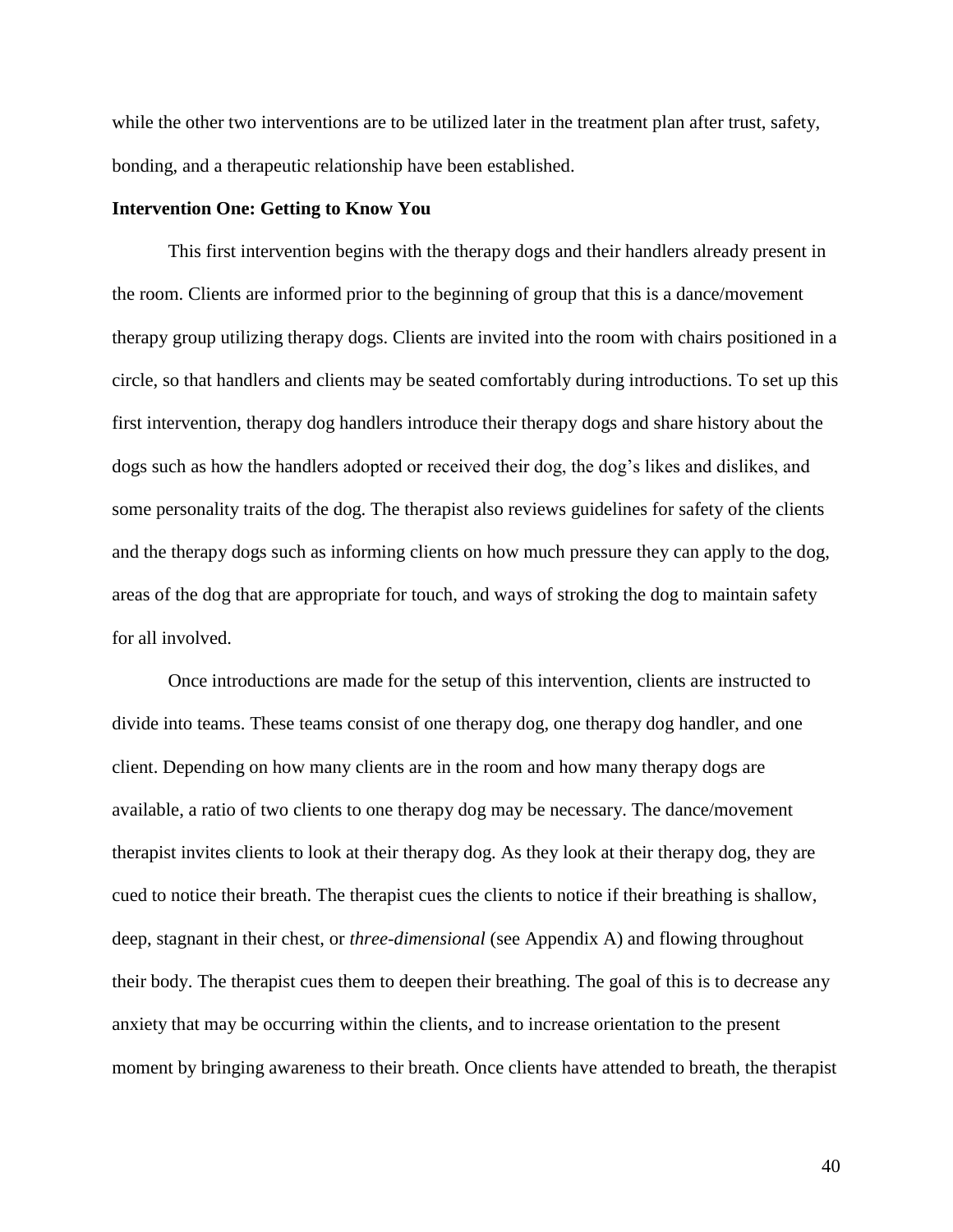while the other two interventions are to be utilized later in the treatment plan after trust, safety, bonding, and a therapeutic relationship have been established.

**Intervention One: Getting to Know You**

This first intervention begins with the therapy dogs and their handlers already present in the room. Clients are informed prior to the beginning of group that this is a dance/movement therapy group utilizing therapy dogs. Clients are invited into the room with chairs positioned in a circle, so that handlers and clients may be seated comfortably during introductions. To set up this first intervention, therapy dog handlers introduce their therapy dogs and share history about the dogs such as how the handlers adopted or received their dog, the dog's likes and dislikes, and some personality traits of the dog. The therapist also reviews guidelines for safety of the clients and the therapy dogs such as informing clients on how much pressure they can apply to the dog, areas of the dog that are appropriate for touch, and ways of stroking the dog to maintain safety for all involved.

Once introductions are made for the setup of this intervention, clients are instructed to divide into teams. These teams consist of one therapy dog, one therapy dog handler, and one client. Depending on how many clients are in the room and how many therapy dogs are available, a ratio of two clients to one therapy dog may be necessary. The dance/movement therapist invites clients to look at their therapy dog. As they look at their therapy dog, they are cued to notice their breath. The therapist cues the clients to notice if their breathing is shallow, deep, stagnant in their chest, or *three-dimensional* (see Appendix A) and flowing throughout their body. The therapist cues them to deepen their breathing. The goal of this is to decrease any anxiety that may be occurring within the clients, and to increase orientation to the present moment by bringing awareness to their breath. Once clients have attended to breath, the therapist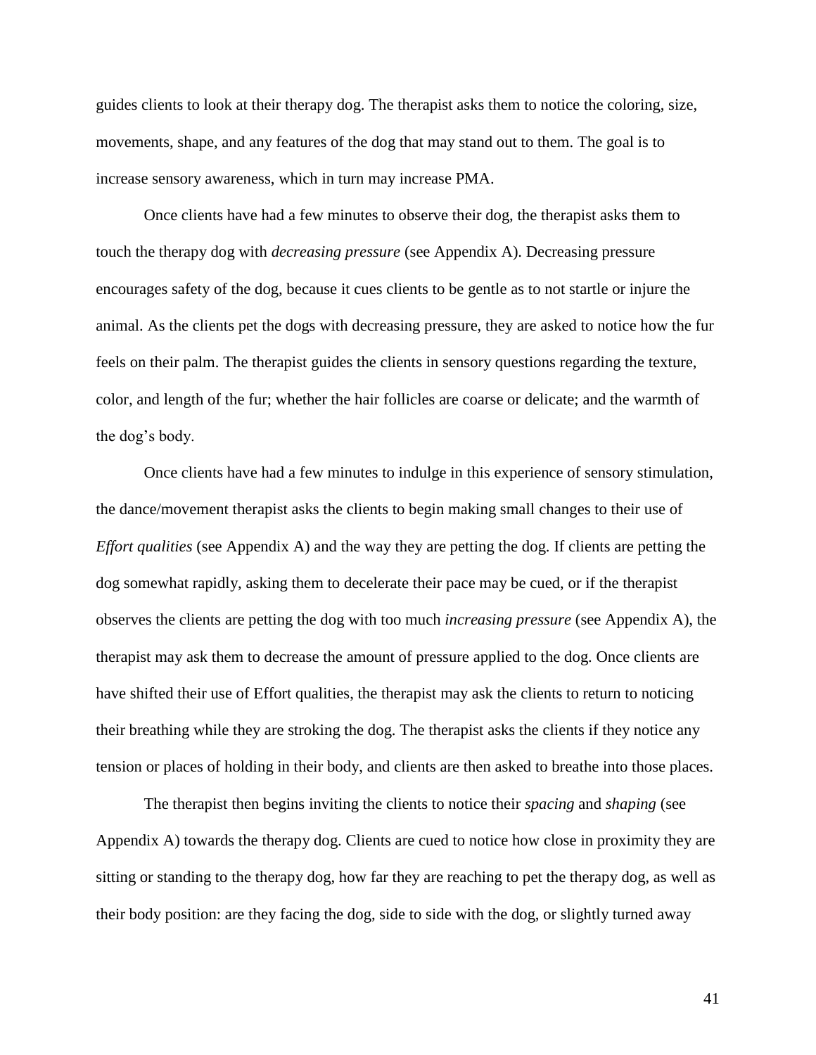guides clients to look at their therapy dog. The therapist asks them to notice the coloring, size, movements, shape, and any features of the dog that may stand out to them. The goal is to increase sensory awareness, which in turn may increase PMA.

Once clients have had a few minutes to observe their dog, the therapist asks them to touch the therapy dog with *decreasing pressure* (see Appendix A). Decreasing pressure encourages safety of the dog, because it cues clients to be gentle as to not startle or injure the animal. As the clients pet the dogs with decreasing pressure, they are asked to notice how the fur feels on their palm. The therapist guides the clients in sensory questions regarding the texture, color, and length of the fur; whether the hair follicles are coarse or delicate; and the warmth of the dog's body.

Once clients have had a few minutes to indulge in this experience of sensory stimulation, the dance/movement therapist asks the clients to begin making small changes to their use of *Effort qualities* (see Appendix A) and the way they are petting the dog. If clients are petting the dog somewhat rapidly, asking them to decelerate their pace may be cued, or if the therapist observes the clients are petting the dog with too much *increasing pressure* (see Appendix A), the therapist may ask them to decrease the amount of pressure applied to the dog. Once clients are have shifted their use of Effort qualities, the therapist may ask the clients to return to noticing their breathing while they are stroking the dog. The therapist asks the clients if they notice any tension or places of holding in their body, and clients are then asked to breathe into those places.

The therapist then begins inviting the clients to notice their *spacing* and *shaping* (see Appendix A) towards the therapy dog. Clients are cued to notice how close in proximity they are sitting or standing to the therapy dog, how far they are reaching to pet the therapy dog, as well as their body position: are they facing the dog, side to side with the dog, or slightly turned away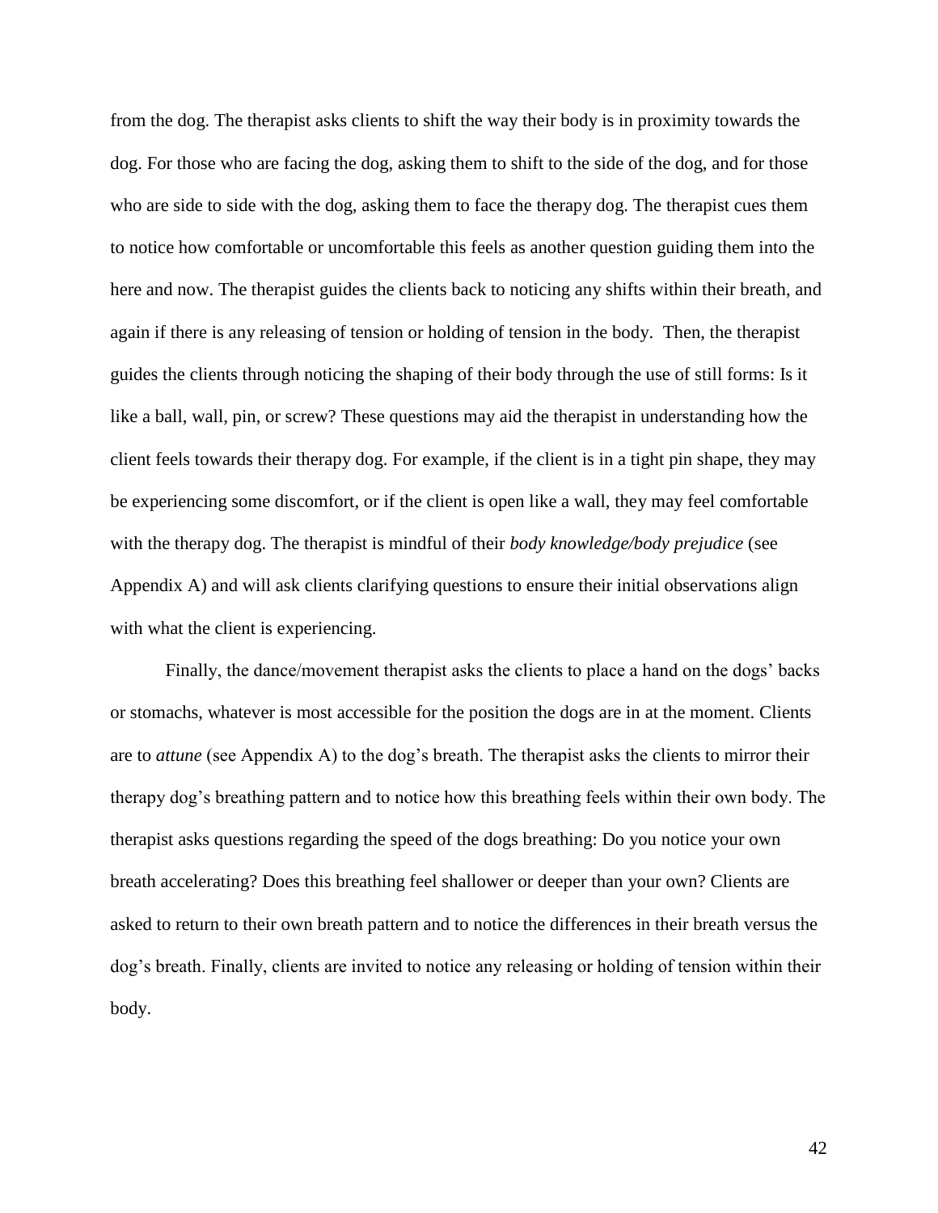from the dog. The therapist asks clients to shift the way their body is in proximity towards the dog. For those who are facing the dog, asking them to shift to the side of the dog, and for those who are side to side with the dog, asking them to face the therapy dog. The therapist cues them to notice how comfortable or uncomfortable this feels as another question guiding them into the here and now. The therapist guides the clients back to noticing any shifts within their breath, and again if there is any releasing of tension or holding of tension in the body. Then, the therapist guides the clients through noticing the shaping of their body through the use of still forms: Is it like a ball, wall, pin, or screw? These questions may aid the therapist in understanding how the client feels towards their therapy dog. For example, if the client is in a tight pin shape, they may be experiencing some discomfort, or if the client is open like a wall, they may feel comfortable with the therapy dog. The therapist is mindful of their *body knowledge/body prejudice* (see Appendix A) and will ask clients clarifying questions to ensure their initial observations align with what the client is experiencing.

Finally, the dance/movement therapist asks the clients to place a hand on the dogs' backs or stomachs, whatever is most accessible for the position the dogs are in at the moment. Clients are to *attune* (see Appendix A) to the dog's breath. The therapist asks the clients to mirror their therapy dog's breathing pattern and to notice how this breathing feels within their own body. The therapist asks questions regarding the speed of the dogs breathing: Do you notice your own breath accelerating? Does this breathing feel shallower or deeper than your own? Clients are asked to return to their own breath pattern and to notice the differences in their breath versus the dog's breath. Finally, clients are invited to notice any releasing or holding of tension within their body.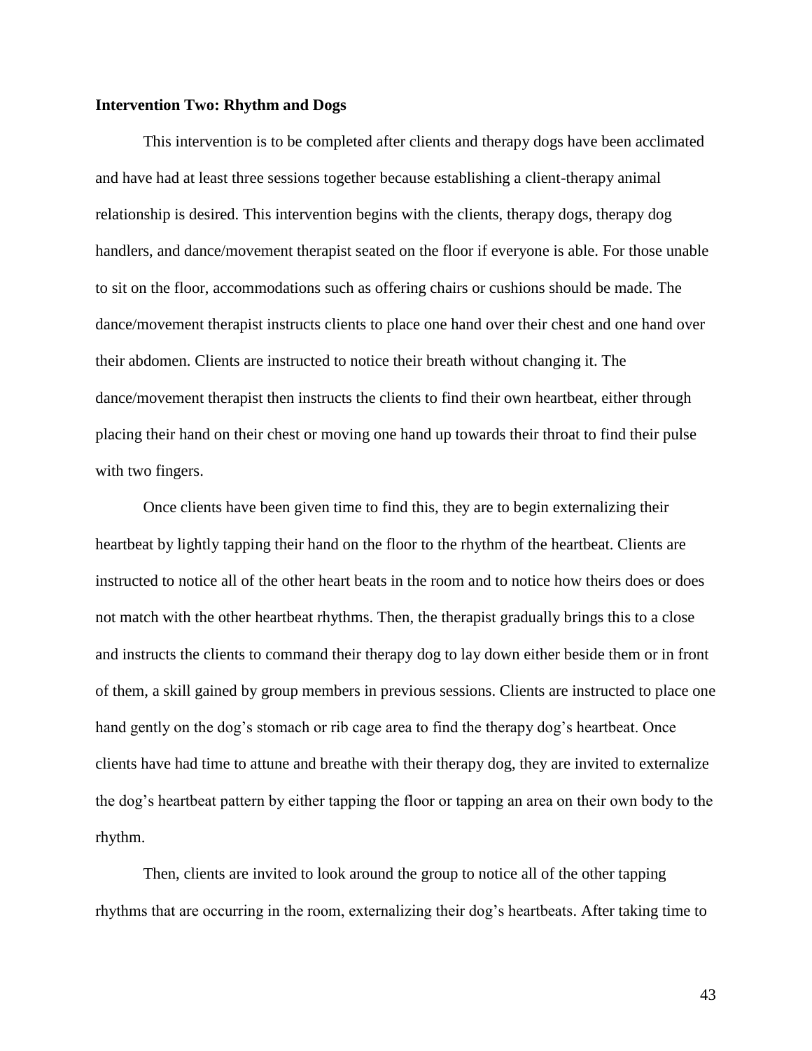**Intervention Two: Rhythm and Dogs**

This intervention is to be completed after clients and therapy dogs have been acclimated and have had at least three sessions together because establishing a client-therapy animal relationship is desired. This intervention begins with the clients, therapy dogs, therapy dog handlers, and dance/movement therapist seated on the floor if everyone is able. For those unable to sit on the floor, accommodations such as offering chairs or cushions should be made. The dance/movement therapist instructs clients to place one hand over their chest and one hand over their abdomen. Clients are instructed to notice their breath without changing it. The dance/movement therapist then instructs the clients to find their own heartbeat, either through placing their hand on their chest or moving one hand up towards their throat to find their pulse with two fingers.

Once clients have been given time to find this, they are to begin externalizing their heartbeat by lightly tapping their hand on the floor to the rhythm of the heartbeat. Clients are instructed to notice all of the other heart beats in the room and to notice how theirs does or does not match with the other heartbeat rhythms. Then, the therapist gradually brings this to a close and instructs the clients to command their therapy dog to lay down either beside them or in front of them, a skill gained by group members in previous sessions. Clients are instructed to place one hand gently on the dog's stomach or rib cage area to find the therapy dog's heartbeat. Once clients have had time to attune and breathe with their therapy dog, they are invited to externalize the dog's heartbeat pattern by either tapping the floor or tapping an area on their own body to the rhythm.

Then, clients are invited to look around the group to notice all of the other tapping rhythms that are occurring in the room, externalizing their dog's heartbeats. After taking time to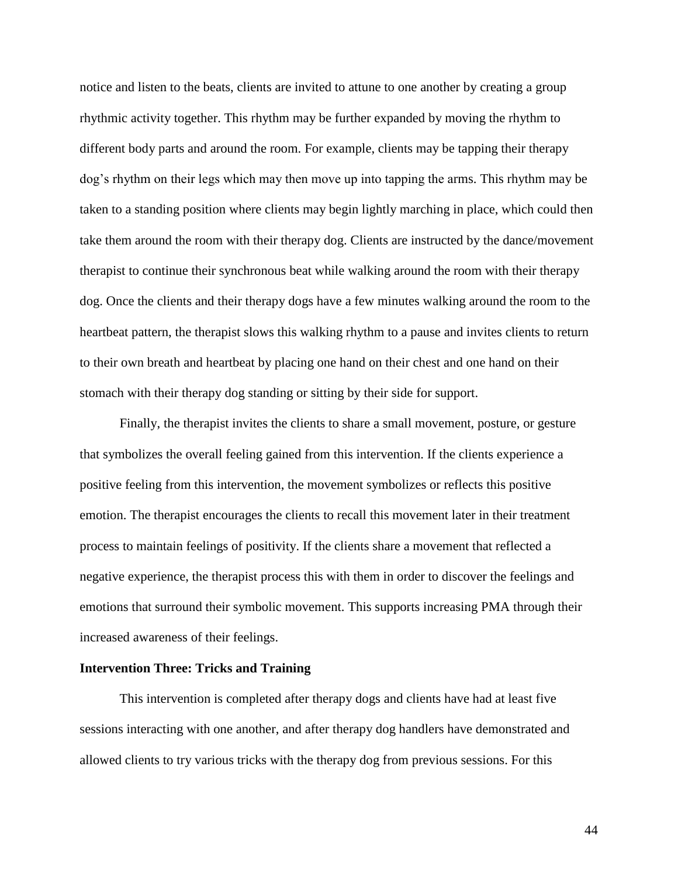notice and listen to the beats, clients are invited to attune to one another by creating a group rhythmic activity together. This rhythm may be further expanded by moving the rhythm to different body parts and around the room. For example, clients may be tapping their therapy dog's rhythm on their legs which may then move up into tapping the arms. This rhythm may be taken to a standing position where clients may begin lightly marching in place, which could then take them around the room with their therapy dog. Clients are instructed by the dance/movement therapist to continue their synchronous beat while walking around the room with their therapy dog. Once the clients and their therapy dogs have a few minutes walking around the room to the heartbeat pattern, the therapist slows this walking rhythm to a pause and invites clients to return to their own breath and heartbeat by placing one hand on their chest and one hand on their stomach with their therapy dog standing or sitting by their side for support.

Finally, the therapist invites the clients to share a small movement, posture, or gesture that symbolizes the overall feeling gained from this intervention. If the clients experience a positive feeling from this intervention, the movement symbolizes or reflects this positive emotion. The therapist encourages the clients to recall this movement later in their treatment process to maintain feelings of positivity. If the clients share a movement that reflected a negative experience, the therapist process this with them in order to discover the feelings and emotions that surround their symbolic movement. This supports increasing PMA through their increased awareness of their feelings.

**Intervention Three: Tricks and Training**

This intervention is completed after therapy dogs and clients have had at least five sessions interacting with one another, and after therapy dog handlers have demonstrated and allowed clients to try various tricks with the therapy dog from previous sessions. For this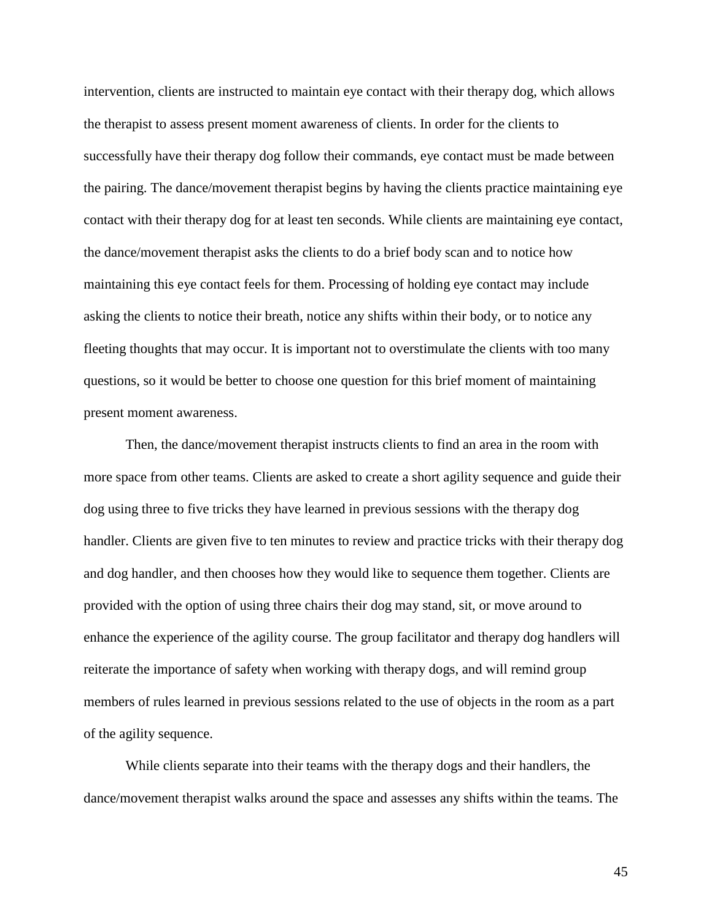intervention, clients are instructed to maintain eye contact with their therapy dog, which allows the therapist to assess present moment awareness of clients. In order for the clients to successfully have their therapy dog follow their commands, eye contact must be made between the pairing. The dance/movement therapist begins by having the clients practice maintaining eye contact with their therapy dog for at least ten seconds. While clients are maintaining eye contact, the dance/movement therapist asks the clients to do a brief body scan and to notice how maintaining this eye contact feels for them. Processing of holding eye contact may include asking the clients to notice their breath, notice any shifts within their body, or to notice any fleeting thoughts that may occur. It is important not to overstimulate the clients with too many questions, so it would be better to choose one question for this brief moment of maintaining present moment awareness.

Then, the dance/movement therapist instructs clients to find an area in the room with more space from other teams. Clients are asked to create a short agility sequence and guide their dog using three to five tricks they have learned in previous sessions with the therapy dog handler. Clients are given five to ten minutes to review and practice tricks with their therapy dog and dog handler, and then chooses how they would like to sequence them together. Clients are provided with the option of using three chairs their dog may stand, sit, or move around to enhance the experience of the agility course. The group facilitator and therapy dog handlers will reiterate the importance of safety when working with therapy dogs, and will remind group members of rules learned in previous sessions related to the use of objects in the room as a part of the agility sequence.

While clients separate into their teams with the therapy dogs and their handlers, the dance/movement therapist walks around the space and assesses any shifts within the teams. The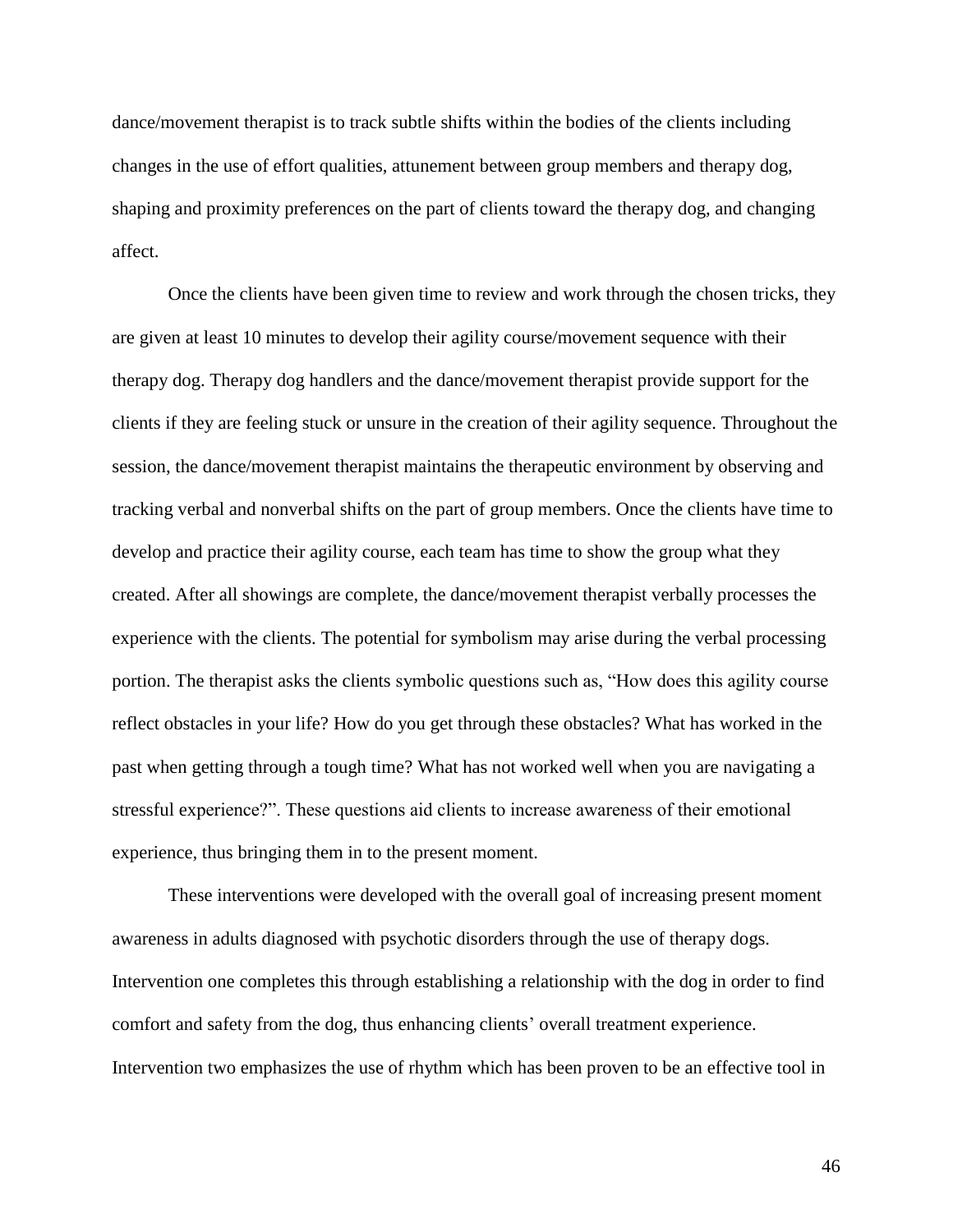dance/movement therapist is to track subtle shifts within the bodies of the clients including changes in the use of effort qualities, attunement between group members and therapy dog, shaping and proximity preferences on the part of clients toward the therapy dog, and changing affect.

Once the clients have been given time to review and work through the chosen tricks, they are given at least 10 minutes to develop their agility course/movement sequence with their therapy dog. Therapy dog handlers and the dance/movement therapist provide support for the clients if they are feeling stuck or unsure in the creation of their agility sequence. Throughout the session, the dance/movement therapist maintains the therapeutic environment by observing and tracking verbal and nonverbal shifts on the part of group members. Once the clients have time to develop and practice their agility course, each team has time to show the group what they created. After all showings are complete, the dance/movement therapist verbally processes the experience with the clients. The potential for symbolism may arise during the verbal processing portion. The therapist asks the clients symbolic questions such as, "How does this agility course reflect obstacles in your life? How do you get through these obstacles? What has worked in the past when getting through a tough time? What has not worked well when you are navigating a stressful experience?". These questions aid clients to increase awareness of their emotional experience, thus bringing them in to the present moment.

These interventions were developed with the overall goal of increasing present moment awareness in adults diagnosed with psychotic disorders through the use of therapy dogs. Intervention one completes this through establishing a relationship with the dog in order to find comfort and safety from the dog, thus enhancing clients' overall treatment experience. Intervention two emphasizes the use of rhythm which has been proven to be an effective tool in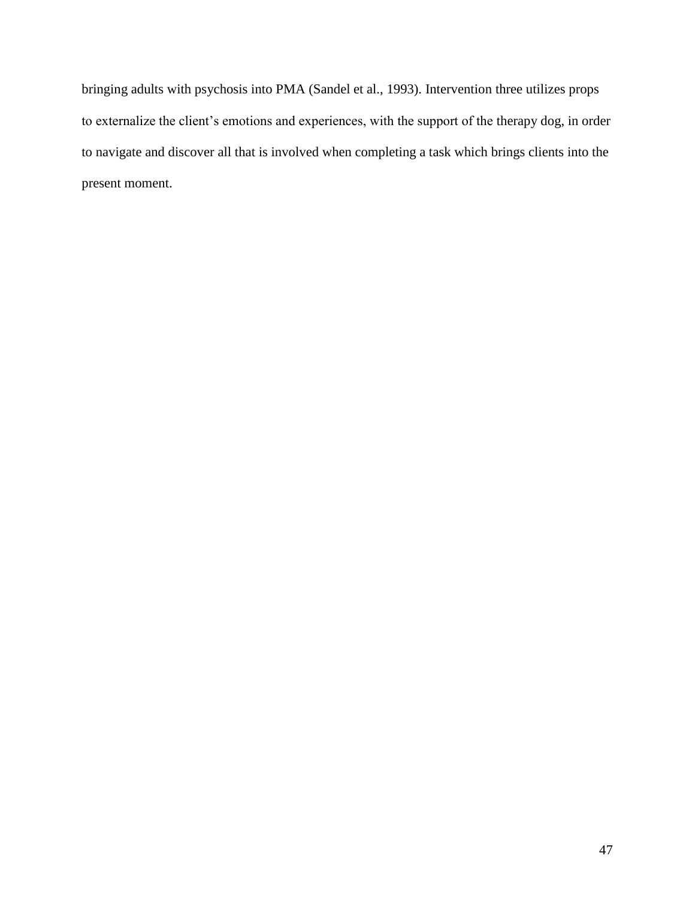bringing adults with psychosis into PMA (Sandel et al., 1993). Intervention three utilizes props to externalize the client's emotions and experiences, with the support of the therapy dog, in order to navigate and discover all that is involved when completing a task which brings clients into the present moment.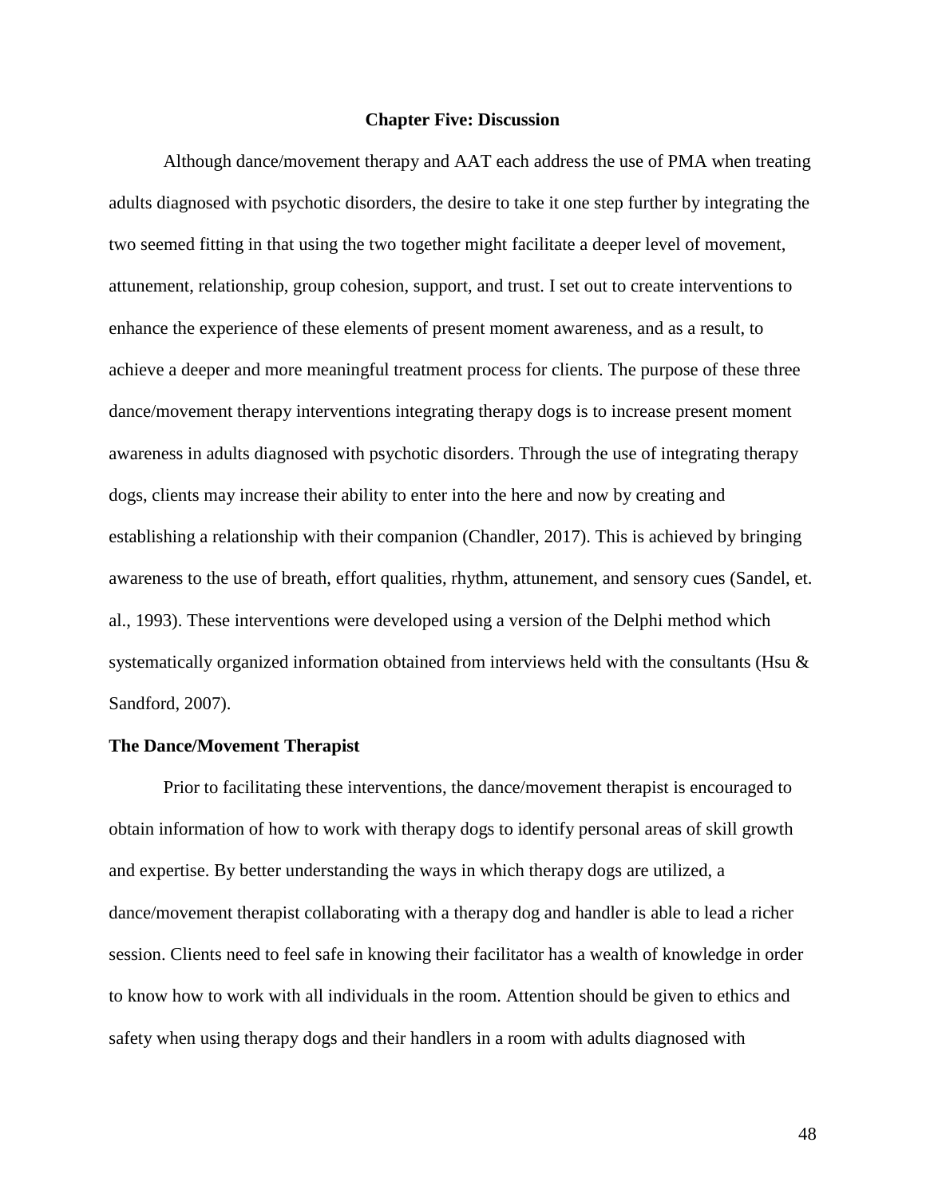# Chapter Five: Discussion

Although dance/movement therapy and AAT each address the use of PMA when treating adults diagnosed with psychotic disorders, the desire to take it one step further by integrating the two seemed fitting in that using the two together might facilitate a deeper level of movement, attunement, relationship, group cohesion, support, and trust. I set out to create interventions to enhance the experience of these elements of present moment awareness, and as a result, to achieve a deeper and more meaningful treatment process for clients. The purpose of these three dance/movement therapy interventions integrating therapy dogs is to increase present moment awareness in adults diagnosed with psychotic disorders. Through the use of integrating therapy dogs, clients may increase their ability to enter into the here and now by creating and establishing a relationship with their companion (Chandler, 2017). This is achieved by bringing awareness to the use of breath, effort qualities, rhythm, attunement, and sensory cues (Sandel, et. al., 1993). These interventions were developed using a version of the Delphi method which systematically organized information obtained from interviews held with the consultants (Hsu & Sandford, 2007).

## The Dance/Movement Therapist

Prior to facilitating these interventions, the dance/movement therapist is encouraged to obtain information of how to work with therapy dogs to identify personal areas of skill growth and expertise. By better understanding the ways in which therapy dogs are utilized, a dance/movement therapist collaborating with a therapy dog and handler is able to lead a richer session. Clients need to feel safe in knowing their facilitator has a wealth of knowledge in order to know how to work with all individuals in the room. Attention should be given to ethics and safety when using therapy dogs and their handlers in a room with adults diagnosed with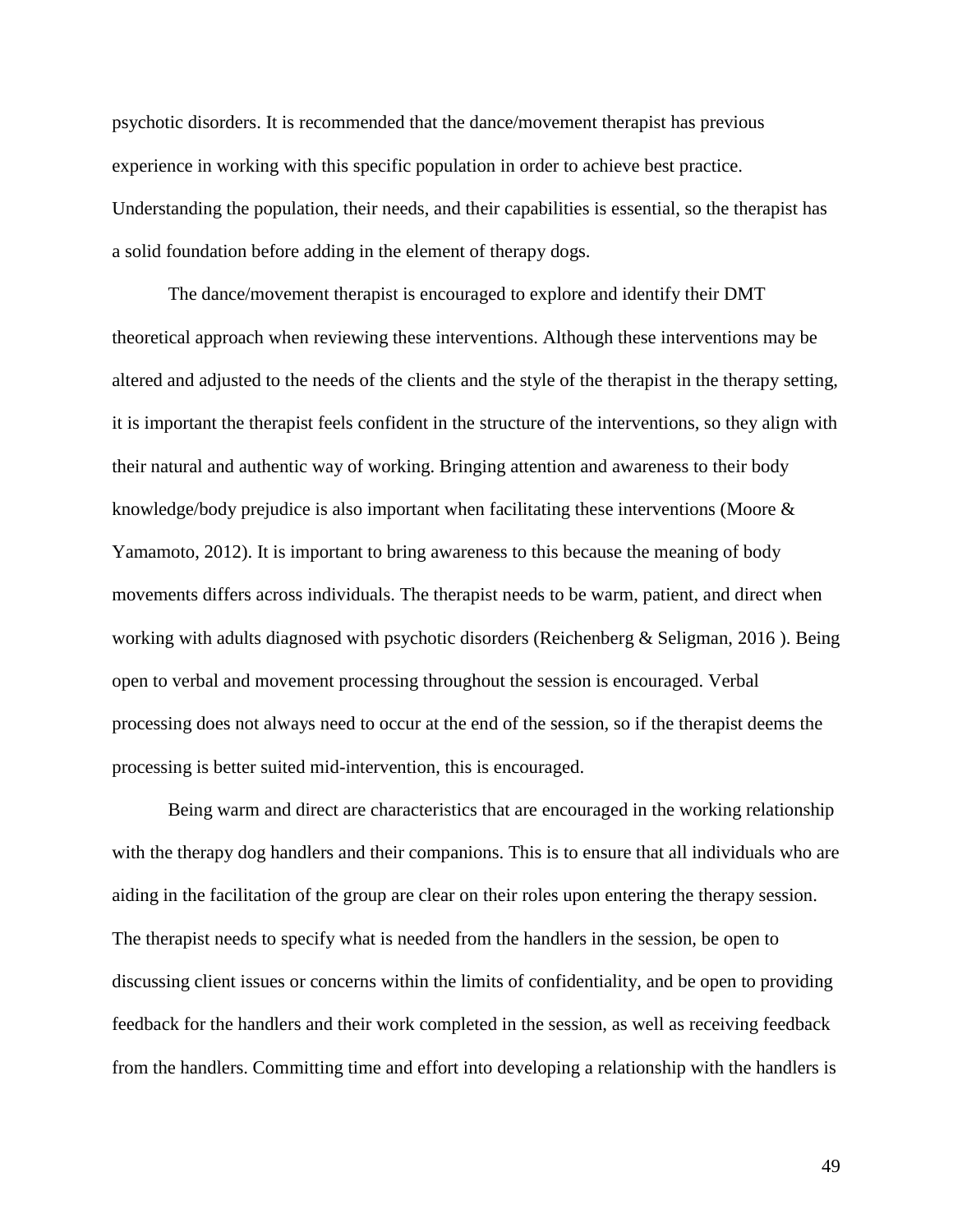psychotic disorders. It is recommended that the dance/movement therapist has previous experience in working with this specific population in order to achieve best practice. Understanding the population, their needs, and their capabilities is essential, so the therapist has a solid foundation before adding in the element of therapy dogs.

The dance/movement therapist is encouraged to explore and identify their DMT theoretical approach when reviewing these interventions. Although these interventions may be altered and adjusted to the needs of the clients and the style of the therapist in the therapy setting, it is important the therapist feels confident in the structure of the interventions, so they align with their natural and authentic way of working. Bringing attention and awareness to their body knowledge/body prejudice is also important when facilitating these interventions (Moore & Yamamoto, 2012). It is important to bring awareness to this because the meaning of body movements differs across individuals. The therapist needs to be warm, patient, and direct when working with adults diagnosed with psychotic disorders (Reichenberg & Seligman, 2016 ). Being open to verbal and movement processing throughout the session is encouraged. Verbal processing does not always need to occur at the end of the session, so if the therapist deems the processing is better suited mid-intervention, this is encouraged.

Being warm and direct are characteristics that are encouraged in the working relationship with the therapy dog handlers and their companions. This is to ensure that all individuals who are aiding in the facilitation of the group are clear on their roles upon entering the therapy session. The therapist needs to specify what is needed from the handlers in the session, be open to discussing client issues or concerns within the limits of confidentiality, and be open to providing feedback for the handlers and their work completed in the session, as well as receiving feedback from the handlers. Committing time and effort into developing a relationship with the handlers is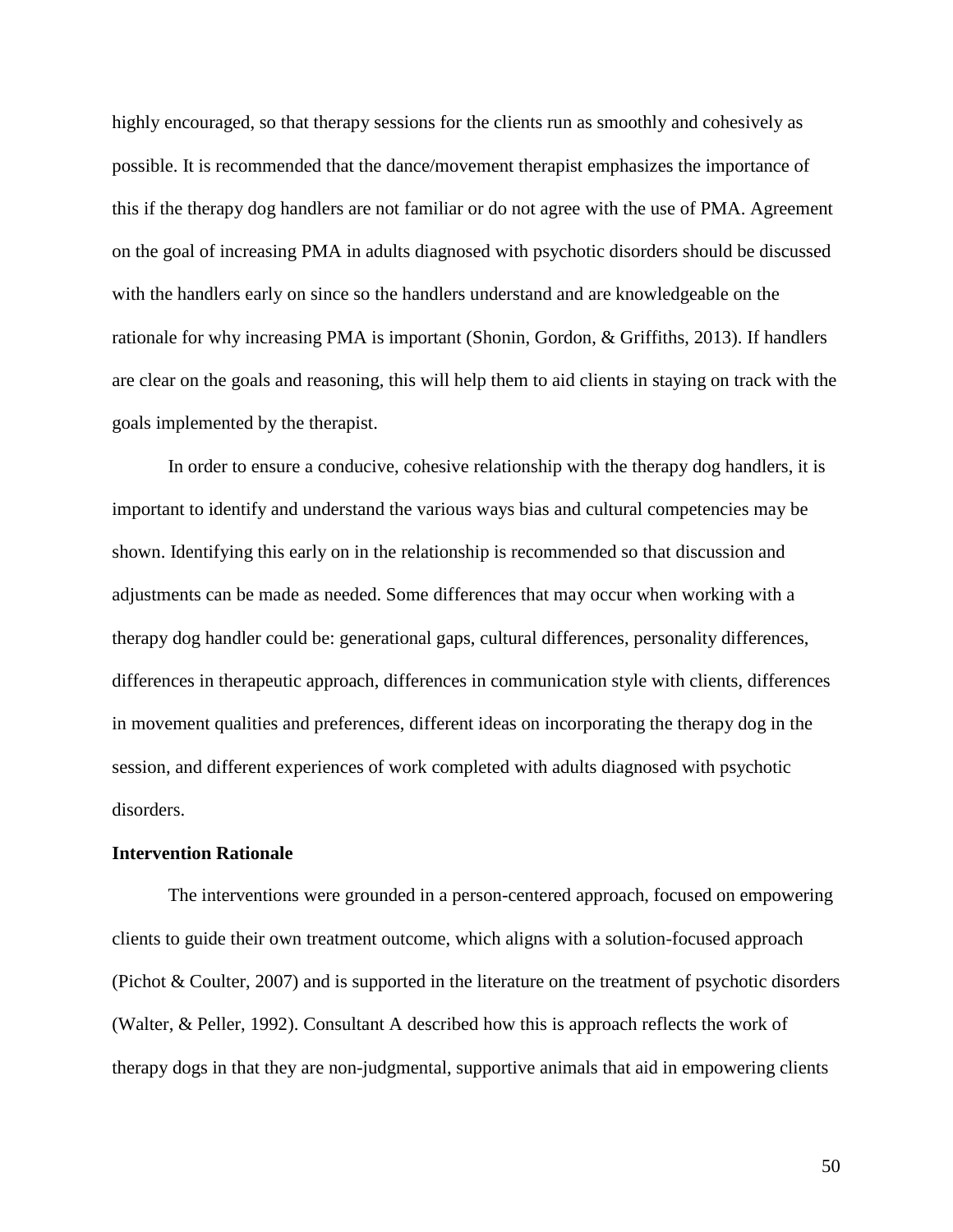highly encouraged, so that therapy sessions for the clients run as smoothly and cohesively as possible. It is recommended that the dance/movement therapist emphasizes the importance of this if the therapy dog handlers are not familiar or do not agree with the use of PMA. Agreement on the goal of increasing PMA in adults diagnosed with psychotic disorders should be discussed with the handlers early on since so the handlers understand and are knowledgeable on the rationale for why increasing PMA is important (Shonin, Gordon, & Griffiths, 2013). If handlers are clear on the goals and reasoning, this will help them to aid clients in staying on track with the goals implemented by the therapist.

In order to ensure a conducive, cohesive relationship with the therapy dog handlers, it is important to identify and understand the various ways bias and cultural competencies may be shown. Identifying this early on in the relationship is recommended so that discussion and adjustments can be made as needed. Some differences that may occur when working with a therapy dog handler could be: generational gaps, cultural differences, personality differences, differences in therapeutic approach, differences in communication style with clients, differences in movement qualities and preferences, different ideas on incorporating the therapy dog in the session, and different experiences of work completed with adults diagnosed with psychotic disorders.

**Intervention Rationale**

The interventions were grounded in a person-centered approach, focused on empowering clients to guide their own treatment outcome, which aligns with a solution-focused approach (Pichot & Coulter, 2007) and is supported in the literature on the treatment of psychotic disorders (Walter, & Peller, 1992). Consultant A described how this is approach reflects the work of therapy dogs in that they are non-judgmental, supportive animals that aid in empowering clients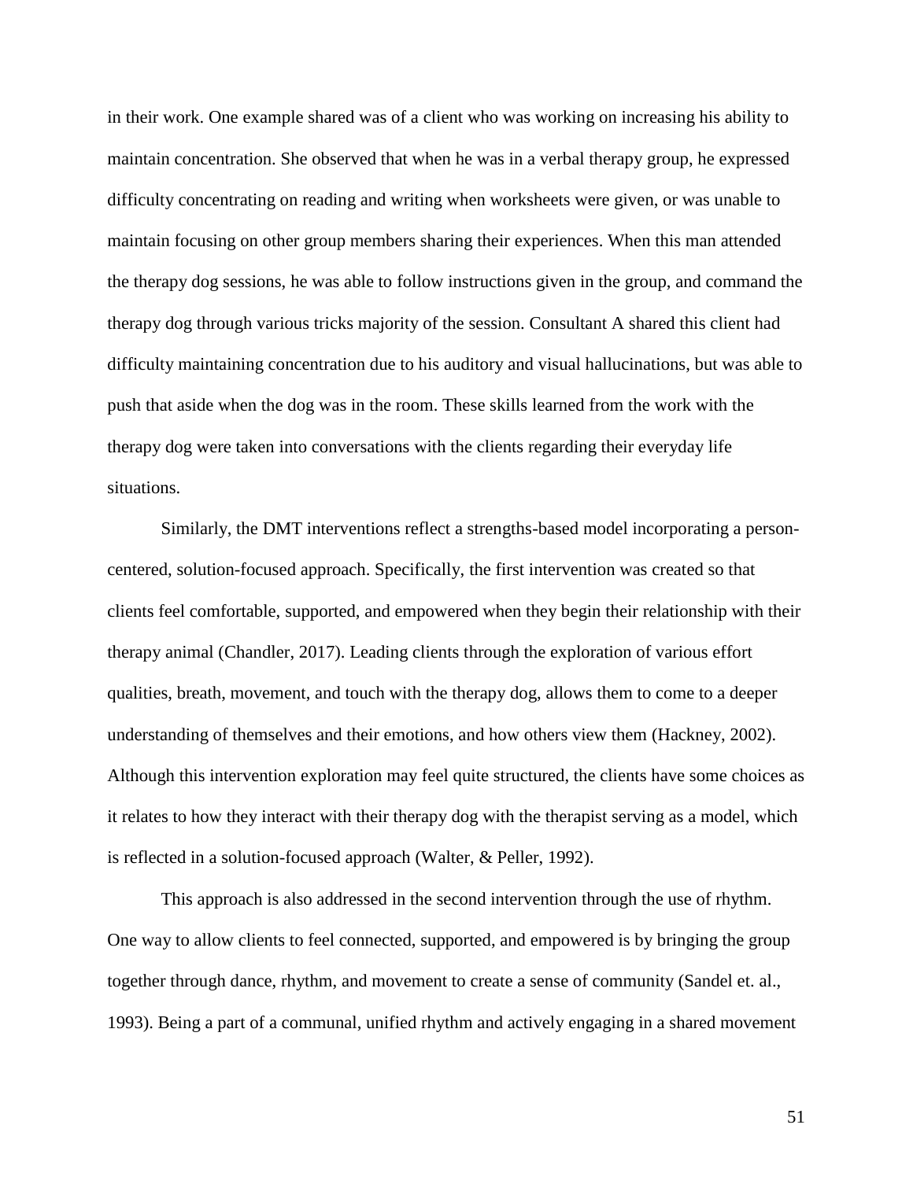in their work. One example shared was of a client who was working on increasing his ability to maintain concentration. She observed that when he was in a verbal therapy group, he expressed difficulty concentrating on reading and writing when worksheets were given, or was unable to maintain focusing on other group members sharing their experiences. When this man attended the therapy dog sessions, he was able to follow instructions given in the group, and command the therapy dog through various tricks majority of the session. Consultant A shared this client had difficulty maintaining concentration due to his auditory and visual hallucinations, but was able to push that aside when the dog was in the room. These skills learned from the work with the therapy dog were taken into conversations with the clients regarding their everyday life situations.

Similarly, the DMT interventions reflect a strengths-based model incorporating a person-centered, solution-focused approach. Specifically, the first intervention was created so that clients feel comfortable, supported, and empowered when they begin their relationship with their therapy animal (Chandler, 2017). Leading clients through the exploration of various effort qualities, breath, movement, and touch with the therapy dog, allows them to come to a deeper understanding of themselves and their emotions, and how others view them (Hackney, 2002). Although this intervention exploration may feel quite structured, the clients have some choices as it relates to how they interact with their therapy dog with the therapist serving as a model, which is reflected in a solution-focused approach (Walter, & Peller, 1992).

This approach is also addressed in the second intervention through the use of rhythm. One way to allow clients to feel connected, supported, and empowered is by bringing the group together through dance, rhythm, and movement to create a sense of community (Sandel et. al., 1993). Being a part of a communal, unified rhythm and actively engaging in a shared movement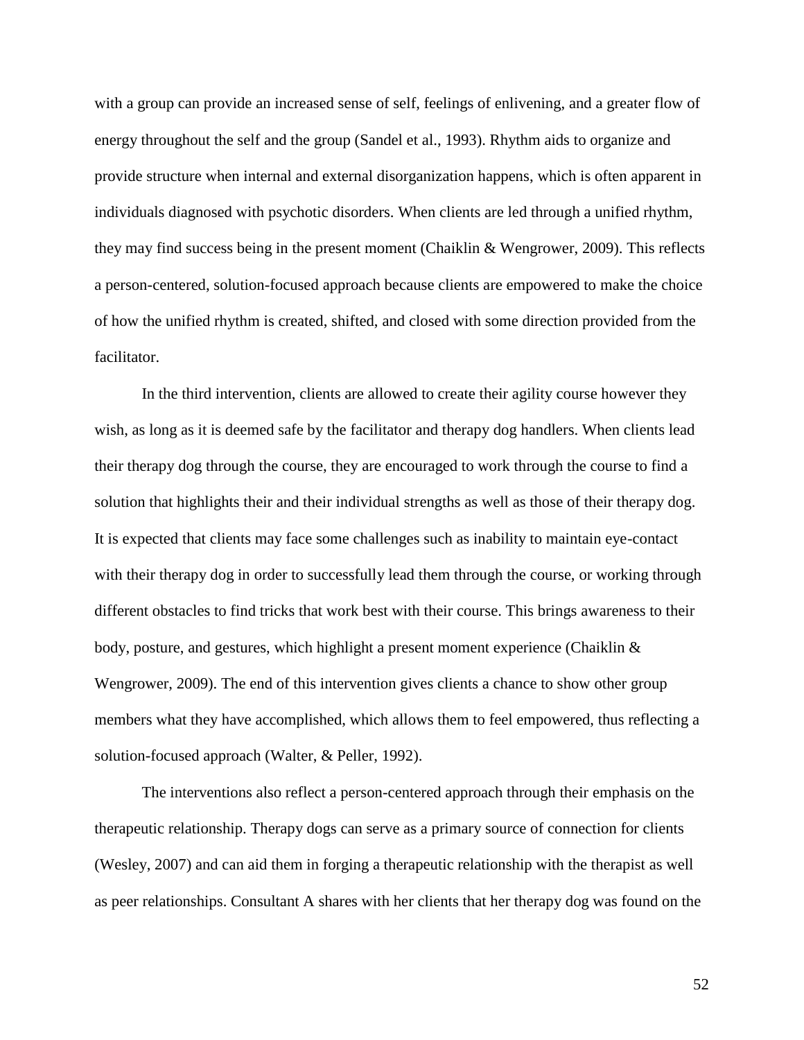with a group can provide an increased sense of self, feelings of enlivening, and a greater flow of energy throughout the self and the group (Sandel et al., 1993). Rhythm aids to organize and provide structure when internal and external disorganization happens, which is often apparent in individuals diagnosed with psychotic disorders. When clients are led through a unified rhythm, they may find success being in the present moment (Chaiklin & Wengrower, 2009). This reflects a person-centered, solution-focused approach because clients are empowered to make the choice of how the unified rhythm is created, shifted, and closed with some direction provided from the facilitator.

In the third intervention, clients are allowed to create their agility course however they wish, as long as it is deemed safe by the facilitator and therapy dog handlers. When clients lead their therapy dog through the course, they are encouraged to work through the course to find a solution that highlights their and their individual strengths as well as those of their therapy dog. It is expected that clients may face some challenges such as inability to maintain eye-contact with their therapy dog in order to successfully lead them through the course, or working through different obstacles to find tricks that work best with their course. This brings awareness to their body, posture, and gestures, which highlight a present moment experience (Chaiklin & Wengrower, 2009). The end of this intervention gives clients a chance to show other group members what they have accomplished, which allows them to feel empowered, thus reflecting a solution-focused approach (Walter, & Peller, 1992).

The interventions also reflect a person-centered approach through their emphasis on the therapeutic relationship. Therapy dogs can serve as a primary source of connection for clients (Wesley, 2007) and can aid them in forging a therapeutic relationship with the therapist as well as peer relationships. Consultant A shares with her clients that her therapy dog was found on the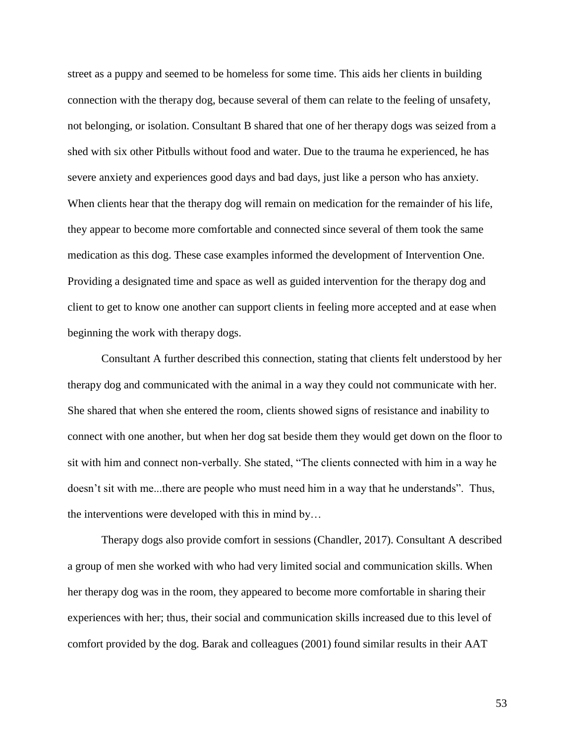street as a puppy and seemed to be homeless for some time. This aids her clients in building connection with the therapy dog, because several of them can relate to the feeling of unsafety, not belonging, or isolation. Consultant B shared that one of her therapy dogs was seized from a shed with six other Pitbulls without food and water. Due to the trauma he experienced, he has severe anxiety and experiences good days and bad days, just like a person who has anxiety. When clients hear that the therapy dog will remain on medication for the remainder of his life, they appear to become more comfortable and connected since several of them took the same medication as this dog. These case examples informed the development of Intervention One. Providing a designated time and space as well as guided intervention for the therapy dog and client to get to know one another can support clients in feeling more accepted and at ease when beginning the work with therapy dogs.

Consultant A further described this connection, stating that clients felt understood by her therapy dog and communicated with the animal in a way they could not communicate with her. She shared that when she entered the room, clients showed signs of resistance and inability to connect with one another, but when her dog sat beside them they would get down on the floor to sit with him and connect non-verbally. She stated, "The clients connected with him in a way he doesn't sit with me...there are people who must need him in a way that he understands". Thus, the interventions were developed with this in mind by…

Therapy dogs also provide comfort in sessions (Chandler, 2017). Consultant A described a group of men she worked with who had very limited social and communication skills. When her therapy dog was in the room, they appeared to become more comfortable in sharing their experiences with her; thus, their social and communication skills increased due to this level of comfort provided by the dog. Barak and colleagues (2001) found similar results in their AAT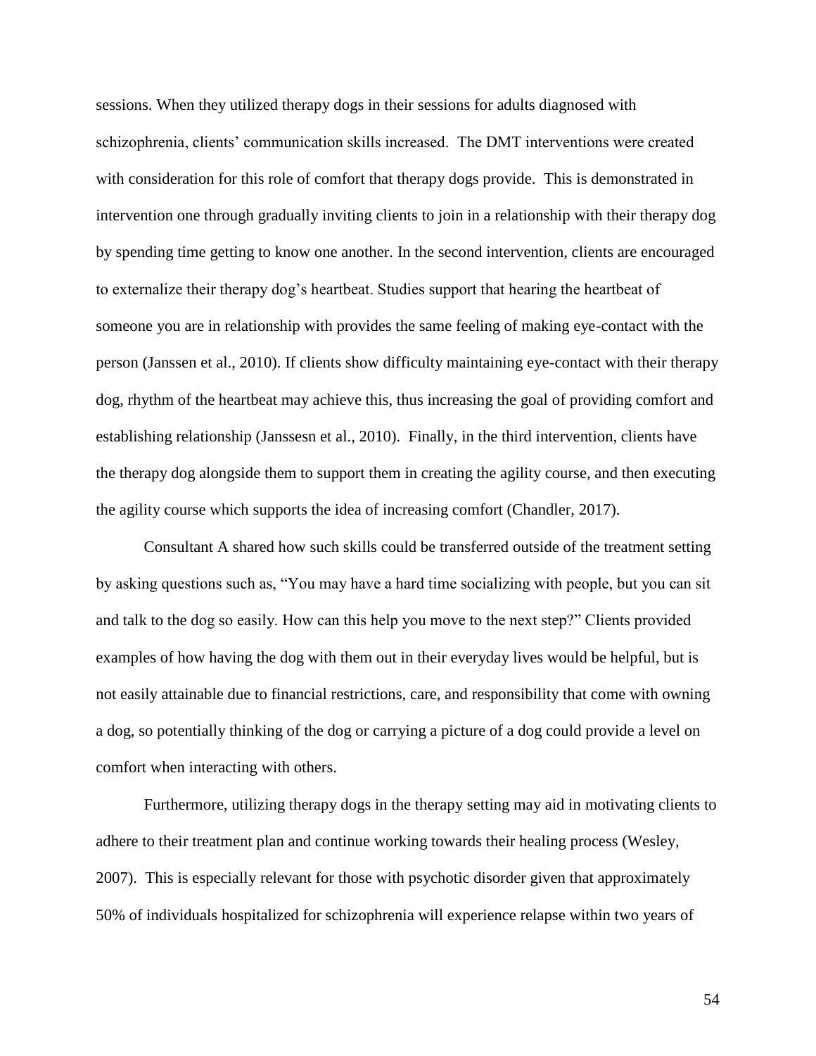sessions. When they utilized therapy dogs in their sessions for adults diagnosed with schizophrenia, clients' communication skills increased. The DMT interventions were created with consideration for this role of comfort that therapy dogs provide. This is demonstrated in intervention one through gradually inviting clients to join in a relationship with their therapy dog by spending time getting to know one another. In the second intervention, clients are encouraged to externalize their therapy dog's heartbeat. Studies support that hearing the heartbeat of someone you are in relationship with provides the same feeling of making eye-contact with the person (Janssen et al., 2010). If clients show difficulty maintaining eye-contact with their therapy dog, rhythm of the heartbeat may achieve this, thus increasing the goal of providing comfort and establishing relationship (Janssesn et al., 2010). Finally, in the third intervention, clients have the therapy dog alongside them to support them in creating the agility course, and then executing the agility course which supports the idea of increasing comfort (Chandler, 2017).

Consultant A shared how such skills could be transferred outside of the treatment setting by asking questions such as, "You may have a hard time socializing with people, but you can sit and talk to the dog so easily. How can this help you move to the next step?" Clients provided examples of how having the dog with them out in their everyday lives would be helpful, but is not easily attainable due to financial restrictions, care, and responsibility that come with owning a dog, so potentially thinking of the dog or carrying a picture of a dog could provide a level on comfort when interacting with others.

Furthermore, utilizing therapy dogs in the therapy setting may aid in motivating clients to adhere to their treatment plan and continue working towards their healing process (Wesley, 2007). This is especially relevant for those with psychotic disorder given that approximately 50% of individuals hospitalized for schizophrenia will experience relapse within two years of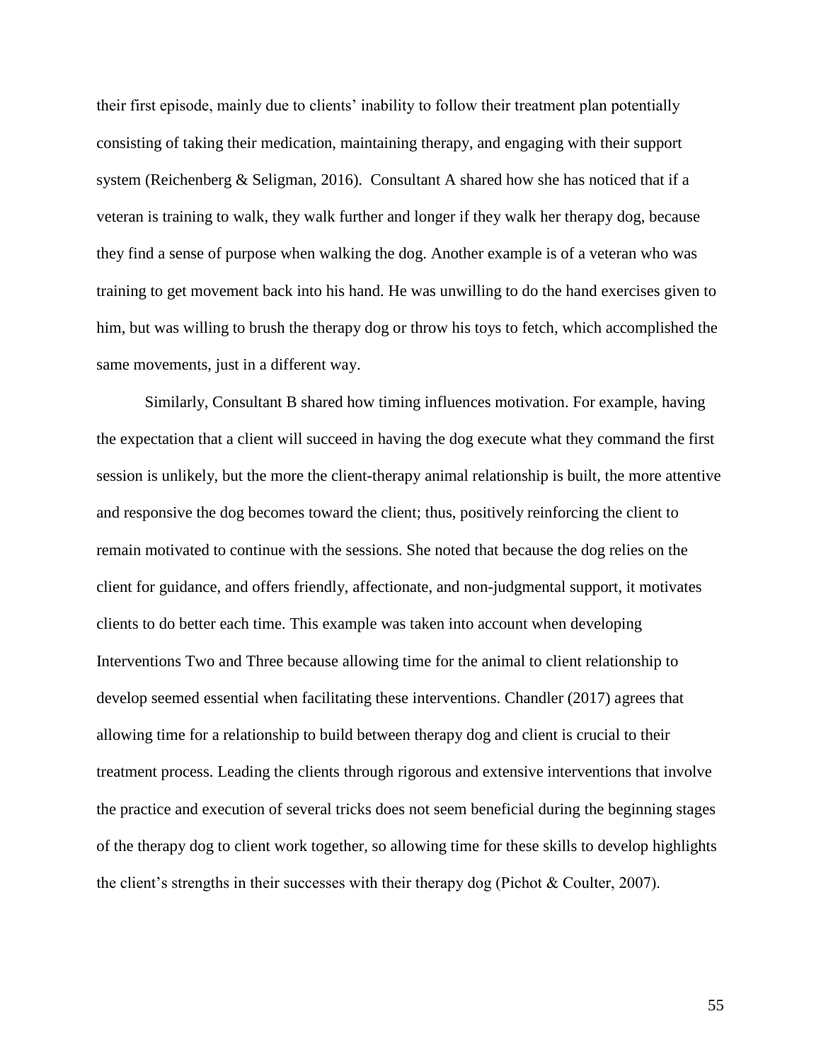their first episode, mainly due to clients' inability to follow their treatment plan potentially consisting of taking their medication, maintaining therapy, and engaging with their support system (Reichenberg & Seligman, 2016). Consultant A shared how she has noticed that if a veteran is training to walk, they walk further and longer if they walk her therapy dog, because they find a sense of purpose when walking the dog. Another example is of a veteran who was training to get movement back into his hand. He was unwilling to do the hand exercises given to him, but was willing to brush the therapy dog or throw his toys to fetch, which accomplished the same movements, just in a different way.

Similarly, Consultant B shared how timing influences motivation. For example, having the expectation that a client will succeed in having the dog execute what they command the first session is unlikely, but the more the client-therapy animal relationship is built, the more attentive and responsive the dog becomes toward the client; thus, positively reinforcing the client to remain motivated to continue with the sessions. She noted that because the dog relies on the client for guidance, and offers friendly, affectionate, and non-judgmental support, it motivates clients to do better each time. This example was taken into account when developing Interventions Two and Three because allowing time for the animal to client relationship to develop seemed essential when facilitating these interventions. Chandler (2017) agrees that allowing time for a relationship to build between therapy dog and client is crucial to their treatment process. Leading the clients through rigorous and extensive interventions that involve the practice and execution of several tricks does not seem beneficial during the beginning stages of the therapy dog to client work together, so allowing time for these skills to develop highlights the client's strengths in their successes with their therapy dog (Pichot & Coulter, 2007).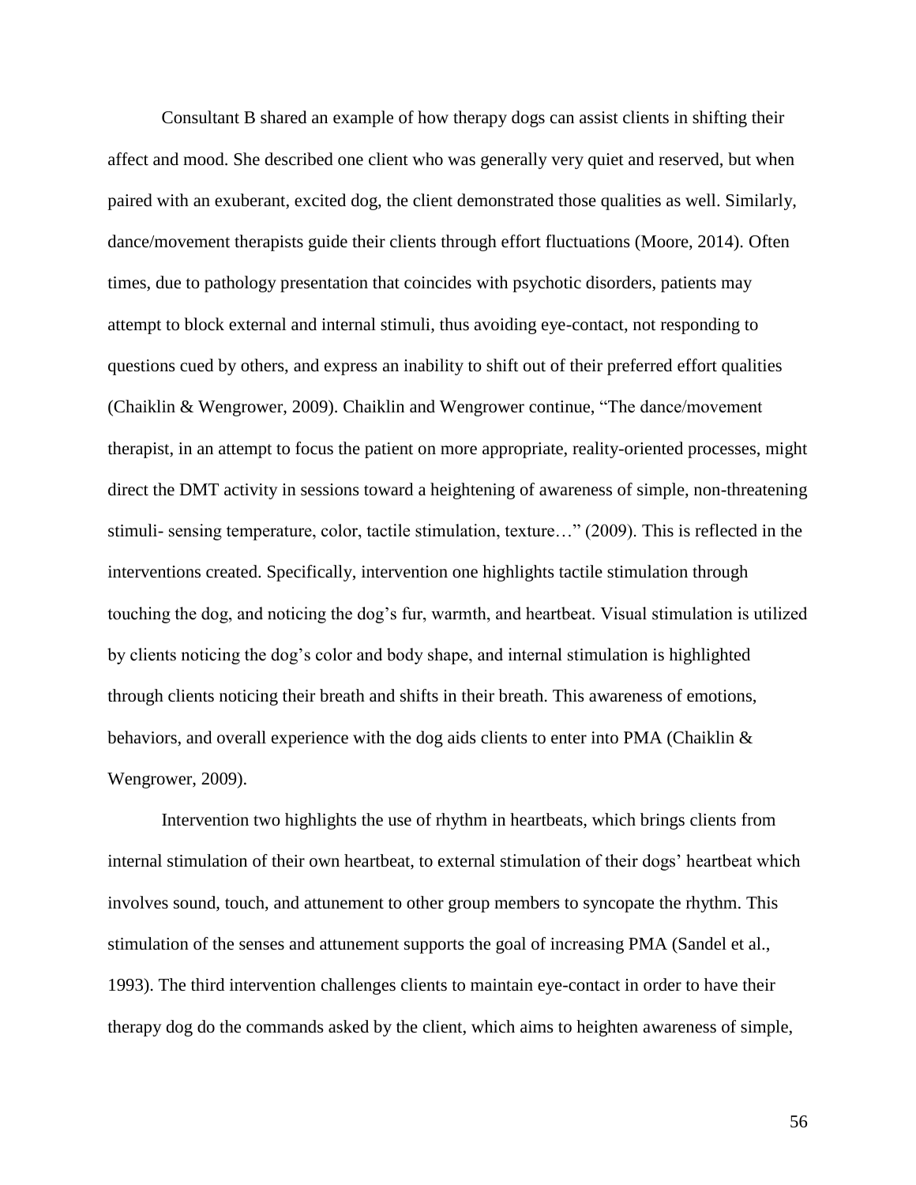Consultant B shared an example of how therapy dogs can assist clients in shifting their affect and mood. She described one client who was generally very quiet and reserved, but when paired with an exuberant, excited dog, the client demonstrated those qualities as well. Similarly, dance/movement therapists guide their clients through effort fluctuations (Moore, 2014). Often times, due to pathology presentation that coincides with psychotic disorders, patients may attempt to block external and internal stimuli, thus avoiding eye-contact, not responding to questions cued by others, and express an inability to shift out of their preferred effort qualities (Chaiklin & Wengrower, 2009). Chaiklin and Wengrower continue, "The dance/movement therapist, in an attempt to focus the patient on more appropriate, reality-oriented processes, might direct the DMT activity in sessions toward a heightening of awareness of simple, non-threatening stimuli- sensing temperature, color, tactile stimulation, texture…" (2009). This is reflected in the interventions created. Specifically, intervention one highlights tactile stimulation through touching the dog, and noticing the dog's fur, warmth, and heartbeat. Visual stimulation is utilized by clients noticing the dog's color and body shape, and internal stimulation is highlighted through clients noticing their breath and shifts in their breath. This awareness of emotions, behaviors, and overall experience with the dog aids clients to enter into PMA (Chaiklin & Wengrower, 2009).

Intervention two highlights the use of rhythm in heartbeats, which brings clients from internal stimulation of their own heartbeat, to external stimulation of their dogs' heartbeat which involves sound, touch, and attunement to other group members to syncopate the rhythm. This stimulation of the senses and attunement supports the goal of increasing PMA (Sandel et al., 1993). The third intervention challenges clients to maintain eye-contact in order to have their therapy dog do the commands asked by the client, which aims to heighten awareness of simple,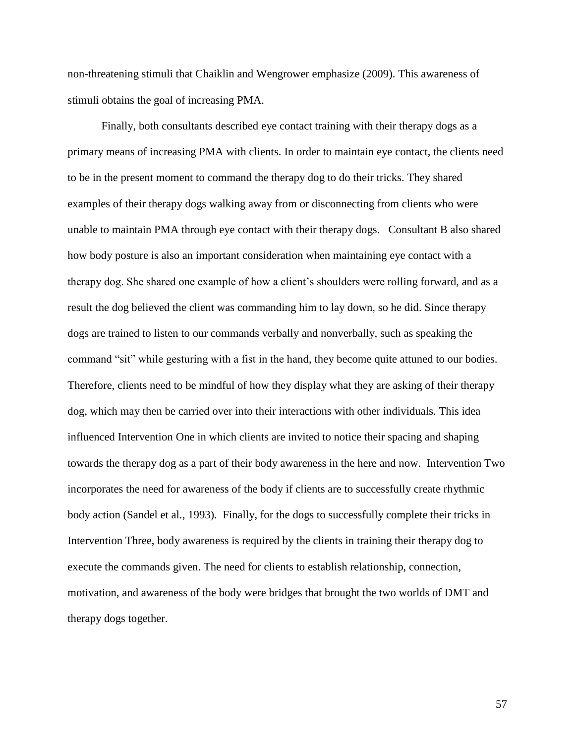non-threatening stimuli that Chaiklin and Wengrower emphasize (2009). This awareness of stimuli obtains the goal of increasing PMA.

Finally, both consultants described eye contact training with their therapy dogs as a primary means of increasing PMA with clients. In order to maintain eye contact, the clients need to be in the present moment to command the therapy dog to do their tricks. They shared examples of their therapy dogs walking away from or disconnecting from clients who were unable to maintain PMA through eye contact with their therapy dogs. Consultant B also shared how body posture is also an important consideration when maintaining eye contact with a therapy dog. She shared one example of how a client's shoulders were rolling forward, and as a result the dog believed the client was commanding him to lay down, so he did. Since therapy dogs are trained to listen to our commands verbally and nonverbally, such as speaking the command "sit" while gesturing with a fist in the hand, they become quite attuned to our bodies. Therefore, clients need to be mindful of how they display what they are asking of their therapy dog, which may then be carried over into their interactions with other individuals. This idea influenced Intervention One in which clients are invited to notice their spacing and shaping towards the therapy dog as a part of their body awareness in the here and now. Intervention Two incorporates the need for awareness of the body if clients are to successfully create rhythmic body action (Sandel et al., 1993). Finally, for the dogs to successfully complete their tricks in Intervention Three, body awareness is required by the clients in training their therapy dog to execute the commands given. The need for clients to establish relationship, connection, motivation, and awareness of the body were bridges that brought the two worlds of DMT and therapy dogs together.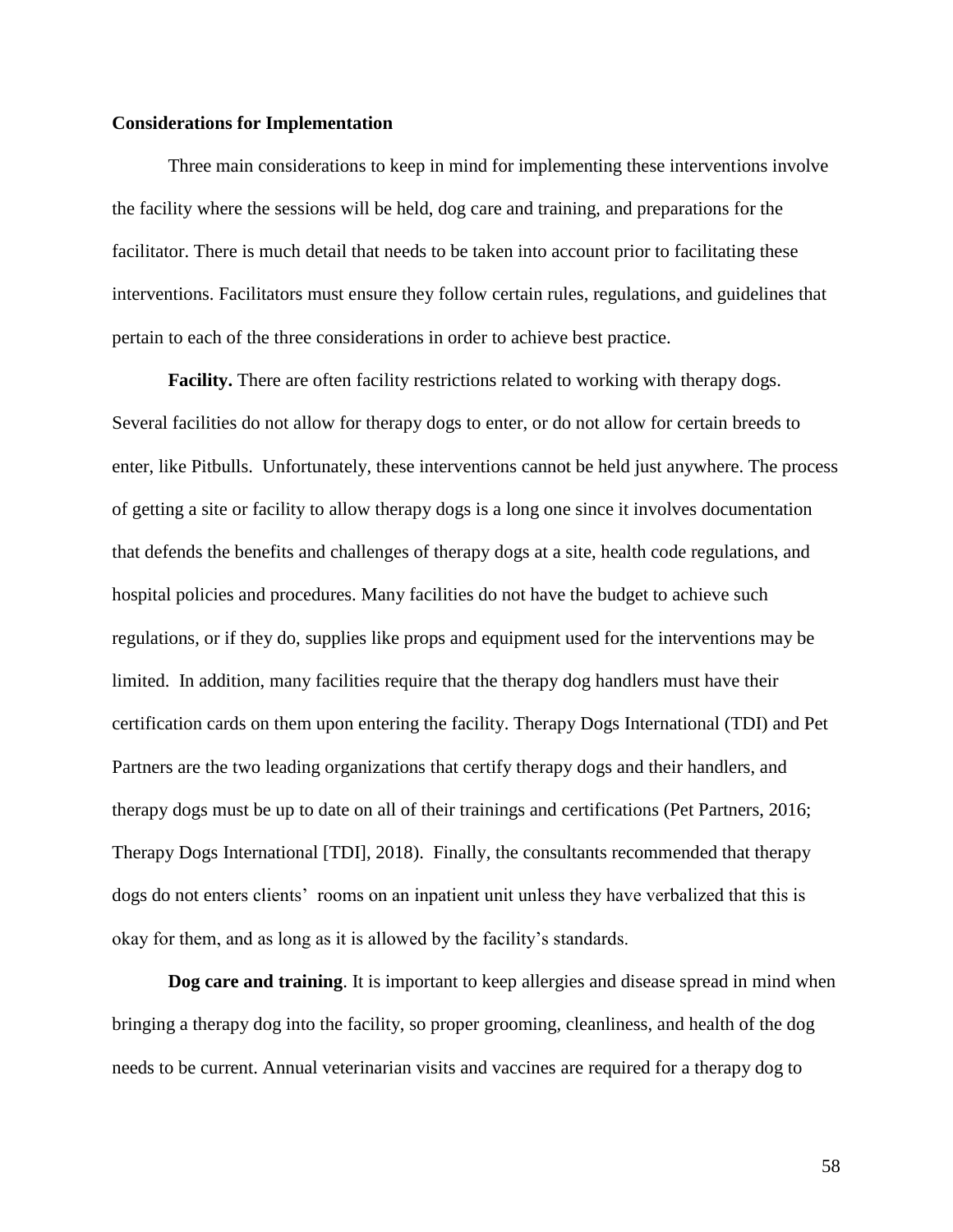### Considerations for Implementation

Three main considerations to keep in mind for implementing these interventions involve the facility where the sessions will be held, dog care and training, and preparations for the facilitator. There is much detail that needs to be taken into account prior to facilitating these interventions. Facilitators must ensure they follow certain rules, regulations, and guidelines that pertain to each of the three considerations in order to achieve best practice.

**Facility.** There are often facility restrictions related to working with therapy dogs. Several facilities do not allow for therapy dogs to enter, or do not allow for certain breeds to enter, like Pitbulls. Unfortunately, these interventions cannot be held just anywhere. The process of getting a site or facility to allow therapy dogs is a long one since it involves documentation that defends the benefits and challenges of therapy dogs at a site, health code regulations, and hospital policies and procedures. Many facilities do not have the budget to achieve such regulations, or if they do, supplies like props and equipment used for the interventions may be limited. In addition, many facilities require that the therapy dog handlers must have their certification cards on them upon entering the facility. Therapy Dogs International (TDI) and Pet Partners are the two leading organizations that certify therapy dogs and their handlers, and therapy dogs must be up to date on all of their trainings and certifications (Pet Partners, 2016; Therapy Dogs International [TDI], 2018). Finally, the consultants recommended that therapy dogs do not enters clients' rooms on an inpatient unit unless they have verbalized that this is okay for them, and as long as it is allowed by the facility's standards.

**Dog care and training**. It is important to keep allergies and disease spread in mind when bringing a therapy dog into the facility, so proper grooming, cleanliness, and health of the dog needs to be current. Annual veterinarian visits and vaccines are required for a therapy dog to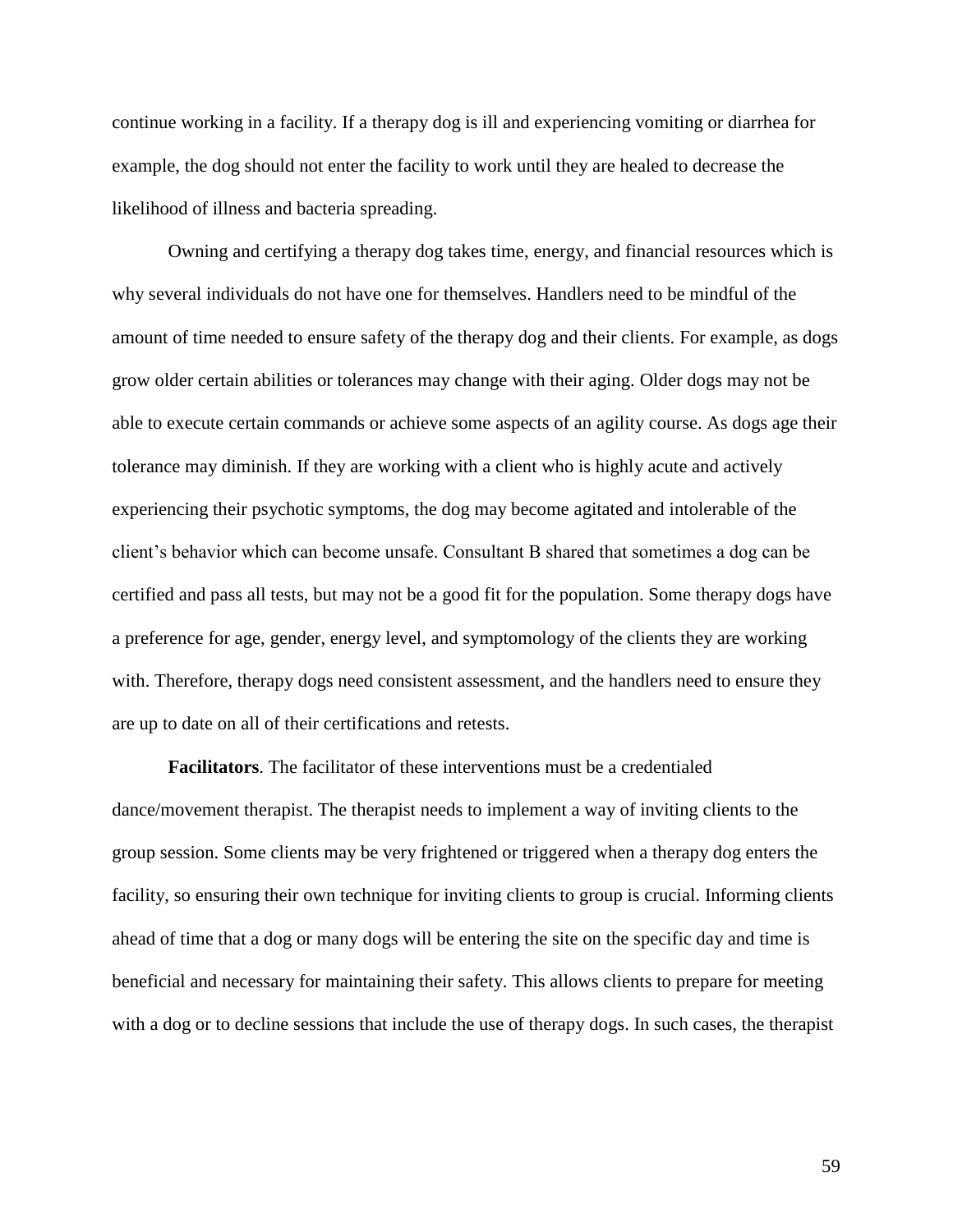continue working in a facility. If a therapy dog is ill and experiencing vomiting or diarrhea for example, the dog should not enter the facility to work until they are healed to decrease the likelihood of illness and bacteria spreading.

Owning and certifying a therapy dog takes time, energy, and financial resources which is why several individuals do not have one for themselves. Handlers need to be mindful of the amount of time needed to ensure safety of the therapy dog and their clients. For example, as dogs grow older certain abilities or tolerances may change with their aging. Older dogs may not be able to execute certain commands or achieve some aspects of an agility course. As dogs age their tolerance may diminish. If they are working with a client who is highly acute and actively experiencing their psychotic symptoms, the dog may become agitated and intolerable of the client's behavior which can become unsafe. Consultant B shared that sometimes a dog can be certified and pass all tests, but may not be a good fit for the population. Some therapy dogs have a preference for age, gender, energy level, and symptomology of the clients they are working with. Therefore, therapy dogs need consistent assessment, and the handlers need to ensure they are up to date on all of their certifications and retests.

**Facilitators**. The facilitator of these interventions must be a credentialed dance/movement therapist. The therapist needs to implement a way of inviting clients to the group session. Some clients may be very frightened or triggered when a therapy dog enters the facility, so ensuring their own technique for inviting clients to group is crucial. Informing clients ahead of time that a dog or many dogs will be entering the site on the specific day and time is beneficial and necessary for maintaining their safety. This allows clients to prepare for meeting with a dog or to decline sessions that include the use of therapy dogs. In such cases, the therapist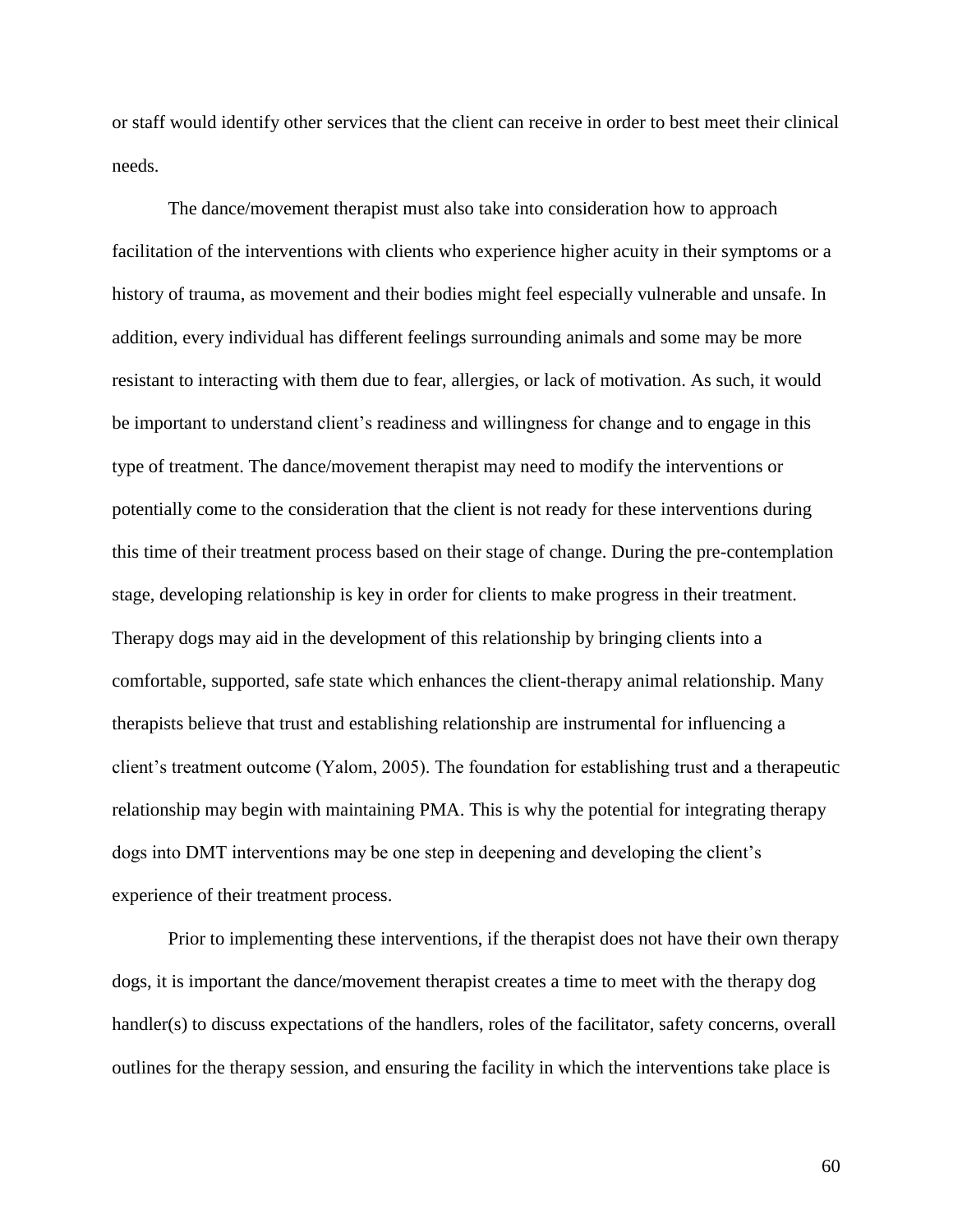or staff would identify other services that the client can receive in order to best meet their clinical needs.

The dance/movement therapist must also take into consideration how to approach facilitation of the interventions with clients who experience higher acuity in their symptoms or a history of trauma, as movement and their bodies might feel especially vulnerable and unsafe. In addition, every individual has different feelings surrounding animals and some may be more resistant to interacting with them due to fear, allergies, or lack of motivation. As such, it would be important to understand client's readiness and willingness for change and to engage in this type of treatment. The dance/movement therapist may need to modify the interventions or potentially come to the consideration that the client is not ready for these interventions during this time of their treatment process based on their stage of change. During the pre-contemplation stage, developing relationship is key in order for clients to make progress in their treatment. Therapy dogs may aid in the development of this relationship by bringing clients into a comfortable, supported, safe state which enhances the client-therapy animal relationship. Many therapists believe that trust and establishing relationship are instrumental for influencing a client's treatment outcome (Yalom, 2005). The foundation for establishing trust and a therapeutic relationship may begin with maintaining PMA. This is why the potential for integrating therapy dogs into DMT interventions may be one step in deepening and developing the client's experience of their treatment process.

Prior to implementing these interventions, if the therapist does not have their own therapy dogs, it is important the dance/movement therapist creates a time to meet with the therapy dog handler(s) to discuss expectations of the handlers, roles of the facilitator, safety concerns, overall outlines for the therapy session, and ensuring the facility in which the interventions take place is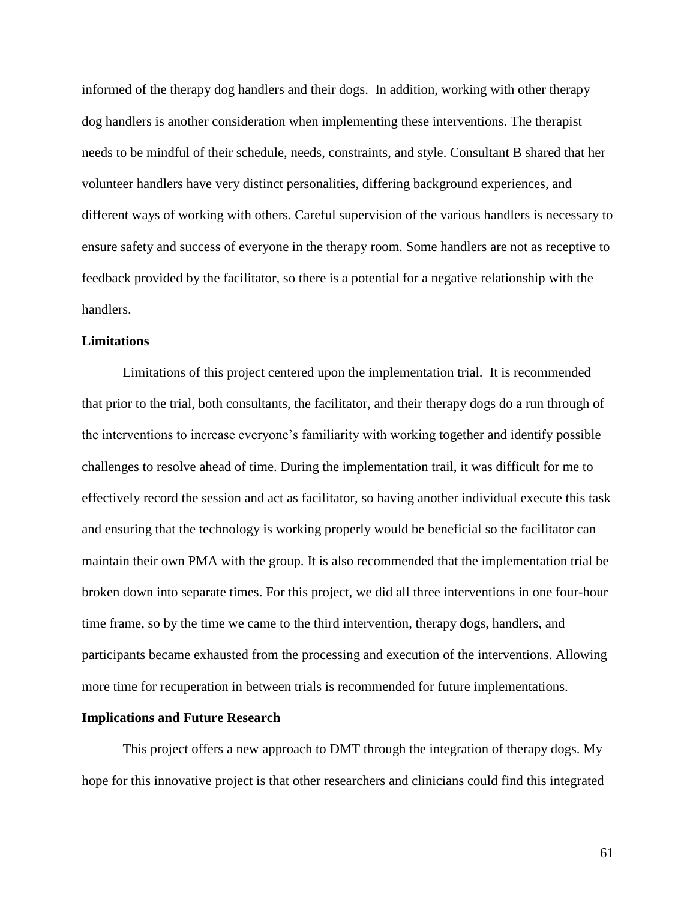informed of the therapy dog handlers and their dogs. In addition, working with other therapy dog handlers is another consideration when implementing these interventions. The therapist needs to be mindful of their schedule, needs, constraints, and style. Consultant B shared that her volunteer handlers have very distinct personalities, differing background experiences, and different ways of working with others. Careful supervision of the various handlers is necessary to ensure safety and success of everyone in the therapy room. Some handlers are not as receptive to feedback provided by the facilitator, so there is a potential for a negative relationship with the handlers.

**Limitations**

Limitations of this project centered upon the implementation trial. It is recommended that prior to the trial, both consultants, the facilitator, and their therapy dogs do a run through of the interventions to increase everyone's familiarity with working together and identify possible challenges to resolve ahead of time. During the implementation trail, it was difficult for me to effectively record the session and act as facilitator, so having another individual execute this task and ensuring that the technology is working properly would be beneficial so the facilitator can maintain their own PMA with the group. It is also recommended that the implementation trial be broken down into separate times. For this project, we did all three interventions in one four-hour time frame, so by the time we came to the third intervention, therapy dogs, handlers, and participants became exhausted from the processing and execution of the interventions. Allowing more time for recuperation in between trials is recommended for future implementations.

**Implications and Future Research**

This project offers a new approach to DMT through the integration of therapy dogs. My hope for this innovative project is that other researchers and clinicians could find this integrated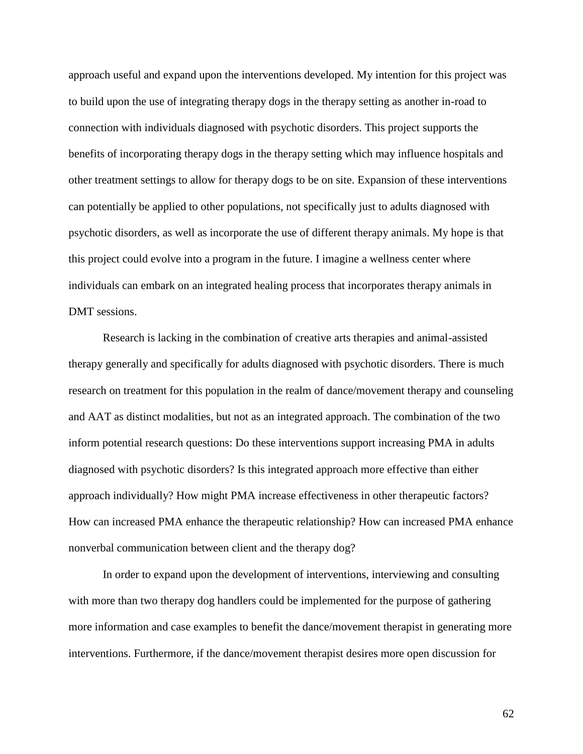approach useful and expand upon the interventions developed. My intention for this project was to build upon the use of integrating therapy dogs in the therapy setting as another in-road to connection with individuals diagnosed with psychotic disorders. This project supports the benefits of incorporating therapy dogs in the therapy setting which may influence hospitals and other treatment settings to allow for therapy dogs to be on site. Expansion of these interventions can potentially be applied to other populations, not specifically just to adults diagnosed with psychotic disorders, as well as incorporate the use of different therapy animals. My hope is that this project could evolve into a program in the future. I imagine a wellness center where individuals can embark on an integrated healing process that incorporates therapy animals in DMT sessions.

Research is lacking in the combination of creative arts therapies and animal-assisted therapy generally and specifically for adults diagnosed with psychotic disorders. There is much research on treatment for this population in the realm of dance/movement therapy and counseling and AAT as distinct modalities, but not as an integrated approach. The combination of the two inform potential research questions: Do these interventions support increasing PMA in adults diagnosed with psychotic disorders? Is this integrated approach more effective than either approach individually? How might PMA increase effectiveness in other therapeutic factors? How can increased PMA enhance the therapeutic relationship? How can increased PMA enhance nonverbal communication between client and the therapy dog?

In order to expand upon the development of interventions, interviewing and consulting with more than two therapy dog handlers could be implemented for the purpose of gathering more information and case examples to benefit the dance/movement therapist in generating more interventions. Furthermore, if the dance/movement therapist desires more open discussion for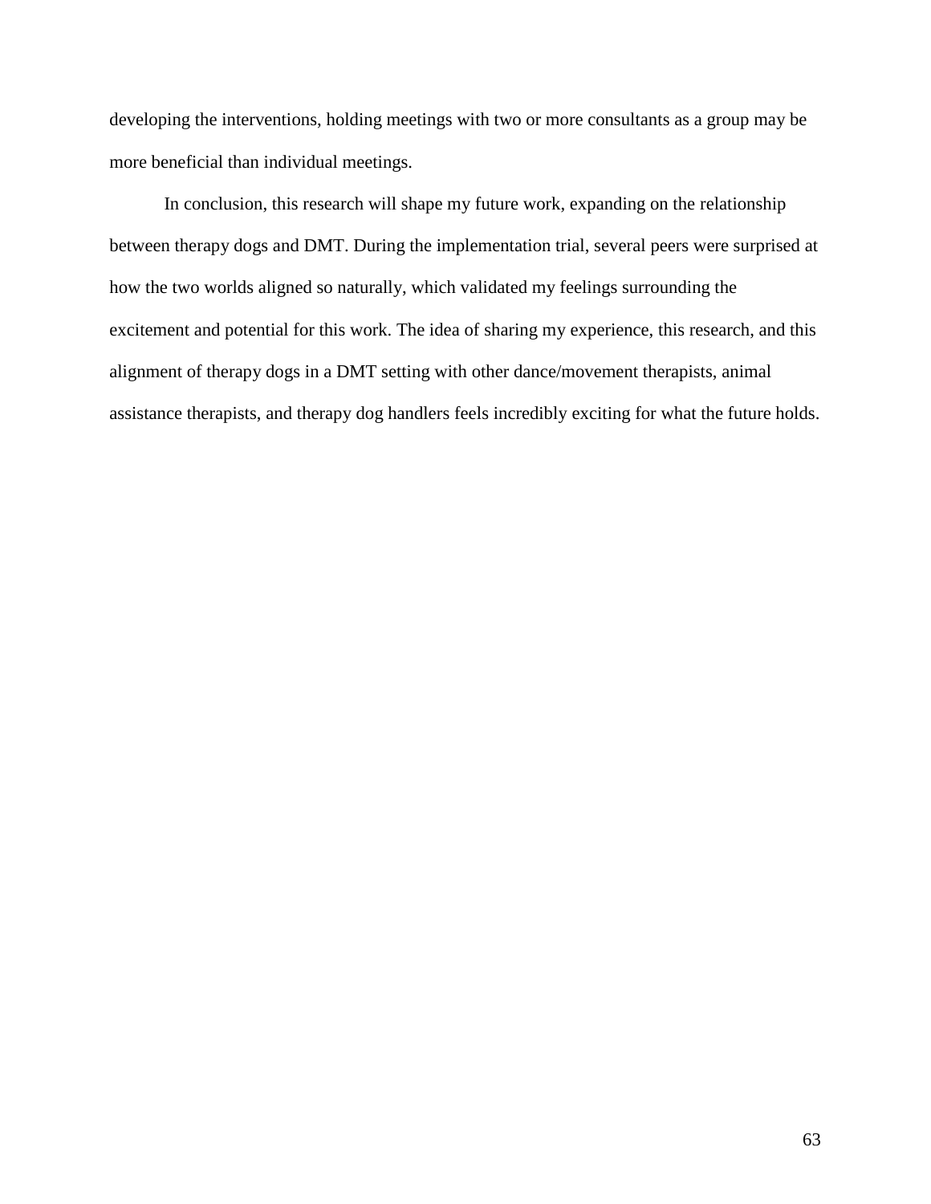developing the interventions, holding meetings with two or more consultants as a group may be more beneficial than individual meetings.

In conclusion, this research will shape my future work, expanding on the relationship between therapy dogs and DMT. During the implementation trial, several peers were surprised at how the two worlds aligned so naturally, which validated my feelings surrounding the excitement and potential for this work. The idea of sharing my experience, this research, and this alignment of therapy dogs in a DMT setting with other dance/movement therapists, animal assistance therapists, and therapy dog handlers feels incredibly exciting for what the future holds.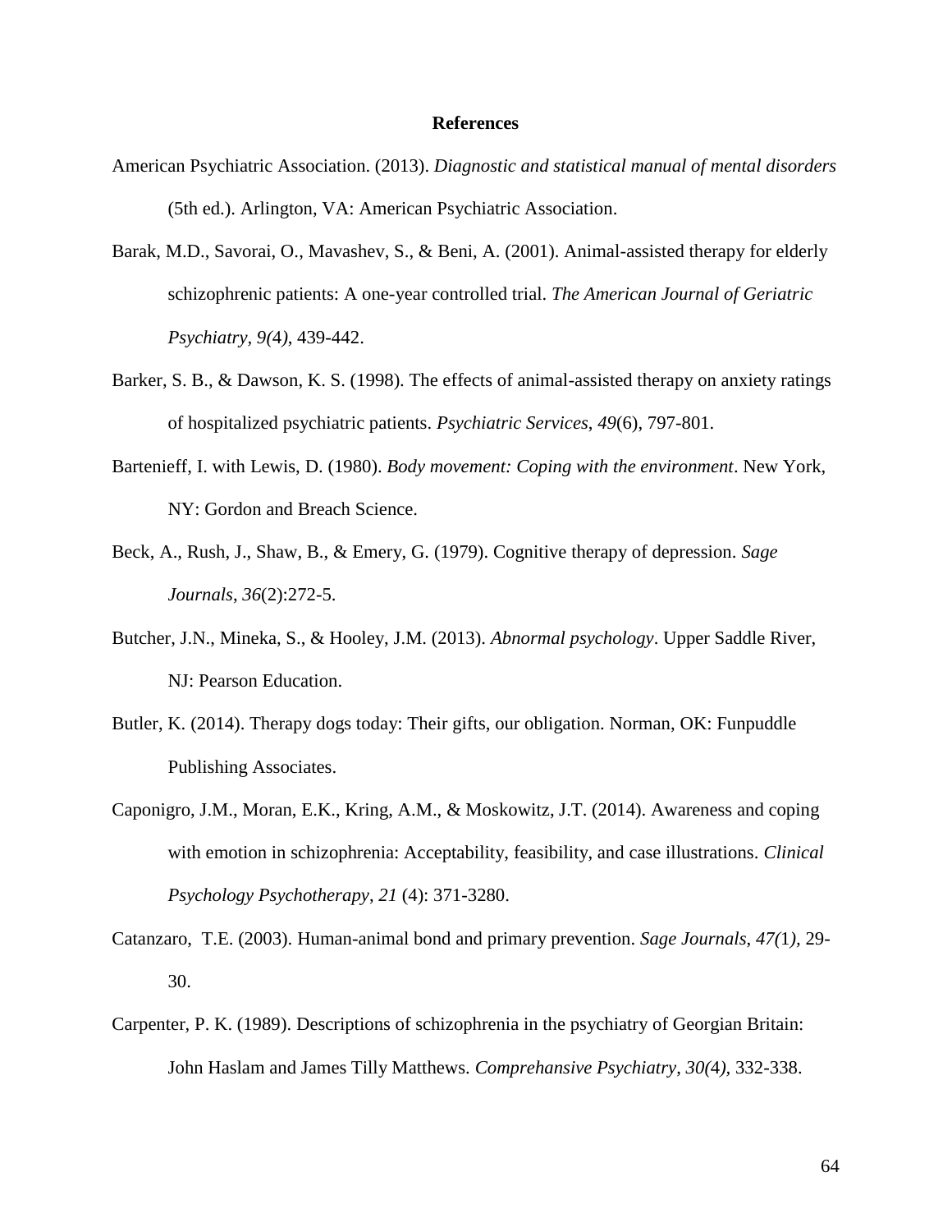# References

American Psychiatric Association. (2013). *Diagnostic and statistical manual of mental disorders* (5th ed.). Arlington, VA: American Psychiatric Association.

Barak, M.D., Savorai, O., Mavashev, S., & Beni, A. (2001). Animal-assisted therapy for elderly schizophrenic patients: A one-year controlled trial. *The American Journal of Geriatric Psychiatry*, *9(4)*, 439-442.

Barker, S. B., & Dawson, K. S. (1998). The effects of animal-assisted therapy on anxiety ratings of hospitalized psychiatric patients. *Psychiatric Services*, *49*(6), 797-801.

Bartenieff, I. with Lewis, D. (1980). *Body movement: Coping with the environment*. New York, NY: Gordon and Breach Science.

Beck, A., Rush, J., Shaw, B., & Emery, G. (1979). Cognitive therapy of depression. *Sage Journals*, *36*(2):272-5.

Butcher, J.N., Mineka, S., & Hooley, J.M. (2013). *Abnormal psychology*. Upper Saddle River, NJ: Pearson Education.

Butler, K. (2014). Therapy dogs today: Their gifts, our obligation. Norman, OK: Funpuddle Publishing Associates.

Caponigro, J.M., Moran, E.K., Kring, A.M., & Moskowitz, J.T. (2014). Awareness and coping with emotion in schizophrenia: Acceptability, feasibility, and case illustrations. *Clinical Psychology Psychotherapy*, *21* (4): 371-3280.

Catanzaro, T.E. (2003). Human-animal bond and primary prevention. *Sage Journals*, *47(1)*, 29-30.

Carpenter, P. K. (1989). Descriptions of schizophrenia in the psychiatry of Georgian Britain: John Haslam and James Tilly Matthews. *Comprehansive Psychiatry*, *30(4)*, 332-338.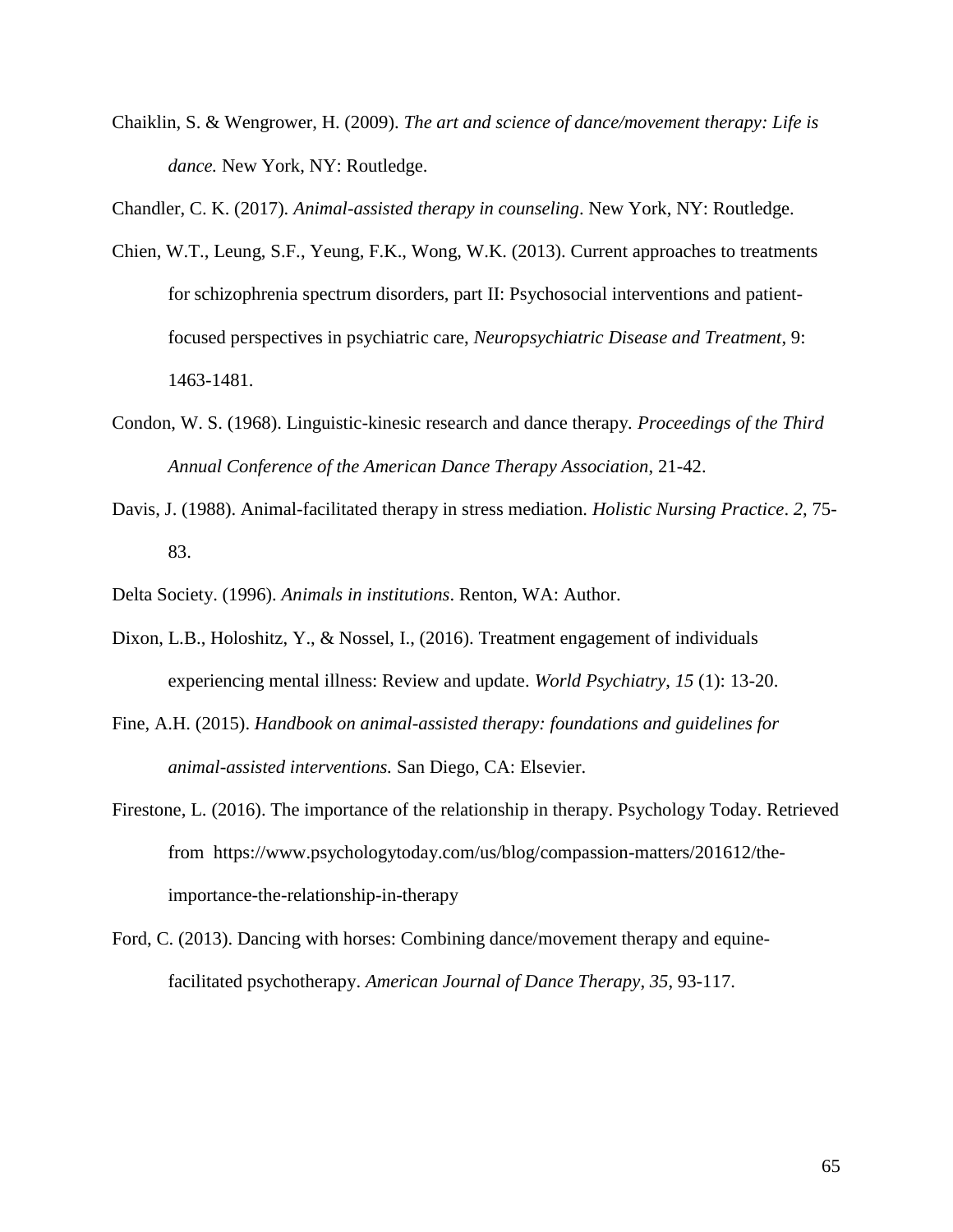Chaiklin, S. & Wengrower, H. (2009). *The art and science of dance/movement therapy: Life is dance.* New York, NY: Routledge.

Chandler, C. K. (2017). *Animal-assisted therapy in counseling*. New York, NY: Routledge.

Chien, W.T., Leung, S.F., Yeung, F.K., Wong, W.K. (2013). Current approaches to treatments for schizophrenia spectrum disorders, part II: Psychosocial interventions and patient-focused perspectives in psychiatric care, *Neuropsychiatric Disease and Treatment*, 9: 1463-1481.

Condon, W. S. (1968). Linguistic-kinesic research and dance therapy. *Proceedings of the Third Annual Conference of the American Dance Therapy Association*, 21-42.

Davis, J. (1988). Animal-facilitated therapy in stress mediation. *Holistic Nursing Practice*. *2*, 75-83.

Delta Society. (1996). *Animals in institutions*. Renton, WA: Author.

Dixon, L.B., Holoshitz, Y., & Nossel, I., (2016). Treatment engagement of individuals experiencing mental illness: Review and update. *World Psychiatry*, *15* (1): 13-20.

Fine, A.H. (2015). *Handbook on animal-assisted therapy: foundations and guidelines for animal-assisted interventions.* San Diego, CA: Elsevier.

Firestone, L. (2016). The importance of the relationship in therapy. Psychology Today. Retrieved from https://www.psychologytoday.com/us/blog/compassion-matters/201612/the-importance-the-relationship-in-therapy

Ford, C. (2013). Dancing with horses: Combining dance/movement therapy and equine-facilitated psychotherapy. *American Journal of Dance Therapy*, *35*, 93-117.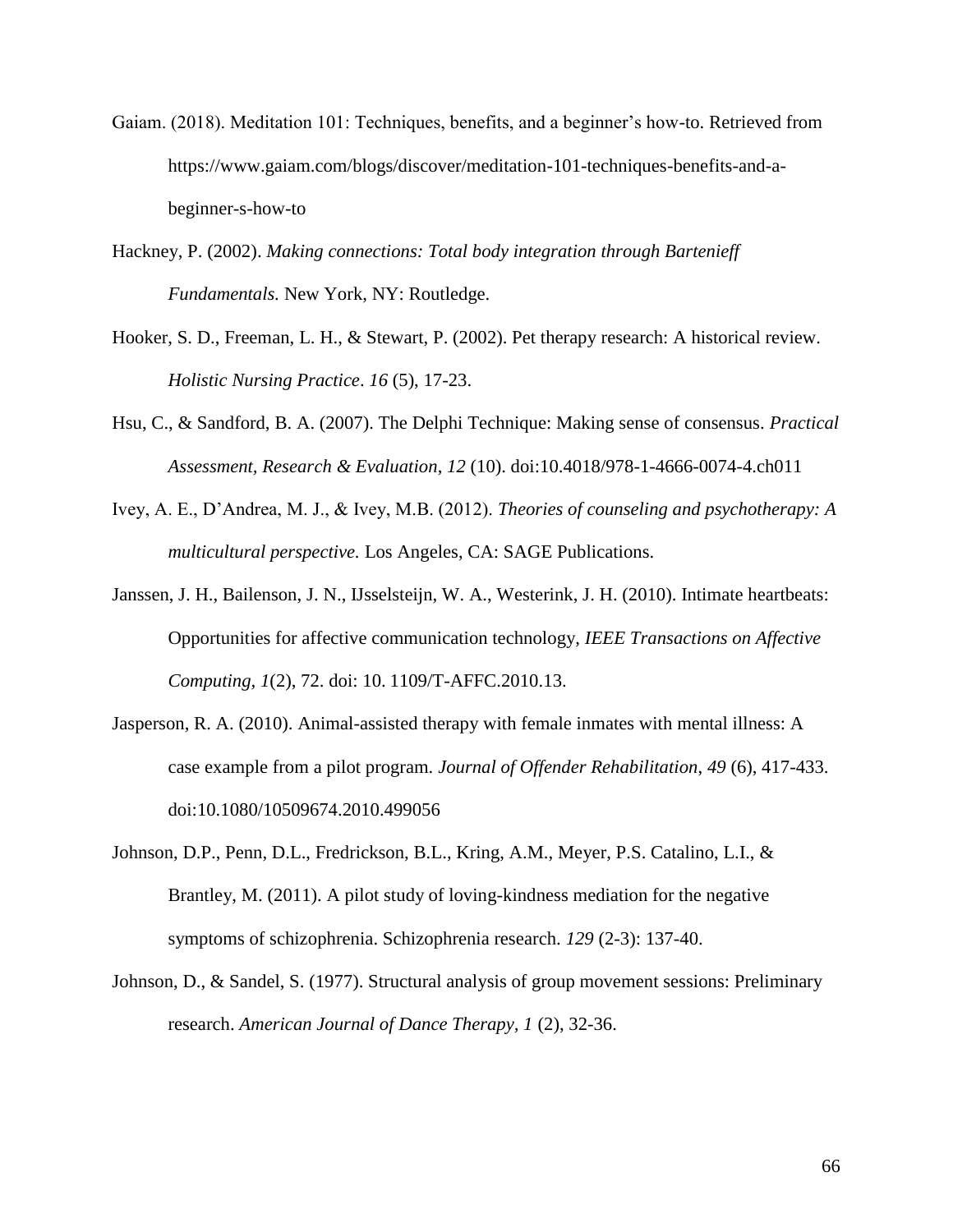Gaiam. (2018). Meditation 101: Techniques, benefits, and a beginner's how-to. Retrieved from https://www.gaiam.com/blogs/discover/meditation-101-techniques-benefits-and-a-beginner-s-how-to

Hackney, P. (2002). *Making connections: Total body integration through Bartenieff Fundamentals.* New York, NY: Routledge.

Hooker, S. D., Freeman, L. H., & Stewart, P. (2002). Pet therapy research: A historical review. *Holistic Nursing Practice*. *16* (5), 17-23.

Hsu, C., & Sandford, B. A. (2007). The Delphi Technique: Making sense of consensus. *Practical Assessment, Research & Evaluation*, *12* (10). doi:10.4018/978-1-4666-0074-4.ch011

Ivey, A. E., D'Andrea, M. J., & Ivey, M.B. (2012). *Theories of counseling and psychotherapy: A multicultural perspective.* Los Angeles, CA: SAGE Publications.

Janssen, J. H., Bailenson, J. N., IJsselsteijn, W. A., Westerink, J. H. (2010). Intimate heartbeats: Opportunities for affective communication technology, *IEEE Transactions on Affective Computing, 1*(2), 72. doi: 10. 1109/T-AFFC.2010.13.

Jasperson, R. A. (2010). Animal-assisted therapy with female inmates with mental illness: A case example from a pilot program. *Journal of Offender Rehabilitation*, *49* (6), 417-433. doi:10.1080/10509674.2010.499056

Johnson, D.P., Penn, D.L., Fredrickson, B.L., Kring, A.M., Meyer, P.S. Catalino, L.I., & Brantley, M. (2011). A pilot study of loving-kindness mediation for the negative symptoms of schizophrenia. Schizophrenia research. *129* (2-3): 137-40.

Johnson, D., & Sandel, S. (1977). Structural analysis of group movement sessions: Preliminary research. *American Journal of Dance Therapy, 1* (2), 32-36.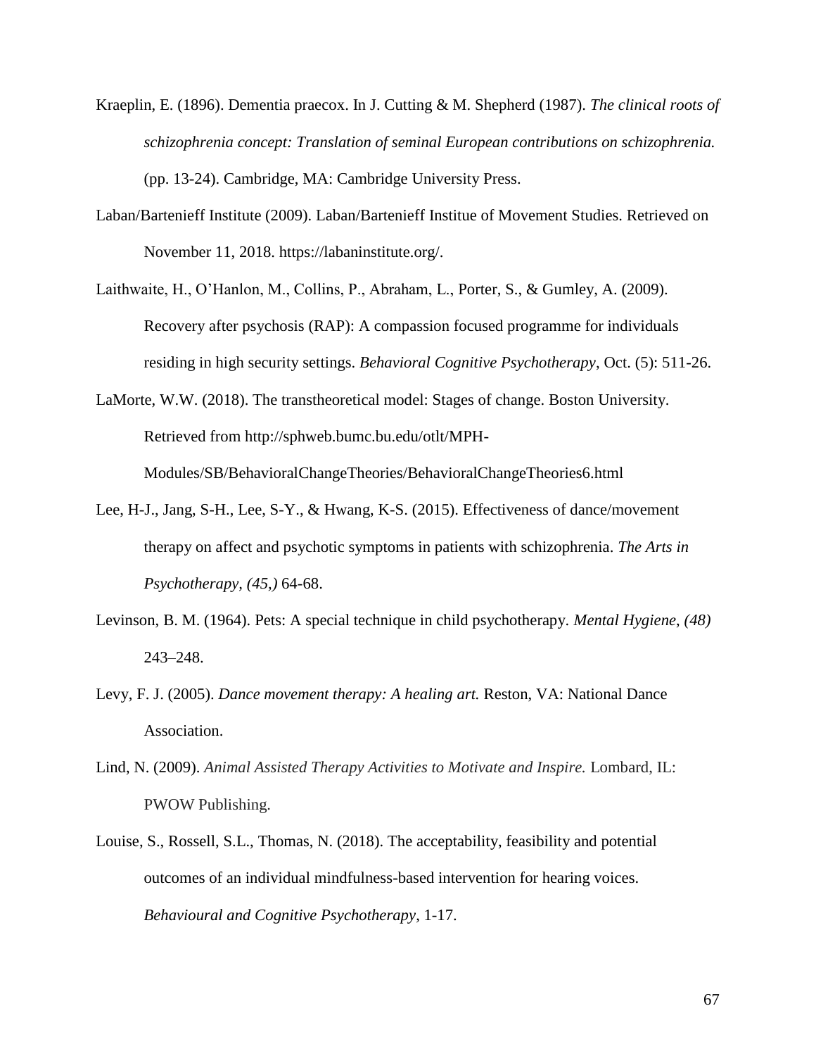Kraeplin, E. (1896). Dementia praecox. In J. Cutting & M. Shepherd (1987). *The clinical roots of schizophrenia concept: Translation of seminal European contributions on schizophrenia.* (pp. 13-24). Cambridge, MA: Cambridge University Press.

Laban/Bartenieff Institute (2009). Laban/Bartenieff Institue of Movement Studies. Retrieved on November 11, 2018. https://labaninstitute.org/.

Laithwaite, H., O'Hanlon, M., Collins, P., Abraham, L., Porter, S., & Gumley, A. (2009). Recovery after psychosis (RAP): A compassion focused programme for individuals residing in high security settings. *Behavioral Cognitive Psychotherapy*, Oct. (5): 511-26.

LaMorte, W.W. (2018). The transtheoretical model: Stages of change. Boston University. Retrieved from http://sphweb.bumc.bu.edu/otlt/MPH-Modules/SB/BehavioralChangeTheories/BehavioralChangeTheories6.html

Lee, H-J., Jang, S-H., Lee, S-Y., & Hwang, K-S. (2015). Effectiveness of dance/movement therapy on affect and psychotic symptoms in patients with schizophrenia. *The Arts in Psychotherapy, (45,)* 64-68.

Levinson, B. M. (1964). Pets: A special technique in child psychotherapy. *Mental Hygiene, (48)* 243–248.

Levy, F. J. (2005). *Dance movement therapy: A healing art.* Reston, VA: National Dance Association.

Lind, N. (2009). *Animal Assisted Therapy Activities to Motivate and Inspire.* Lombard, IL: PWOW Publishing.

Louise, S., Rossell, S.L., Thomas, N. (2018). The acceptability, feasibility and potential outcomes of an individual mindfulness-based intervention for hearing voices. *Behavioural and Cognitive Psychotherapy*, 1-17.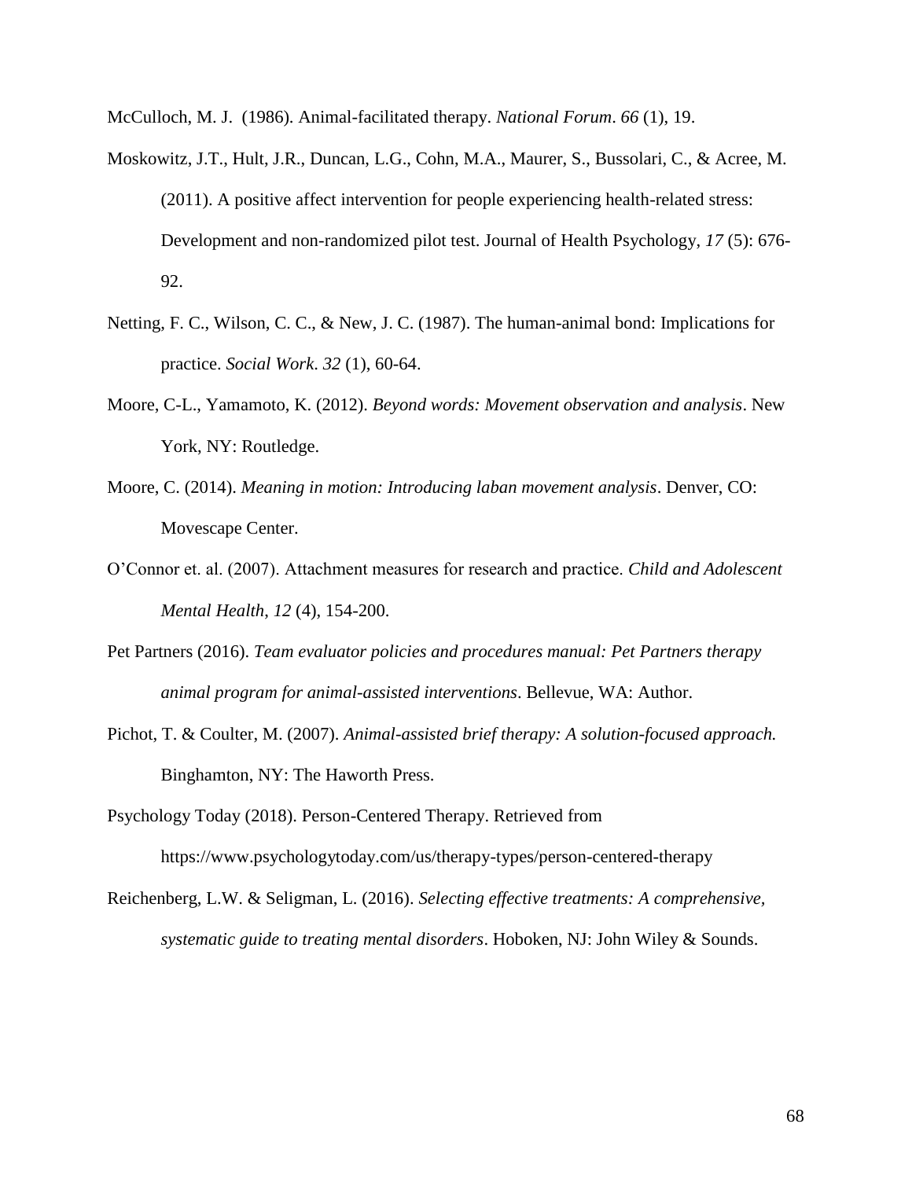McCulloch, M. J. (1986). Animal-facilitated therapy. *National Forum*. *66* (1), 19.

Moskowitz, J.T., Hult, J.R., Duncan, L.G., Cohn, M.A., Maurer, S., Bussolari, C., & Acree, M. (2011). A positive affect intervention for people experiencing health-related stress: Development and non-randomized pilot test. Journal of Health Psychology, *17* (5): 676-92.

Netting, F. C., Wilson, C. C., & New, J. C. (1987). The human-animal bond: Implications for practice. *Social Work*. *32* (1), 60-64.

Moore, C-L., Yamamoto, K. (2012). *Beyond words: Movement observation and analysis*. New York, NY: Routledge.

Moore, C. (2014). *Meaning in motion: Introducing laban movement analysis*. Denver, CO: Movescape Center.

O'Connor et. al. (2007). Attachment measures for research and practice. *Child and Adolescent Mental Health, 12* (4), 154-200.

Pet Partners (2016). *Team evaluator policies and procedures manual: Pet Partners therapy animal program for animal-assisted interventions*. Bellevue, WA: Author.

Pichot, T. & Coulter, M. (2007). *Animal-assisted brief therapy: A solution-focused approach.* Binghamton, NY: The Haworth Press.

Psychology Today (2018). Person-Centered Therapy. Retrieved from https://www.psychologytoday.com/us/therapy-types/person-centered-therapy

Reichenberg, L.W. & Seligman, L. (2016). *Selecting effective treatments: A comprehensive, systematic guide to treating mental disorders*. Hoboken, NJ: John Wiley & Sounds.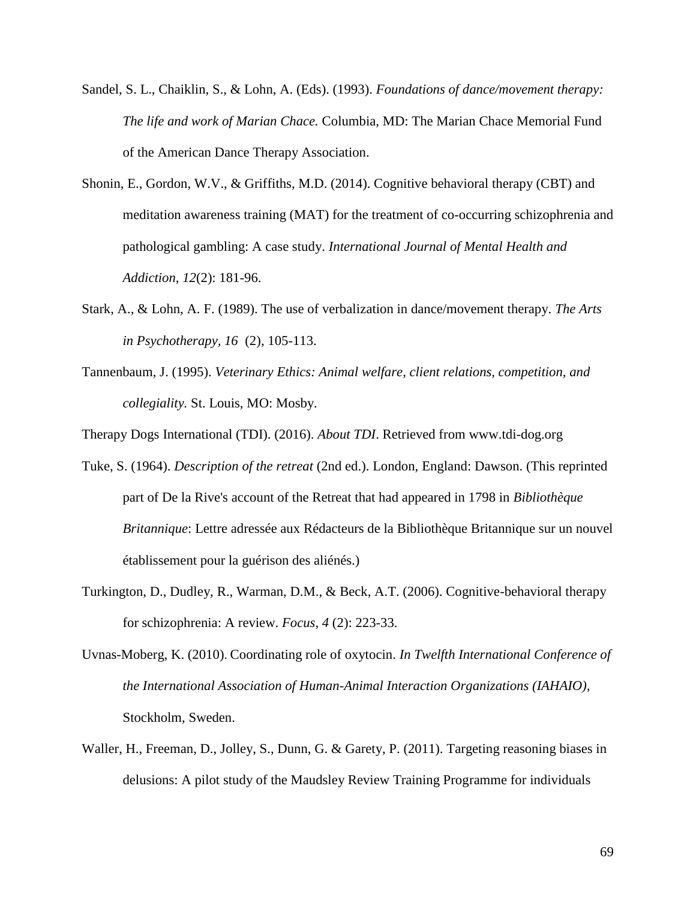Sandel, S. L., Chaiklin, S., & Lohn, A. (Eds). (1993). *Foundations of dance/movement therapy: The life and work of Marian Chace.* Columbia, MD: The Marian Chace Memorial Fund of the American Dance Therapy Association.

Shonin, E., Gordon, W.V., & Griffiths, M.D. (2014). Cognitive behavioral therapy (CBT) and meditation awareness training (MAT) for the treatment of co-occurring schizophrenia and pathological gambling: A case study. *International Journal of Mental Health and Addiction*, *12*(2): 181-96.

Stark, A., & Lohn, A. F. (1989). The use of verbalization in dance/movement therapy. *The Arts in Psychotherapy, 16* (2), 105-113.

Tannenbaum, J. (1995). *Veterinary Ethics: Animal welfare, client relations, competition, and collegiality.* St. Louis, MO: Mosby.

Therapy Dogs International (TDI). (2016). *About TDI*. Retrieved from www.tdi-dog.org

Tuke, S. (1964). *Description of the retreat* (2nd ed.). London, England: Dawson. (This reprinted part of De la Rive's account of the Retreat that had appeared in 1798 in *Bibliothèque Britannique*: Lettre adressée aux Rédacteurs de la Bibliothèque Britannique sur un nouvel établissement pour la guérison des aliénés.)

Turkington, D., Dudley, R., Warman, D.M., & Beck, A.T. (2006). Cognitive-behavioral therapy for schizophrenia: A review. *Focus*, *4* (2): 223-33.

Uvnas-Moberg, K. (2010). Coordinating role of oxytocin. *In Twelfth International Conference of the International Association of Human-Animal Interaction Organizations (IAHAIO)*, Stockholm, Sweden.

Waller, H., Freeman, D., Jolley, S., Dunn, G. & Garety, P. (2011). Targeting reasoning biases in delusions: A pilot study of the Maudsley Review Training Programme for individuals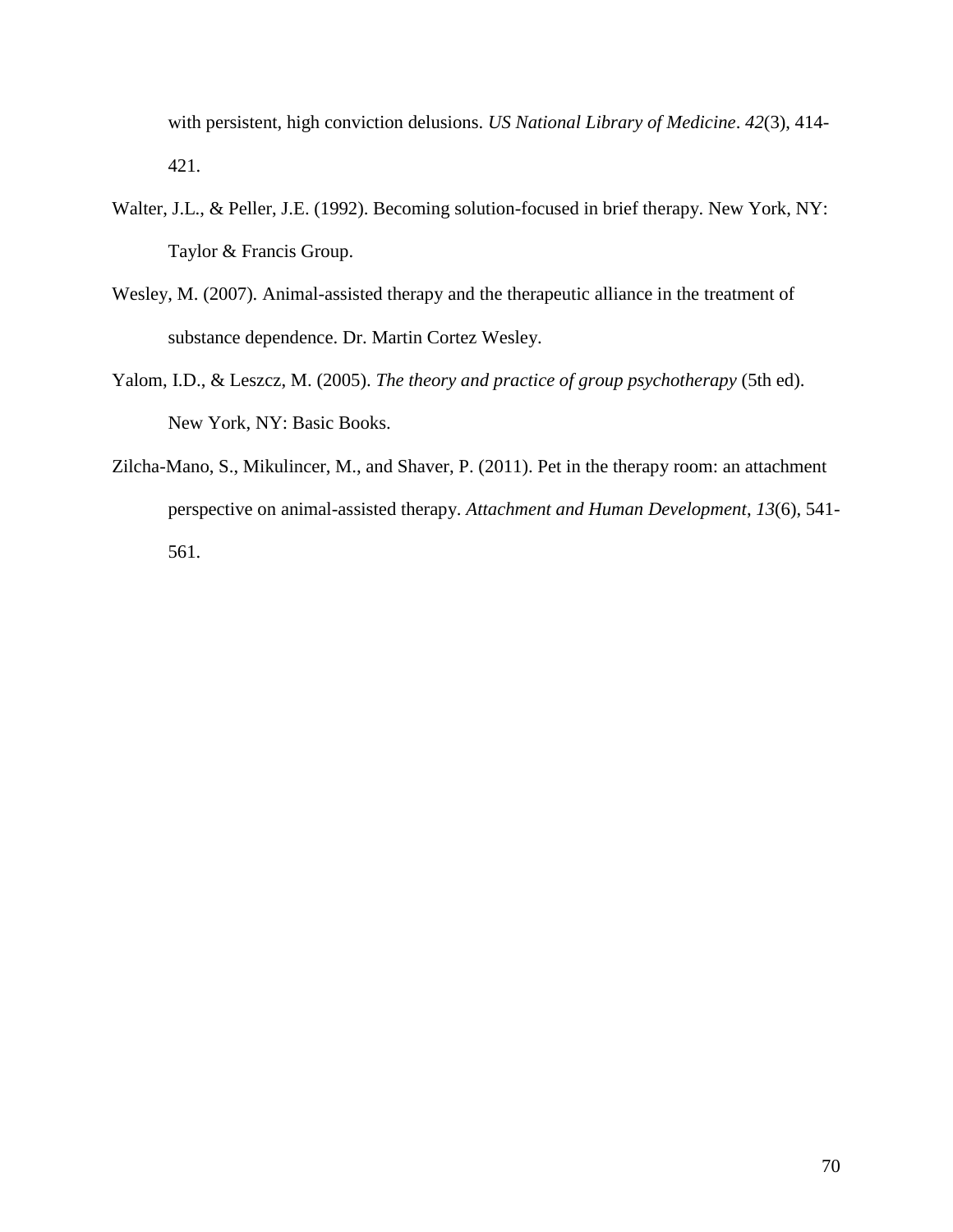with persistent, high conviction delusions. *US National Library of Medicine*. *42*(3), 414-421.

Walter, J.L., & Peller, J.E. (1992). Becoming solution-focused in brief therapy. New York, NY: Taylor & Francis Group.

Wesley, M. (2007). Animal-assisted therapy and the therapeutic alliance in the treatment of substance dependence. Dr. Martin Cortez Wesley.

Yalom, I.D., & Leszcz, M. (2005). *The theory and practice of group psychotherapy* (5th ed). New York, NY: Basic Books.

Zilcha-Mano, S., Mikulincer, M., and Shaver, P. (2011). Pet in the therapy room: an attachment perspective on animal-assisted therapy. *Attachment and Human Development*, *13*(6), 541-561.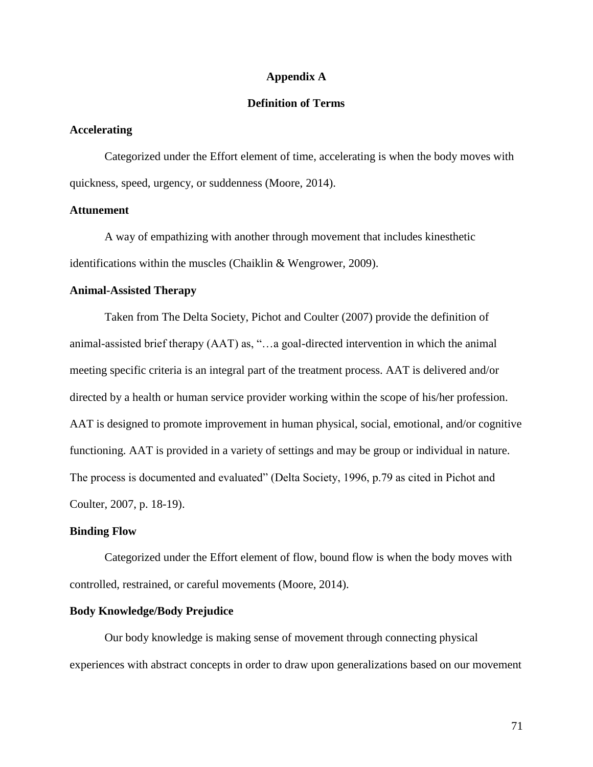# Appendix A

## Definition of Terms

### Accelerating

Categorized under the Effort element of time, accelerating is when the body moves with quickness, speed, urgency, or suddenness (Moore, 2014).

### Attunement

A way of empathizing with another through movement that includes kinesthetic identifications within the muscles (Chaiklin & Wengrower, 2009).

### Animal-Assisted Therapy

Taken from The Delta Society, Pichot and Coulter (2007) provide the definition of animal-assisted brief therapy (AAT) as, "…a goal-directed intervention in which the animal meeting specific criteria is an integral part of the treatment process. AAT is delivered and/or directed by a health or human service provider working within the scope of his/her profession. AAT is designed to promote improvement in human physical, social, emotional, and/or cognitive functioning. AAT is provided in a variety of settings and may be group or individual in nature. The process is documented and evaluated" (Delta Society, 1996, p.79 as cited in Pichot and Coulter, 2007, p. 18-19).

### Binding Flow

Categorized under the Effort element of flow, bound flow is when the body moves with controlled, restrained, or careful movements (Moore, 2014).

### Body Knowledge/Body Prejudice

Our body knowledge is making sense of movement through connecting physical experiences with abstract concepts in order to draw upon generalizations based on our movement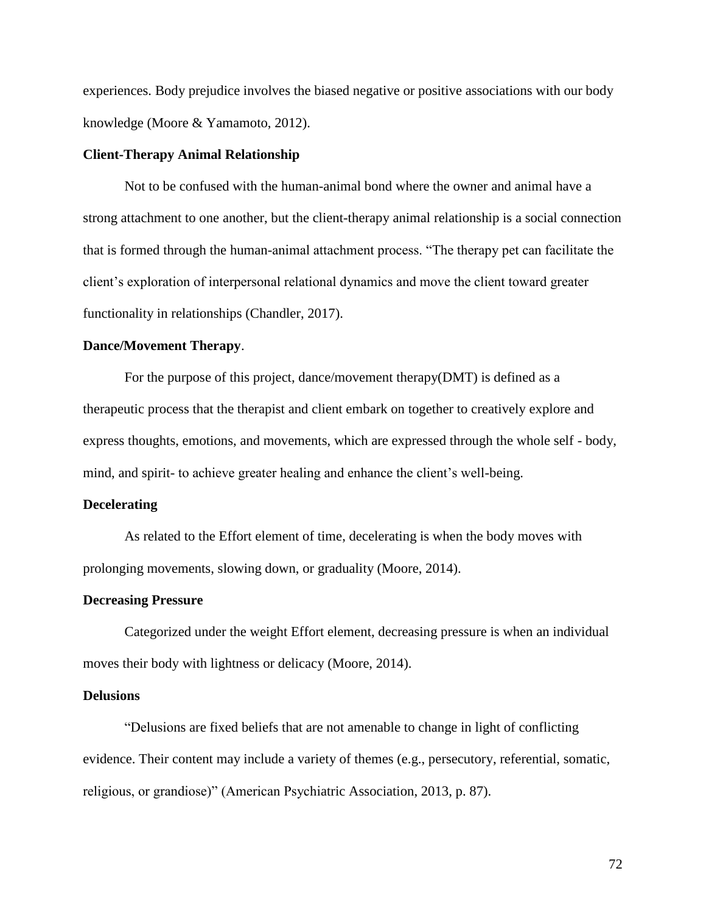experiences. Body prejudice involves the biased negative or positive associations with our body knowledge (Moore & Yamamoto, 2012).

**Client-Therapy Animal Relationship**

Not to be confused with the human-animal bond where the owner and animal have a strong attachment to one another, but the client-therapy animal relationship is a social connection that is formed through the human-animal attachment process. "The therapy pet can facilitate the client's exploration of interpersonal relational dynamics and move the client toward greater functionality in relationships (Chandler, 2017).

**Dance/Movement Therapy**.

For the purpose of this project, dance/movement therapy(DMT) is defined as a therapeutic process that the therapist and client embark on together to creatively explore and express thoughts, emotions, and movements, which are expressed through the whole self - body, mind, and spirit- to achieve greater healing and enhance the client's well-being.

**Decelerating**

As related to the Effort element of time, decelerating is when the body moves with prolonging movements, slowing down, or graduality (Moore, 2014).

**Decreasing Pressure**

Categorized under the weight Effort element, decreasing pressure is when an individual moves their body with lightness or delicacy (Moore, 2014).

**Delusions**

"Delusions are fixed beliefs that are not amenable to change in light of conflicting evidence. Their content may include a variety of themes (e.g., persecutory, referential, somatic, religious, or grandiose)" (American Psychiatric Association, 2013, p. 87).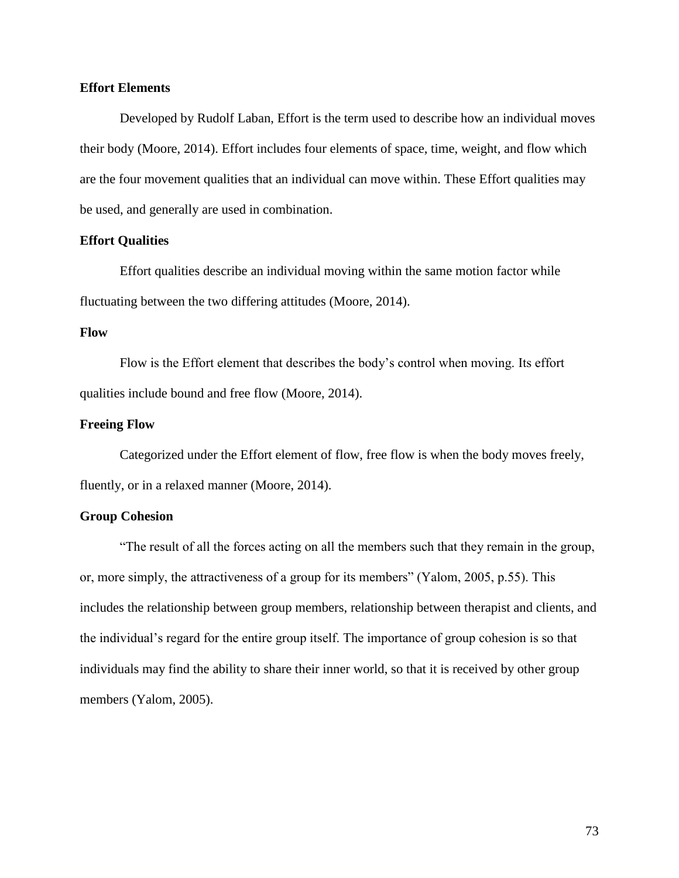**Effort Elements**

Developed by Rudolf Laban, Effort is the term used to describe how an individual moves their body (Moore, 2014). Effort includes four elements of space, time, weight, and flow which are the four movement qualities that an individual can move within. These Effort qualities may be used, and generally are used in combination.

**Effort Qualities**

Effort qualities describe an individual moving within the same motion factor while fluctuating between the two differing attitudes (Moore, 2014).

**Flow**

Flow is the Effort element that describes the body's control when moving. Its effort qualities include bound and free flow (Moore, 2014).

**Freeing Flow**

Categorized under the Effort element of flow, free flow is when the body moves freely, fluently, or in a relaxed manner (Moore, 2014).

**Group Cohesion**

"The result of all the forces acting on all the members such that they remain in the group, or, more simply, the attractiveness of a group for its members" (Yalom, 2005, p.55). This includes the relationship between group members, relationship between therapist and clients, and the individual's regard for the entire group itself. The importance of group cohesion is so that individuals may find the ability to share their inner world, so that it is received by other group members (Yalom, 2005).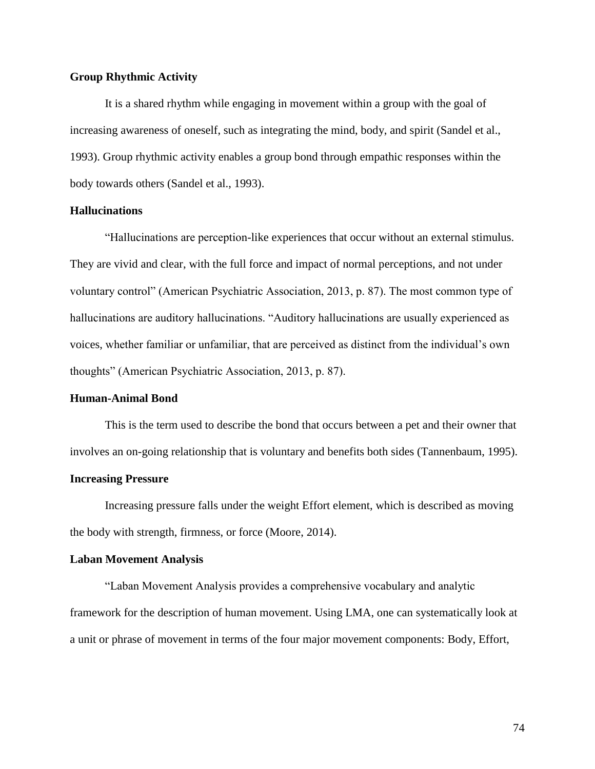**Group Rhythmic Activity**

It is a shared rhythm while engaging in movement within a group with the goal of increasing awareness of oneself, such as integrating the mind, body, and spirit (Sandel et al., 1993). Group rhythmic activity enables a group bond through empathic responses within the body towards others (Sandel et al., 1993).

**Hallucinations**

"Hallucinations are perception-like experiences that occur without an external stimulus. They are vivid and clear, with the full force and impact of normal perceptions, and not under voluntary control" (American Psychiatric Association, 2013, p. 87). The most common type of hallucinations are auditory hallucinations. "Auditory hallucinations are usually experienced as voices, whether familiar or unfamiliar, that are perceived as distinct from the individual's own thoughts" (American Psychiatric Association, 2013, p. 87).

**Human-Animal Bond**

This is the term used to describe the bond that occurs between a pet and their owner that involves an on-going relationship that is voluntary and benefits both sides (Tannenbaum, 1995).

**Increasing Pressure**

Increasing pressure falls under the weight Effort element, which is described as moving the body with strength, firmness, or force (Moore, 2014).

**Laban Movement Analysis**

"Laban Movement Analysis provides a comprehensive vocabulary and analytic framework for the description of human movement. Using LMA, one can systematically look at a unit or phrase of movement in terms of the four major movement components: Body, Effort,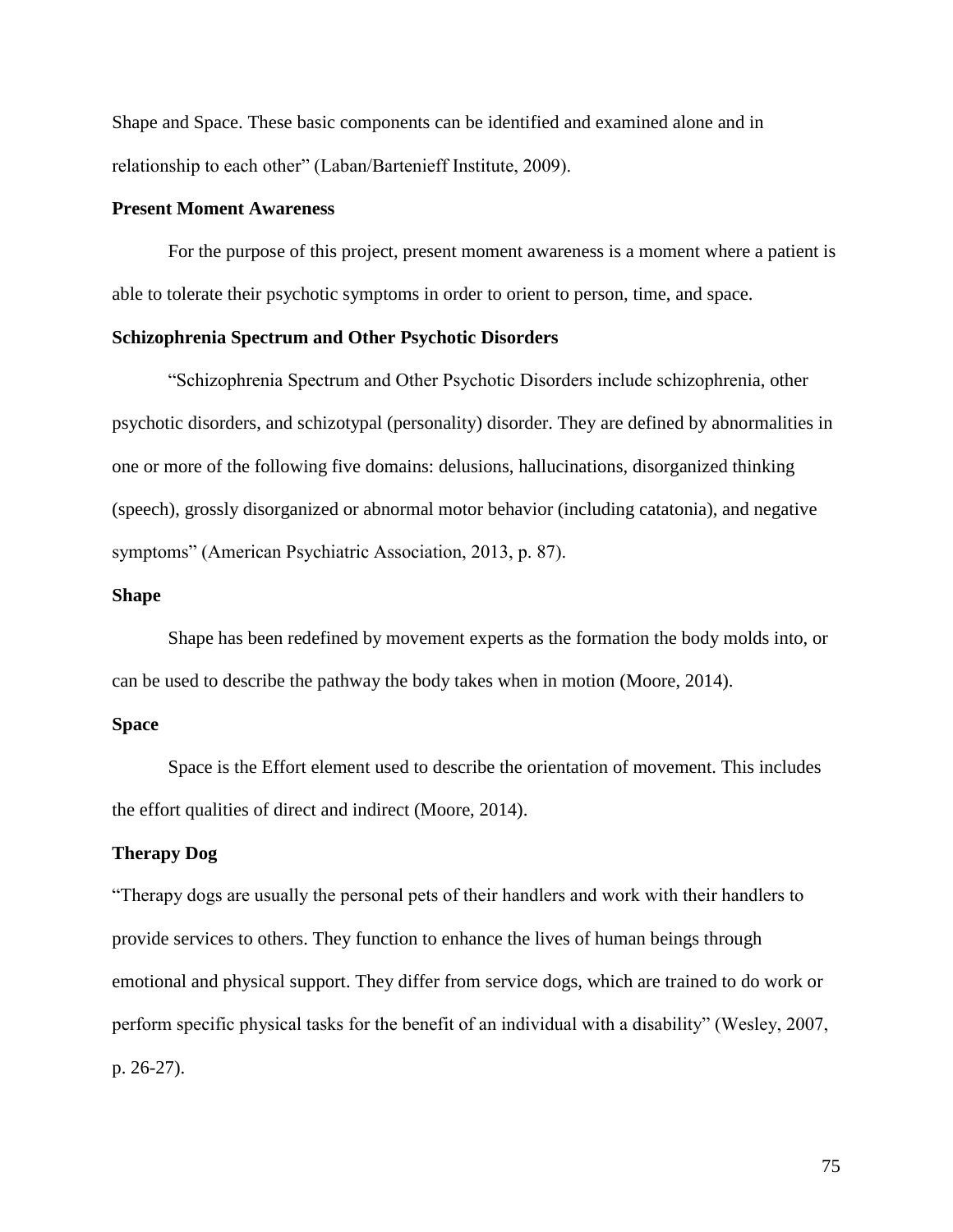Shape and Space. These basic components can be identified and examined alone and in relationship to each other" (Laban/Bartenieff Institute, 2009).

**Present Moment Awareness**

For the purpose of this project, present moment awareness is a moment where a patient is able to tolerate their psychotic symptoms in order to orient to person, time, and space.

**Schizophrenia Spectrum and Other Psychotic Disorders**

"Schizophrenia Spectrum and Other Psychotic Disorders include schizophrenia, other psychotic disorders, and schizotypal (personality) disorder. They are defined by abnormalities in one or more of the following five domains: delusions, hallucinations, disorganized thinking (speech), grossly disorganized or abnormal motor behavior (including catatonia), and negative symptoms" (American Psychiatric Association, 2013, p. 87).

**Shape**

Shape has been redefined by movement experts as the formation the body molds into, or can be used to describe the pathway the body takes when in motion (Moore, 2014).

**Space**

Space is the Effort element used to describe the orientation of movement. This includes the effort qualities of direct and indirect (Moore, 2014).

**Therapy Dog**

"Therapy dogs are usually the personal pets of their handlers and work with their handlers to provide services to others. They function to enhance the lives of human beings through emotional and physical support. They differ from service dogs, which are trained to do work or perform specific physical tasks for the benefit of an individual with a disability" (Wesley, 2007, p. 26-27).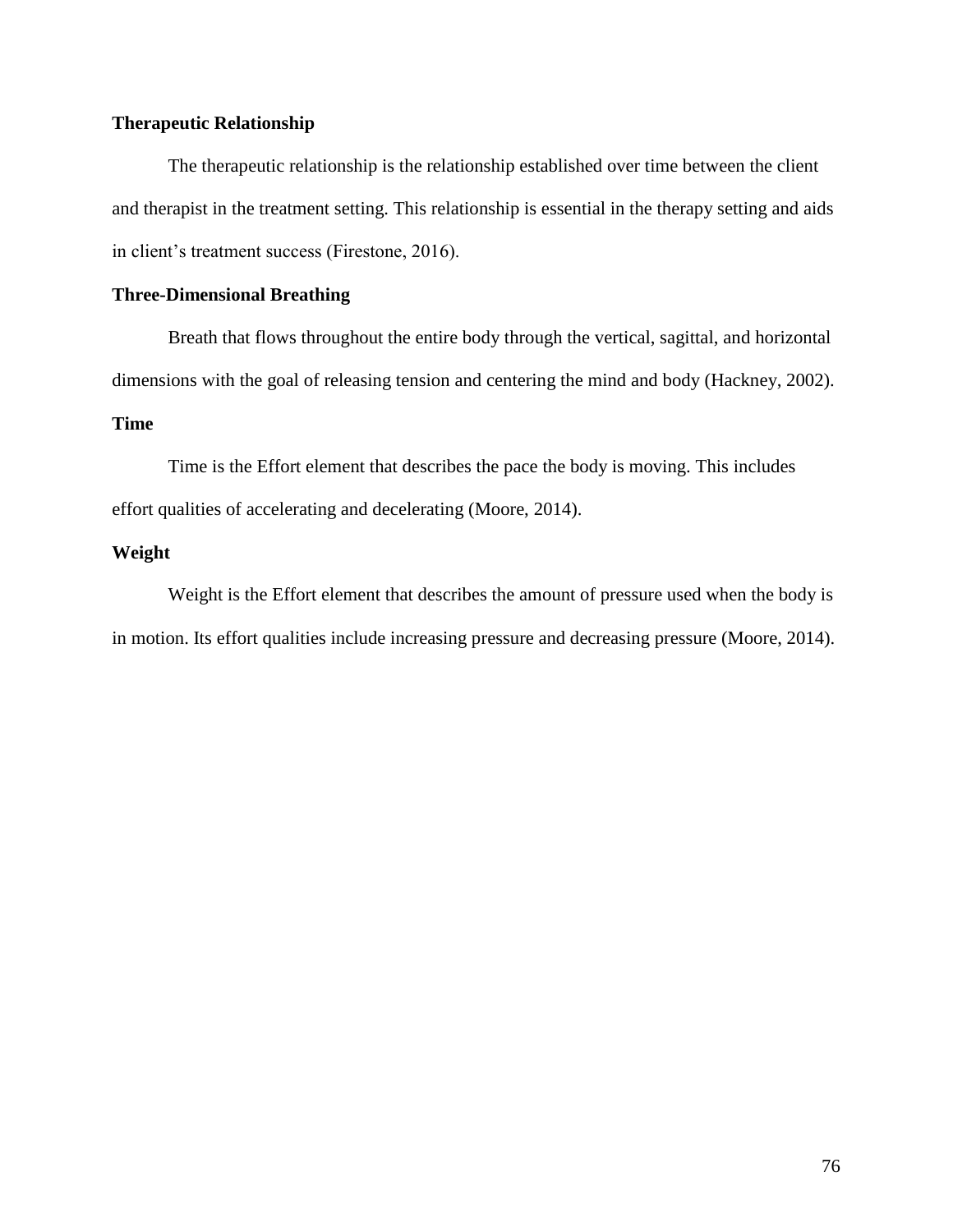**Therapeutic Relationship**

The therapeutic relationship is the relationship established over time between the client and therapist in the treatment setting. This relationship is essential in the therapy setting and aids in client's treatment success (Firestone, 2016).

**Three-Dimensional Breathing**

Breath that flows throughout the entire body through the vertical, sagittal, and horizontal dimensions with the goal of releasing tension and centering the mind and body (Hackney, 2002).

**Time**

Time is the Effort element that describes the pace the body is moving. This includes effort qualities of accelerating and decelerating (Moore, 2014).

**Weight**

Weight is the Effort element that describes the amount of pressure used when the body is in motion. Its effort qualities include increasing pressure and decreasing pressure (Moore, 2014).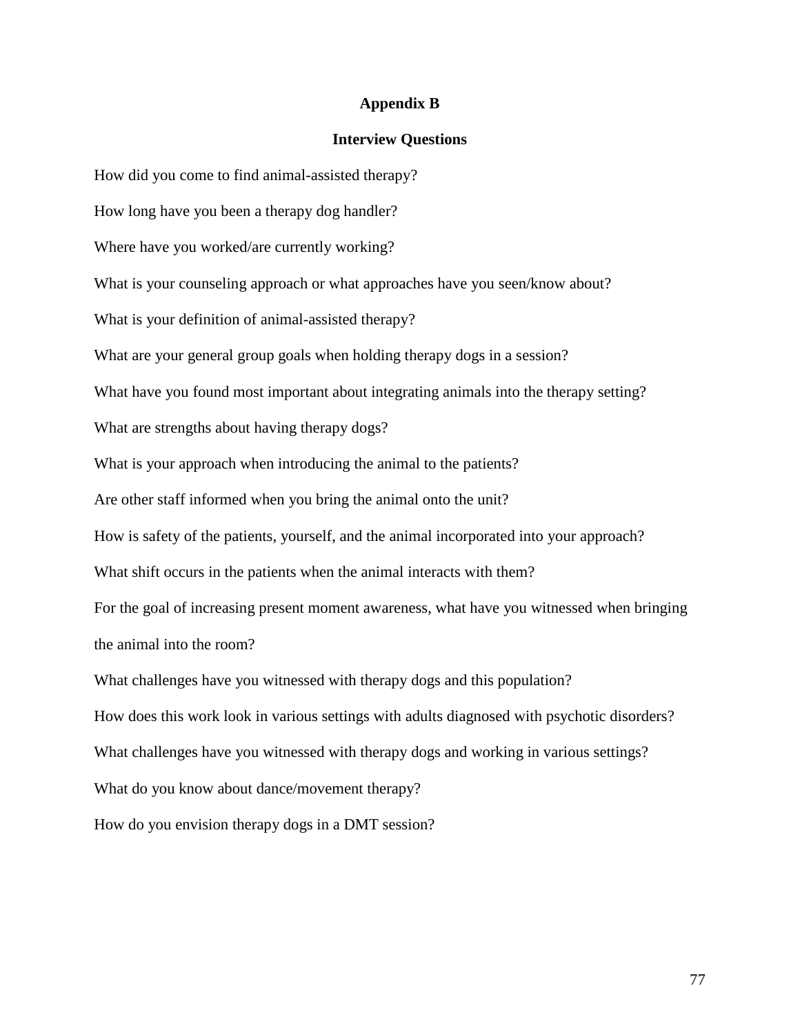## Appendix B

### Interview Questions

How did you come to find animal-assisted therapy?

How long have you been a therapy dog handler?

Where have you worked/are currently working?

What is your counseling approach or what approaches have you seen/know about?

What is your definition of animal-assisted therapy?

What are your general group goals when holding therapy dogs in a session?

What have you found most important about integrating animals into the therapy setting?

What are strengths about having therapy dogs?

What is your approach when introducing the animal to the patients?

Are other staff informed when you bring the animal onto the unit?

How is safety of the patients, yourself, and the animal incorporated into your approach?

What shift occurs in the patients when the animal interacts with them?

For the goal of increasing present moment awareness, what have you witnessed when bringing the animal into the room?

What challenges have you witnessed with therapy dogs and this population?

How does this work look in various settings with adults diagnosed with psychotic disorders?

What challenges have you witnessed with therapy dogs and working in various settings?

What do you know about dance/movement therapy?

How do you envision therapy dogs in a DMT session?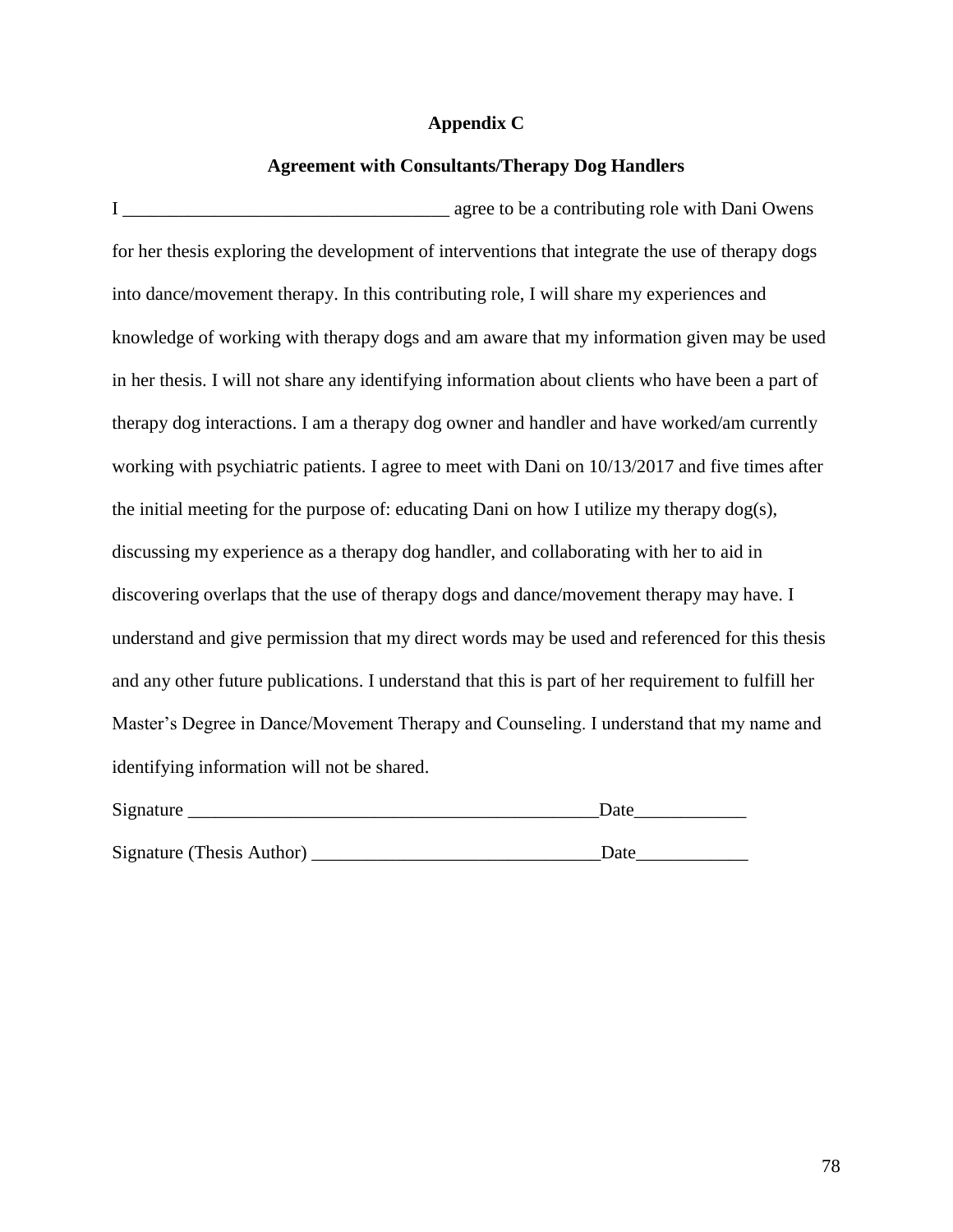## Appendix C

### Agreement with Consultants/Therapy Dog Handlers

I ___________________________________ agree to be a contributing role with Dani Owens for her thesis exploring the development of interventions that integrate the use of therapy dogs into dance/movement therapy. In this contributing role, I will share my experiences and knowledge of working with therapy dogs and am aware that my information given may be used in her thesis. I will not share any identifying information about clients who have been a part of therapy dog interactions. I am a therapy dog owner and handler and have worked/am currently working with psychiatric patients. I agree to meet with Dani on 10/13/2017 and five times after the initial meeting for the purpose of: educating Dani on how I utilize my therapy dog(s), discussing my experience as a therapy dog handler, and collaborating with her to aid in discovering overlaps that the use of therapy dogs and dance/movement therapy may have. I understand and give permission that my direct words may be used and referenced for this thesis and any other future publications. I understand that this is part of her requirement to fulfill her Master's Degree in Dance/Movement Therapy and Counseling. I understand that my name and identifying information will not be shared.

Signature ____________________________________________Date____________

Signature (Thesis Author) ______________________________Date____________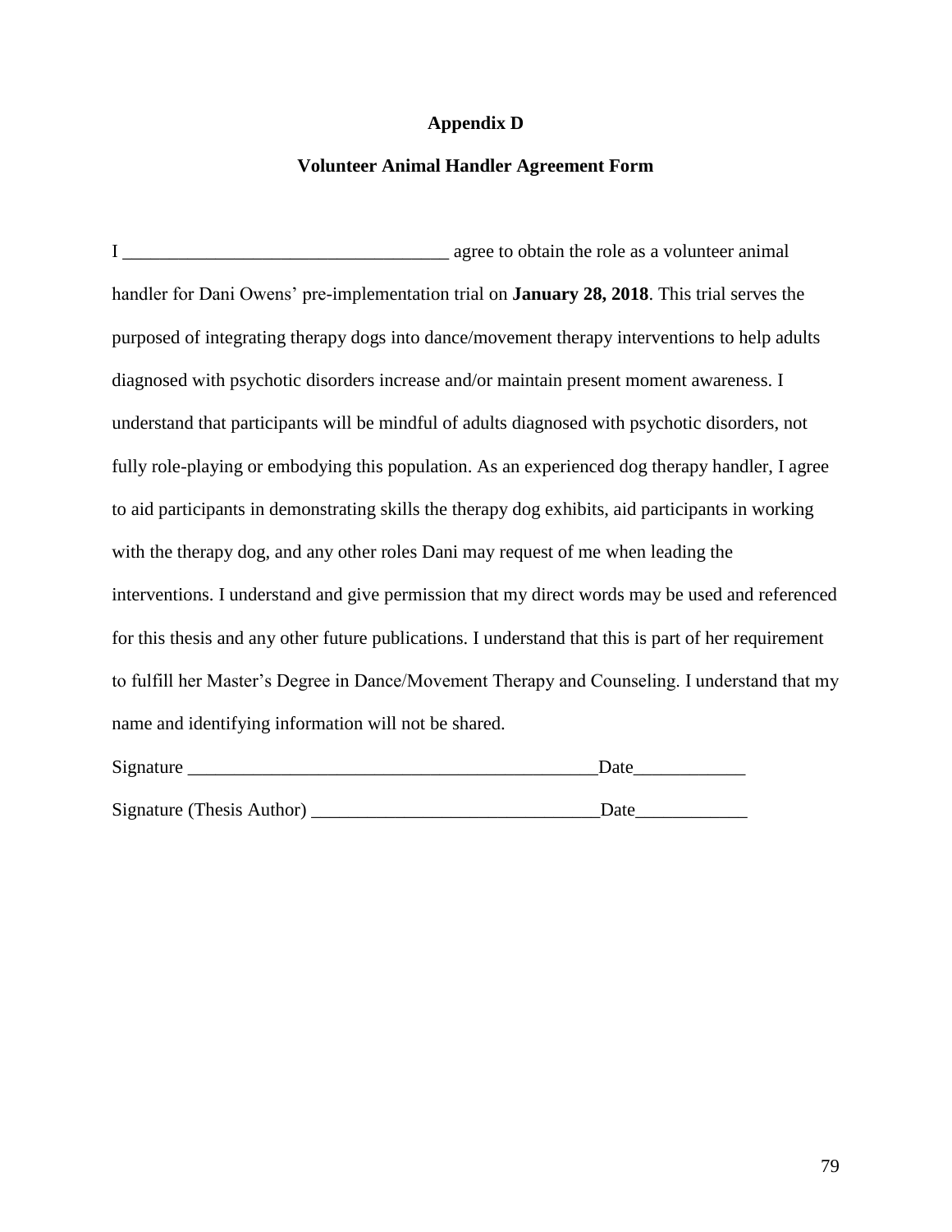## Appendix D

### Volunteer Animal Handler Agreement Form

I ___________________________________ agree to obtain the role as a volunteer animal handler for Dani Owens' pre-implementation trial on **January 28, 2018**. This trial serves the purposed of integrating therapy dogs into dance/movement therapy interventions to help adults diagnosed with psychotic disorders increase and/or maintain present moment awareness. I understand that participants will be mindful of adults diagnosed with psychotic disorders, not fully role-playing or embodying this population. As an experienced dog therapy handler, I agree to aid participants in demonstrating skills the therapy dog exhibits, aid participants in working with the therapy dog, and any other roles Dani may request of me when leading the interventions. I understand and give permission that my direct words may be used and referenced for this thesis and any other future publications. I understand that this is part of her requirement to fulfill her Master's Degree in Dance/Movement Therapy and Counseling. I understand that my name and identifying information will not be shared.

Signature _____________________________________________Date____________

Signature (Thesis Author) _______________________________Date____________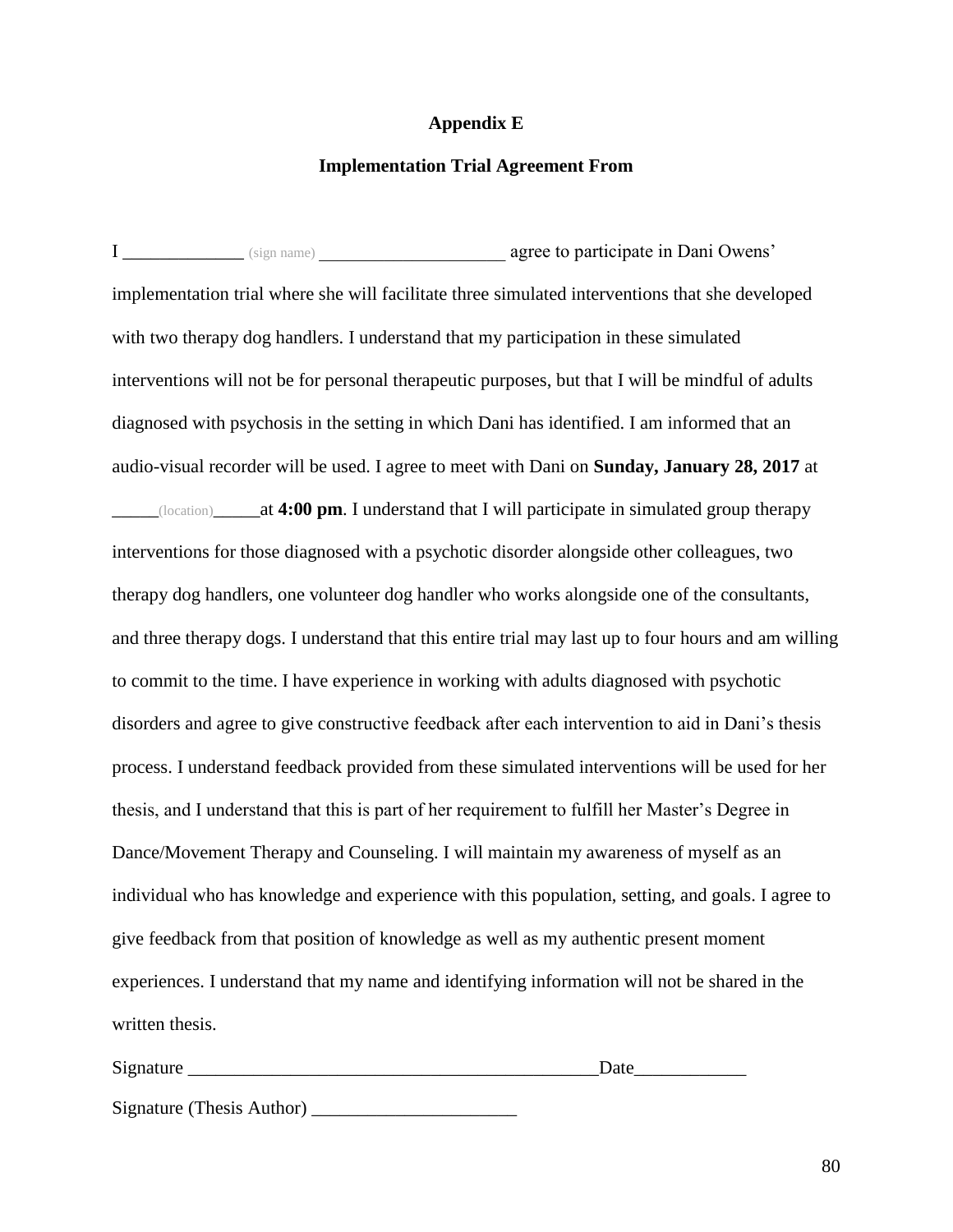**Appendix E**

**Implementation Trial Agreement From**

I _____________ (sign name) ____________________ agree to participate in Dani Owens' implementation trial where she will facilitate three simulated interventions that she developed with two therapy dog handlers. I understand that my participation in these simulated interventions will not be for personal therapeutic purposes, but that I will be mindful of adults diagnosed with psychosis in the setting in which Dani has identified. I am informed that an audio-visual recorder will be used. I agree to meet with Dani on **Sunday, January 28, 2017** at _____(location)_____at **4:00 pm**. I understand that I will participate in simulated group therapy interventions for those diagnosed with a psychotic disorder alongside other colleagues, two therapy dog handlers, one volunteer dog handler who works alongside one of the consultants, and three therapy dogs. I understand that this entire trial may last up to four hours and am willing to commit to the time. I have experience in working with adults diagnosed with psychotic disorders and agree to give constructive feedback after each intervention to aid in Dani's thesis process. I understand feedback provided from these simulated interventions will be used for her thesis, and I understand that this is part of her requirement to fulfill her Master's Degree in Dance/Movement Therapy and Counseling. I will maintain my awareness of myself as an individual who has knowledge and experience with this population, setting, and goals. I agree to give feedback from that position of knowledge as well as my authentic present moment experiences. I understand that my name and identifying information will not be shared in the written thesis.

Signature _____________________________________________Date____________

Signature (Thesis Author) ______________________